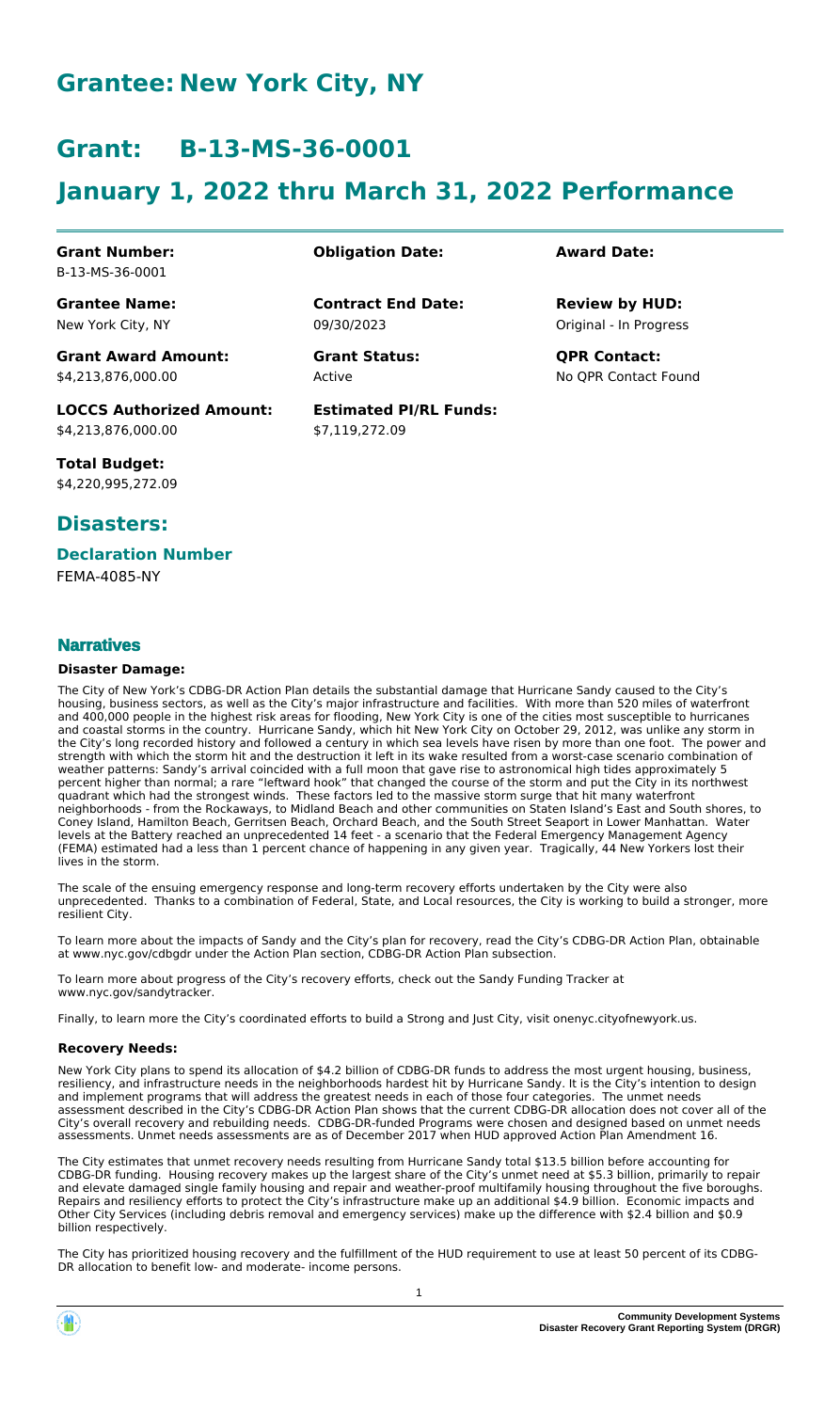# Grantee: New York City, NY

# Grant: B-13-MS-36-0001

# January 1, 2022 thru March 31, 2022 Performance

| | | |
|---|---|---|
| **Grant Number:**<br>B-13-MS-36-0001 | **Obligation Date:** | **Award Date:** |
| **Grantee Name:**<br>New York City, NY | **Contract End Date:**<br>09/30/2023 | **Review by HUD:**<br>Original - In Progress |
| **Grant Award Amount:**<br>$4,213,876,000.00 | **Grant Status:**<br>Active | **QPR Contact:**<br>No QPR Contact Found |
| **LOCCS Authorized Amount:**<br>$4,213,876,000.00 | **Estimated PI/RL Funds:**<br>$7,119,272.09 | |
| **Total Budget:**<br>$4,220,995,272.09 | | |

## Disasters:

### Declaration Number

FEMA-4085-NY

### Narratives

#### Disaster Damage:

The City of New York's CDBG-DR Action Plan details the substantial damage that Hurricane Sandy caused to the City's housing, business sectors, as well as the City's major infrastructure and facilities. With more than 520 miles of waterfront and 400,000 people in the highest risk areas for flooding, New York City is one of the cities most susceptible to hurricanes and coastal storms in the country. Hurricane Sandy, which hit New York City on October 29, 2012, was unlike any storm in the City's long recorded history and followed a century in which sea levels have risen by more than one foot. The power and strength with which the storm hit and the destruction it left in its wake resulted from a worst-case scenario combination of weather patterns: Sandy's arrival coincided with a full moon that gave rise to astronomical high tides approximately 5 percent higher than normal; a rare "leftward hook" that changed the course of the storm and put the City in its northwest quadrant which had the strongest winds. These factors led to the massive storm surge that hit many waterfront neighborhoods - from the Rockaways, to Midland Beach and other communities on Staten Island's East and South shores, to Coney Island, Hamilton Beach, Gerritsen Beach, Orchard Beach, and the South Street Seaport in Lower Manhattan. Water levels at the Battery reached an unprecedented 14 feet - a scenario that the Federal Emergency Management Agency (FEMA) estimated had a less than 1 percent chance of happening in any given year. Tragically, 44 New Yorkers lost their lives in the storm.

The scale of the ensuing emergency response and long-term recovery efforts undertaken by the City were also unprecedented. Thanks to a combination of Federal, State, and Local resources, the City is working to build a stronger, more resilient City.

To learn more about the impacts of Sandy and the City's plan for recovery, read the City's CDBG-DR Action Plan, obtainable at www.nyc.gov/cdbgdr under the Action Plan section, CDBG-DR Action Plan subsection.

To learn more about progress of the City's recovery efforts, check out the Sandy Funding Tracker at www.nyc.gov/sandytracker.

Finally, to learn more the City's coordinated efforts to build a Strong and Just City, visit onenyc.cityofnewyork.us.

#### Recovery Needs:

New York City plans to spend its allocation of $4.2 billion of CDBG-DR funds to address the most urgent housing, business, resiliency, and infrastructure needs in the neighborhoods hardest hit by Hurricane Sandy. It is the City's intention to design and implement programs that will address the greatest needs in each of those four categories. The unmet needs assessment described in the City's CDBG-DR Action Plan shows that the current CDBG-DR allocation does not cover all of the City's overall recovery and rebuilding needs. CDBG-DR-funded Programs were chosen and designed based on unmet needs assessments. Unmet needs assessments are as of December 2017 when HUD approved Action Plan Amendment 16.

The City estimates that unmet recovery needs resulting from Hurricane Sandy total $13.5 billion before accounting for CDBG-DR funding. Housing recovery makes up the largest share of the City's unmet need at $5.3 billion, primarily to repair and elevate damaged single family housing and repair and weather-proof multifamily housing throughout the five boroughs. Repairs and resiliency efforts to protect the City's infrastructure make up an additional $4.9 billion. Economic impacts and Other City Services (including debris removal and emergency services) make up the difference with $2.4 billion and $0.9 billion respectively.

The City has prioritized housing recovery and the fulfillment of the HUD requirement to use at least 50 percent of its CDBG-DR allocation to benefit low- and moderate- income persons.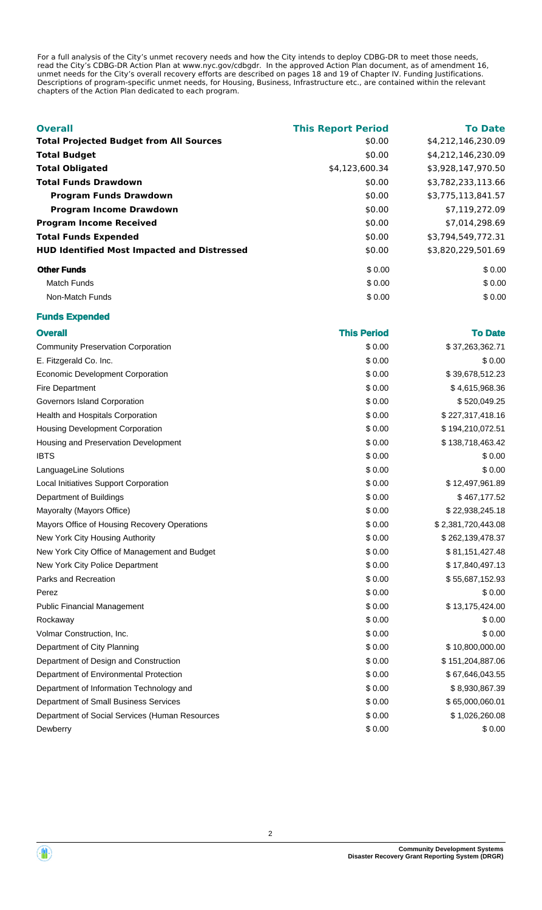For a full analysis of the City's unmet recovery needs and how the City intends to deploy CDBG-DR to meet those needs, read the City's CDBG-DR Action Plan at www.nyc.gov/cdbgdr. In the approved Action Plan document, as of amendment 16, unmet needs for the City's overall recovery efforts are described on pages 18 and 19 of Chapter IV. Funding Justifications. Descriptions of program-specific unmet needs, for Housing, Business, Infrastructure etc., are contained within the relevant chapters of the Action Plan dedicated to each program.

| **Overall** | **This Report Period** | **To Date** |
|---|---|---|
| **Total Projected Budget from All Sources** | $0.00 | $4,212,146,230.09 |
| **Total Budget** | $0.00 | $4,212,146,230.09 |
| **Total Obligated** | $4,123,600.34 | $3,928,147,970.50 |
| **Total Funds Drawdown** | $0.00 | $3,782,233,113.66 |
| **Program Funds Drawdown** | $0.00 | $3,775,113,841.57 |
| **Program Income Drawdown** | $0.00 | $7,119,272.09 |
| **Program Income Received** | $0.00 | $7,014,298.69 |
| **Total Funds Expended** | $0.00 | $3,794,549,772.31 |
| **HUD Identified Most Impacted and Distressed** | $0.00 | $3,820,229,501.69 |
| **Other Funds** | $ 0.00 | $ 0.00 |
| Match Funds | $ 0.00 | $ 0.00 |
| Non-Match Funds | $ 0.00 | $ 0.00 |

**Funds Expended**

| **Overall** | **This Period** | **To Date** |
|---|---|---|
| Community Preservation Corporation | $ 0.00 | $ 37,263,362.71 |
| E. Fitzgerald Co. Inc. | $ 0.00 | $ 0.00 |
| Economic Development Corporation | $ 0.00 | $ 39,678,512.23 |
| Fire Department | $ 0.00 | $ 4,615,968.36 |
| Governors Island Corporation | $ 0.00 | $ 520,049.25 |
| Health and Hospitals Corporation | $ 0.00 | $ 227,317,418.16 |
| Housing Development Corporation | $ 0.00 | $ 194,210,072.51 |
| Housing and Preservation Development | $ 0.00 | $ 138,718,463.42 |
| IBTS | $ 0.00 | $ 0.00 |
| LanguageLine Solutions | $ 0.00 | $ 0.00 |
| Local Initiatives Support Corporation | $ 0.00 | $ 12,497,961.89 |
| Department of Buildings | $ 0.00 | $ 467,177.52 |
| Mayoralty (Mayors Office) | $ 0.00 | $ 22,938,245.18 |
| Mayors Office of Housing Recovery Operations | $ 0.00 | $ 2,381,720,443.08 |
| New York City Housing Authority | $ 0.00 | $ 262,139,478.37 |
| New York City Office of Management and Budget | $ 0.00 | $ 81,151,427.48 |
| New York City Police Department | $ 0.00 | $ 17,840,497.13 |
| Parks and Recreation | $ 0.00 | $ 55,687,152.93 |
| Perez | $ 0.00 | $ 0.00 |
| Public Financial Management | $ 0.00 | $ 13,175,424.00 |
| Rockaway | $ 0.00 | $ 0.00 |
| Volmar Construction, Inc. | $ 0.00 | $ 0.00 |
| Department of City Planning | $ 0.00 | $ 10,800,000.00 |
| Department of Design and Construction | $ 0.00 | $ 151,204,887.06 |
| Department of Environmental Protection | $ 0.00 | $ 67,646,043.55 |
| Department of Information Technology and | $ 0.00 | $ 8,930,867.39 |
| Department of Small Business Services | $ 0.00 | $ 65,000,060.01 |
| Department of Social Services (Human Resources | $ 0.00 | $ 1,026,260.08 |
| Dewberry | $ 0.00 | $ 0.00 |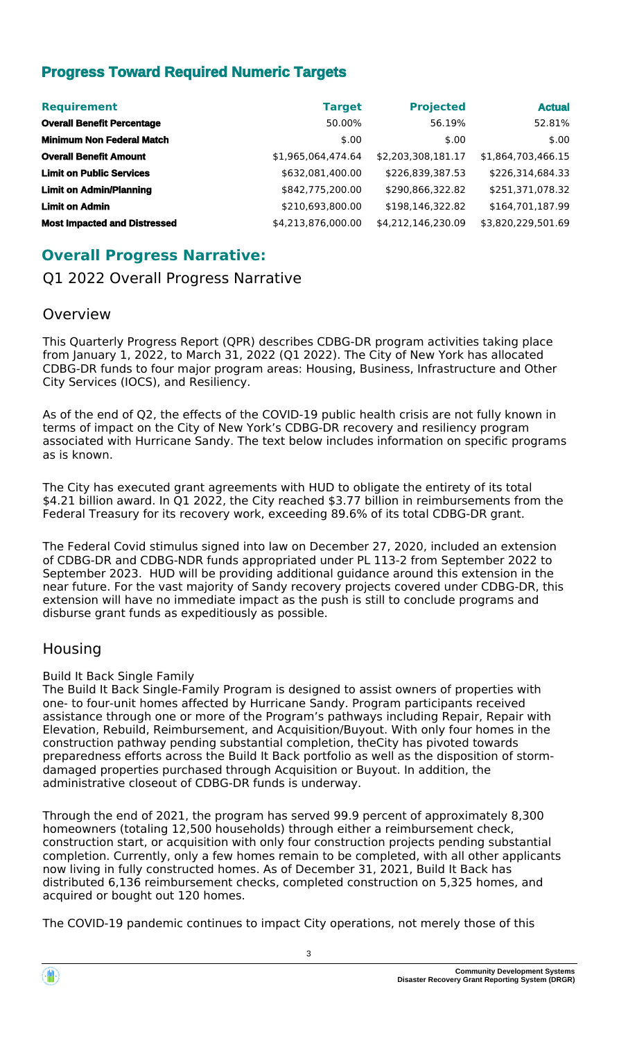## Progress Toward Required Numeric Targets

| Requirement | Target | Projected | Actual |
| --- | --- | --- | --- |
| **Overall Benefit Percentage** | 50.00% | 56.19% | 52.81% |
| **Minimum Non Federal Match** | $.00 | $.00 | $.00 |
| **Overall Benefit Amount** | $1,965,064,474.64 | $2,203,308,181.17 | $1,864,703,466.15 |
| **Limit on Public Services** | $632,081,400.00 | $226,839,387.53 | $226,314,684.33 |
| **Limit on Admin/Planning** | $842,775,200.00 | $290,866,322.82 | $251,371,078.32 |
| **Limit on Admin** | $210,693,800.00 | $198,146,322.82 | $164,701,187.99 |
| **Most Impacted and Distressed** | $4,213,876,000.00 | $4,212,146,230.09 | $3,820,229,501.69 |

## Overall Progress Narrative:

### Q1 2022 Overall Progress Narrative

### Overview

This Quarterly Progress Report (QPR) describes CDBG-DR program activities taking place from January 1, 2022, to March 31, 2022 (Q1 2022). The City of New York has allocated CDBG-DR funds to four major program areas: Housing, Business, Infrastructure and Other City Services (IOCS), and Resiliency.

As of the end of Q2, the effects of the COVID-19 public health crisis are not fully known in terms of impact on the City of New York's CDBG-DR recovery and resiliency program associated with Hurricane Sandy. The text below includes information on specific programs as is known.

The City has executed grant agreements with HUD to obligate the entirety of its total $4.21 billion award. In Q1 2022, the City reached $3.77 billion in reimbursements from the Federal Treasury for its recovery work, exceeding 89.6% of its total CDBG-DR grant.

The Federal Covid stimulus signed into law on December 27, 2020, included an extension of CDBG-DR and CDBG-NDR funds appropriated under PL 113-2 from September 2022 to September 2023. HUD will be providing additional guidance around this extension in the near future. For the vast majority of Sandy recovery projects covered under CDBG-DR, this extension will have no immediate impact as the push is still to conclude programs and disburse grant funds as expeditiously as possible.

### Housing

Build It Back Single Family

The Build It Back Single-Family Program is designed to assist owners of properties with one- to four-unit homes affected by Hurricane Sandy. Program participants received assistance through one or more of the Program's pathways including Repair, Repair with Elevation, Rebuild, Reimbursement, and Acquisition/Buyout. With only four homes in the construction pathway pending substantial completion, theCity has pivoted towards preparedness efforts across the Build It Back portfolio as well as the disposition of storm-damaged properties purchased through Acquisition or Buyout. In addition, the administrative closeout of CDBG-DR funds is underway.

Through the end of 2021, the program has served 99.9 percent of approximately 8,300 homeowners (totaling 12,500 households) through either a reimbursement check, construction start, or acquisition with only four construction projects pending substantial completion. Currently, only a few homes remain to be completed, with all other applicants now living in fully constructed homes. As of December 31, 2021, Build It Back has distributed 6,136 reimbursement checks, completed construction on 5,325 homes, and acquired or bought out 120 homes.

The COVID-19 pandemic continues to impact City operations, not merely those of this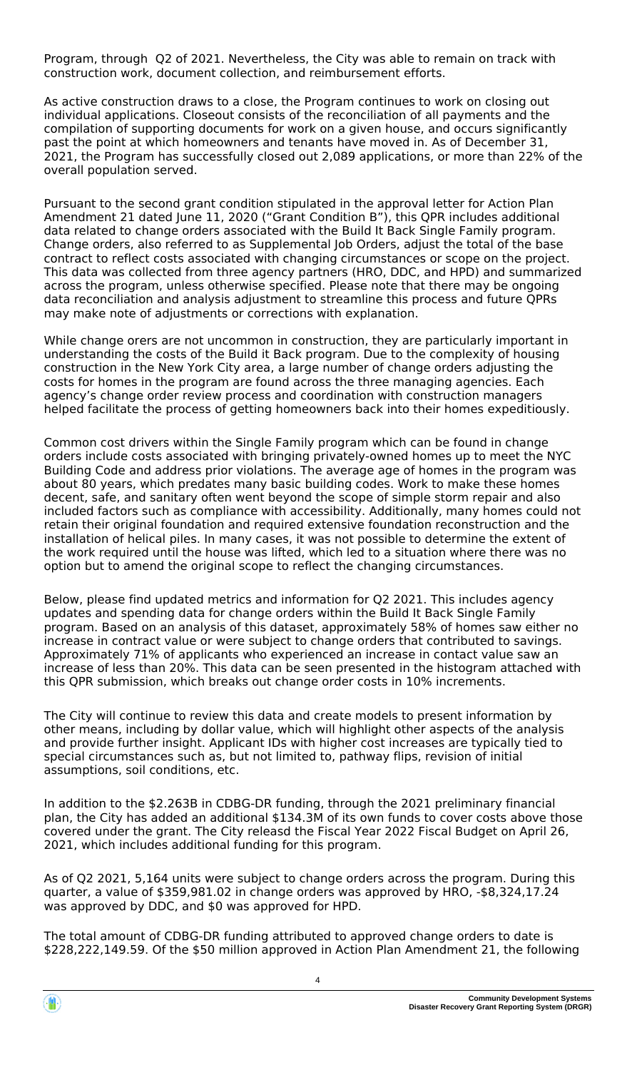Program, through Q2 of 2021. Nevertheless, the City was able to remain on track with construction work, document collection, and reimbursement efforts.

As active construction draws to a close, the Program continues to work on closing out individual applications. Closeout consists of the reconciliation of all payments and the compilation of supporting documents for work on a given house, and occurs significantly past the point at which homeowners and tenants have moved in. As of December 31, 2021, the Program has successfully closed out 2,089 applications, or more than 22% of the overall population served.

Pursuant to the second grant condition stipulated in the approval letter for Action Plan Amendment 21 dated June 11, 2020 ("Grant Condition B"), this QPR includes additional data related to change orders associated with the Build It Back Single Family program. Change orders, also referred to as Supplemental Job Orders, adjust the total of the base contract to reflect costs associated with changing circumstances or scope on the project. This data was collected from three agency partners (HRO, DDC, and HPD) and summarized across the program, unless otherwise specified. Please note that there may be ongoing data reconciliation and analysis adjustment to streamline this process and future QPRs may make note of adjustments or corrections with explanation.

While change orers are not uncommon in construction, they are particularly important in understanding the costs of the Build it Back program. Due to the complexity of housing construction in the New York City area, a large number of change orders adjusting the costs for homes in the program are found across the three managing agencies. Each agency's change order review process and coordination with construction managers helped facilitate the process of getting homeowners back into their homes expeditiously.

Common cost drivers within the Single Family program which can be found in change orders include costs associated with bringing privately-owned homes up to meet the NYC Building Code and address prior violations. The average age of homes in the program was about 80 years, which predates many basic building codes. Work to make these homes decent, safe, and sanitary often went beyond the scope of simple storm repair and also included factors such as compliance with accessibility. Additionally, many homes could not retain their original foundation and required extensive foundation reconstruction and the installation of helical piles. In many cases, it was not possible to determine the extent of the work required until the house was lifted, which led to a situation where there was no option but to amend the original scope to reflect the changing circumstances.

Below, please find updated metrics and information for Q2 2021. This includes agency updates and spending data for change orders within the Build It Back Single Family program. Based on an analysis of this dataset, approximately 58% of homes saw either no increase in contract value or were subject to change orders that contributed to savings. Approximately 71% of applicants who experienced an increase in contact value saw an increase of less than 20%. This data can be seen presented in the histogram attached with this QPR submission, which breaks out change order costs in 10% increments.

The City will continue to review this data and create models to present information by other means, including by dollar value, which will highlight other aspects of the analysis and provide further insight. Applicant IDs with higher cost increases are typically tied to special circumstances such as, but not limited to, pathway flips, revision of initial assumptions, soil conditions, etc.

In addition to the $2.263B in CDBG-DR funding, through the 2021 preliminary financial plan, the City has added an additional $134.3M of its own funds to cover costs above those covered under the grant. The City releasd the Fiscal Year 2022 Fiscal Budget on April 26, 2021, which includes additional funding for this program.

As of Q2 2021, 5,164 units were subject to change orders across the program. During this quarter, a value of $359,981.02 in change orders was approved by HRO, -$8,324,17.24 was approved by DDC, and $0 was approved for HPD.

The total amount of CDBG-DR funding attributed to approved change orders to date is $228,222,149.59. Of the $50 million approved in Action Plan Amendment 21, the following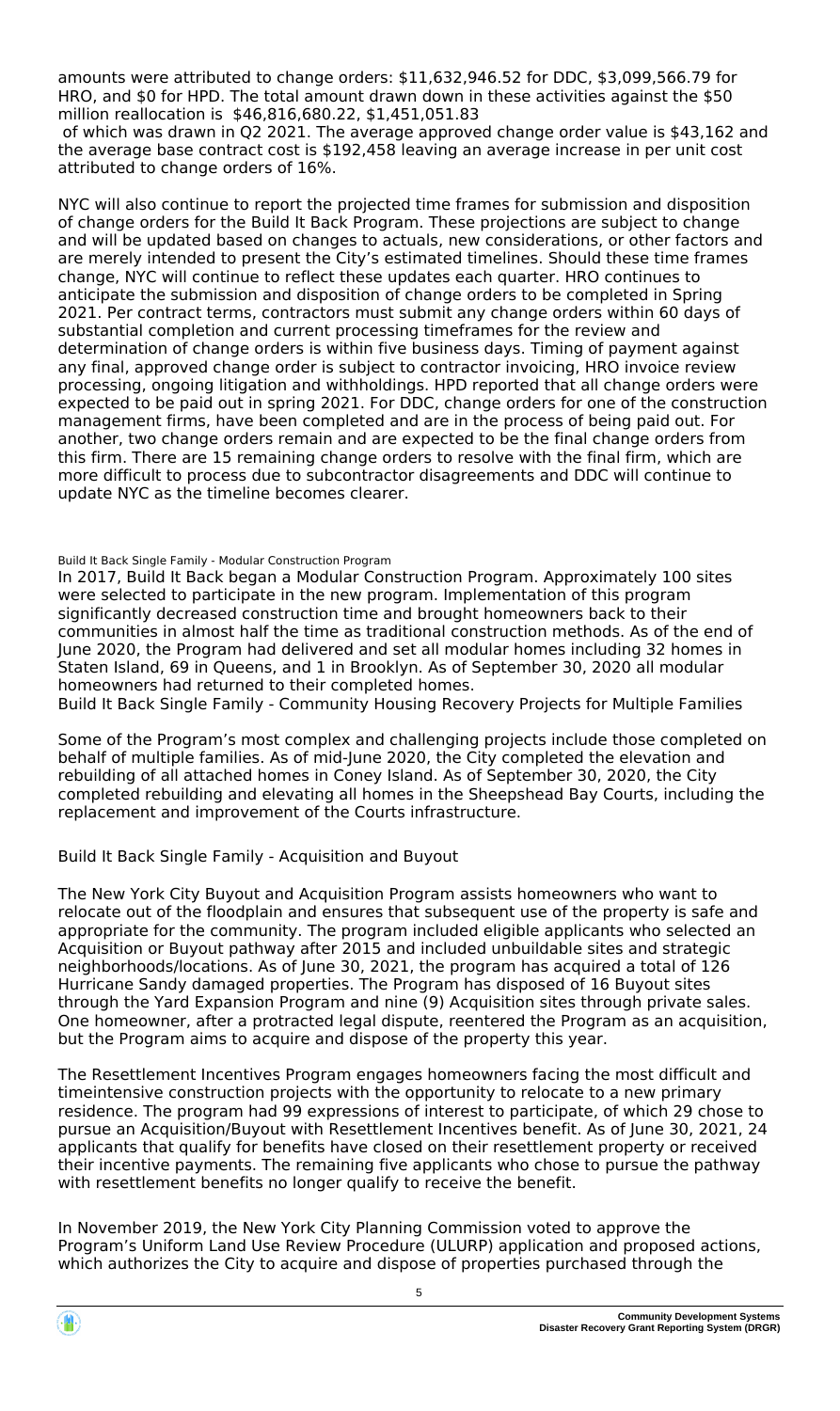amounts were attributed to change orders: $11,632,946.52 for DDC, $3,099,566.79 for HRO, and $0 for HPD. The total amount drawn down in these activities against the $50 million reallocation is $46,816,680.22, $1,451,051.83

of which was drawn in Q2 2021. The average approved change order value is $43,162 and the average base contract cost is $192,458 leaving an average increase in per unit cost attributed to change orders of 16%.

NYC will also continue to report the projected time frames for submission and disposition of change orders for the Build It Back Program. These projections are subject to change and will be updated based on changes to actuals, new considerations, or other factors and are merely intended to present the City's estimated timelines. Should these time frames change, NYC will continue to reflect these updates each quarter. HRO continues to anticipate the submission and disposition of change orders to be completed in Spring 2021. Per contract terms, contractors must submit any change orders within 60 days of substantial completion and current processing timeframes for the review and determination of change orders is within five business days. Timing of payment against any final, approved change order is subject to contractor invoicing, HRO invoice review processing, ongoing litigation and withholdings. HPD reported that all change orders were expected to be paid out in spring 2021. For DDC, change orders for one of the construction management firms, have been completed and are in the process of being paid out. For another, two change orders remain and are expected to be the final change orders from this firm. There are 15 remaining change orders to resolve with the final firm, which are more difficult to process due to subcontractor disagreements and DDC will continue to update NYC as the timeline becomes clearer.

Build It Back Single Family - Modular Construction Program

In 2017, Build It Back began a Modular Construction Program. Approximately 100 sites were selected to participate in the new program. Implementation of this program significantly decreased construction time and brought homeowners back to their communities in almost half the time as traditional construction methods. As of the end of June 2020, the Program had delivered and set all modular homes including 32 homes in Staten Island, 69 in Queens, and 1 in Brooklyn. As of September 30, 2020 all modular homeowners had returned to their completed homes.

Build It Back Single Family - Community Housing Recovery Projects for Multiple Families

Some of the Program's most complex and challenging projects include those completed on behalf of multiple families. As of mid-June 2020, the City completed the elevation and rebuilding of all attached homes in Coney Island. As of September 30, 2020, the City completed rebuilding and elevating all homes in the Sheepshead Bay Courts, including the replacement and improvement of the Courts infrastructure.

Build It Back Single Family - Acquisition and Buyout

The New York City Buyout and Acquisition Program assists homeowners who want to relocate out of the floodplain and ensures that subsequent use of the property is safe and appropriate for the community. The program included eligible applicants who selected an Acquisition or Buyout pathway after 2015 and included unbuildable sites and strategic neighborhoods/locations. As of June 30, 2021, the program has acquired a total of 126 Hurricane Sandy damaged properties. The Program has disposed of 16 Buyout sites through the Yard Expansion Program and nine (9) Acquisition sites through private sales. One homeowner, after a protracted legal dispute, reentered the Program as an acquisition, but the Program aims to acquire and dispose of the property this year.

The Resettlement Incentives Program engages homeowners facing the most difficult and timeintensive construction projects with the opportunity to relocate to a new primary residence. The program had 99 expressions of interest to participate, of which 29 chose to pursue an Acquisition/Buyout with Resettlement Incentives benefit. As of June 30, 2021, 24 applicants that qualify for benefits have closed on their resettlement property or received their incentive payments. The remaining five applicants who chose to pursue the pathway with resettlement benefits no longer qualify to receive the benefit.

In November 2019, the New York City Planning Commission voted to approve the Program's Uniform Land Use Review Procedure (ULURP) application and proposed actions, which authorizes the City to acquire and dispose of properties purchased through the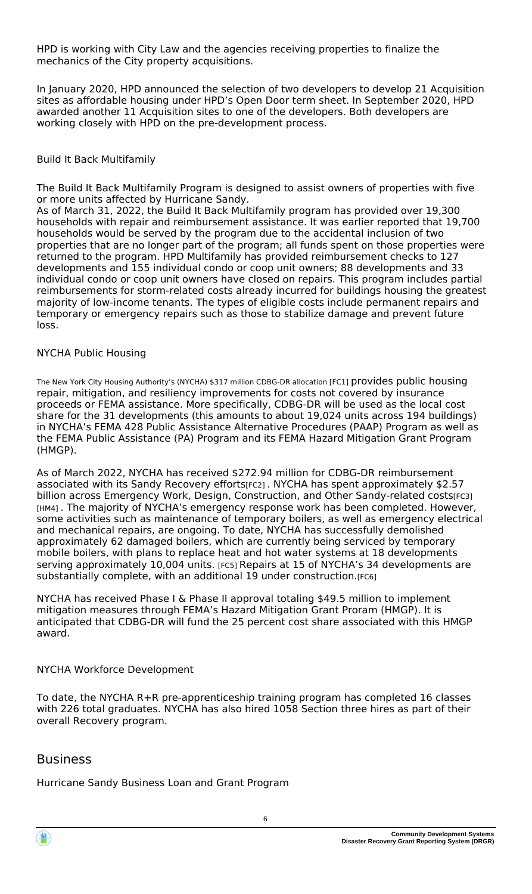HPD is working with City Law and the agencies receiving properties to finalize the mechanics of the City property acquisitions.

In January 2020, HPD announced the selection of two developers to develop 21 Acquisition sites as affordable housing under HPD's Open Door term sheet. In September 2020, HPD awarded another 11 Acquisition sites to one of the developers. Both developers are working closely with HPD on the pre-development process.

Build It Back Multifamily

The Build It Back Multifamily Program is designed to assist owners of properties with five or more units affected by Hurricane Sandy.
As of March 31, 2022, the Build It Back Multifamily program has provided over 19,300 households with repair and reimbursement assistance. It was earlier reported that 19,700 households would be served by the program due to the accidental inclusion of two properties that are no longer part of the program; all funds spent on those properties were returned to the program. HPD Multifamily has provided reimbursement checks to 127 developments and 155 individual condo or coop unit owners; 88 developments and 33 individual condo or coop unit owners have closed on repairs. This program includes partial reimbursements for storm-related costs already incurred for buildings housing the greatest majority of low-income tenants. The types of eligible costs include permanent repairs and temporary or emergency repairs such as those to stabilize damage and prevent future loss.

NYCHA Public Housing

The New York City Housing Authority's (NYCHA) $317 million CDBG-DR allocation [FC1] provides public housing repair, mitigation, and resiliency improvements for costs not covered by insurance proceeds or FEMA assistance. More specifically, CDBG-DR will be used as the local cost share for the 31 developments (this amounts to about 19,024 units across 194 buildings) in NYCHA's FEMA 428 Public Assistance Alternative Procedures (PAAP) Program as well as the FEMA Public Assistance (PA) Program and its FEMA Hazard Mitigation Grant Program (HMGP).

As of March 2022, NYCHA has received $272.94 million for CDBG-DR reimbursement associated with its Sandy Recovery efforts[FC2] . NYCHA has spent approximately $2.57 billion across Emergency Work, Design, Construction, and Other Sandy-related costs[FC3] [HM4] . The majority of NYCHA's emergency response work has been completed. However, some activities such as maintenance of temporary boilers, as well as emergency electrical and mechanical repairs, are ongoing. To date, NYCHA has successfully demolished approximately 62 damaged boilers, which are currently being serviced by temporary mobile boilers, with plans to replace heat and hot water systems at 18 developments serving approximately 10,004 units. [FC5] Repairs at 15 of NYCHA's 34 developments are substantially complete, with an additional 19 under construction.[FC6]

NYCHA has received Phase I & Phase II approval totaling $49.5 million to implement mitigation measures through FEMA's Hazard Mitigation Grant Proram (HMGP). It is anticipated that CDBG-DR will fund the 25 percent cost share associated with this HMGP award.

NYCHA Workforce Development

To date, the NYCHA R+R pre-apprenticeship training program has completed 16 classes with 226 total graduates. NYCHA has also hired 1058 Section three hires as part of their overall Recovery program.

## Business

Hurricane Sandy Business Loan and Grant Program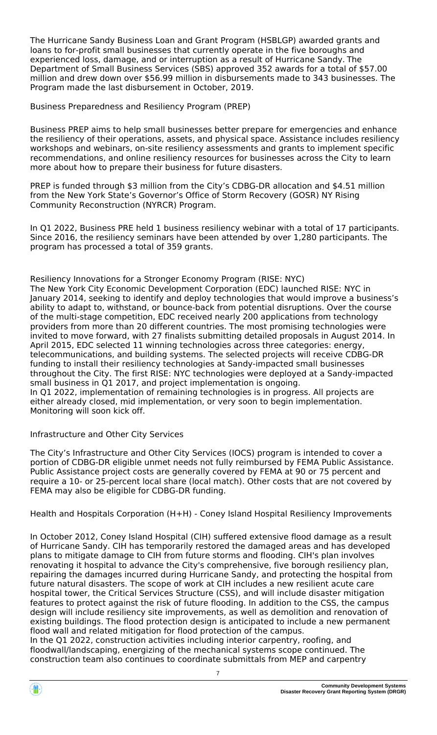The Hurricane Sandy Business Loan and Grant Program (HSBLGP) awarded grants and loans to for-profit small businesses that currently operate in the five boroughs and experienced loss, damage, and or interruption as a result of Hurricane Sandy. The Department of Small Business Services (SBS) approved 352 awards for a total of $57.00 million and drew down over $56.99 million in disbursements made to 343 businesses. The Program made the last disbursement in October, 2019.

Business Preparedness and Resiliency Program (PREP)

Business PREP aims to help small businesses better prepare for emergencies and enhance the resiliency of their operations, assets, and physical space. Assistance includes resiliency workshops and webinars, on-site resiliency assessments and grants to implement specific recommendations, and online resiliency resources for businesses across the City to learn more about how to prepare their business for future disasters.

PREP is funded through $3 million from the City's CDBG-DR allocation and $4.51 million from the New York State's Governor's Office of Storm Recovery (GOSR) NY Rising Community Reconstruction (NYRCR) Program.

In Q1 2022, Business PRE held 1 business resiliency webinar with a total of 17 participants. Since 2016, the resiliency seminars have been attended by over 1,280 participants. The program has processed a total of 359 grants.

Resiliency Innovations for a Stronger Economy Program (RISE: NYC)
The New York City Economic Development Corporation (EDC) launched RISE: NYC in January 2014, seeking to identify and deploy technologies that would improve a business's ability to adapt to, withstand, or bounce-back from potential disruptions. Over the course of the multi-stage competition, EDC received nearly 200 applications from technology providers from more than 20 different countries. The most promising technologies were invited to move forward, with 27 finalists submitting detailed proposals in August 2014. In April 2015, EDC selected 11 winning technologies across three categories: energy, telecommunications, and building systems. The selected projects will receive CDBG-DR funding to install their resiliency technologies at Sandy-impacted small businesses throughout the City. The first RISE: NYC technologies were deployed at a Sandy-impacted small business in Q1 2017, and project implementation is ongoing.
In Q1 2022, implementation of remaining technologies is in progress. All projects are either already closed, mid implementation, or very soon to begin implementation. Monitoring will soon kick off.

Infrastructure and Other City Services

The City's Infrastructure and Other City Services (IOCS) program is intended to cover a portion of CDBG-DR eligible unmet needs not fully reimbursed by FEMA Public Assistance. Public Assistance project costs are generally covered by FEMA at 90 or 75 percent and require a 10- or 25-percent local share (local match). Other costs that are not covered by FEMA may also be eligible for CDBG-DR funding.

Health and Hospitals Corporation (H+H) - Coney Island Hospital Resiliency Improvements

In October 2012, Coney Island Hospital (CIH) suffered extensive flood damage as a result of Hurricane Sandy. CIH has temporarily restored the damaged areas and has developed plans to mitigate damage to CIH from future storms and flooding. CIH's plan involves renovating it hospital to advance the City's comprehensive, five borough resiliency plan, repairing the damages incurred during Hurricane Sandy, and protecting the hospital from future natural disasters. The scope of work at CIH includes a new resilient acute care hospital tower, the Critical Services Structure (CSS), and will include disaster mitigation features to protect against the risk of future flooding. In addition to the CSS, the campus design will include resiliency site improvements, as well as demolition and renovation of existing buildings. The flood protection design is anticipated to include a new permanent flood wall and related mitigation for flood protection of the campus.
In the Q1 2022, construction activities including interior carpentry, roofing, and floodwall/landscaping, energizing of the mechanical systems scope continued. The construction team also continues to coordinate submittals from MEP and carpentry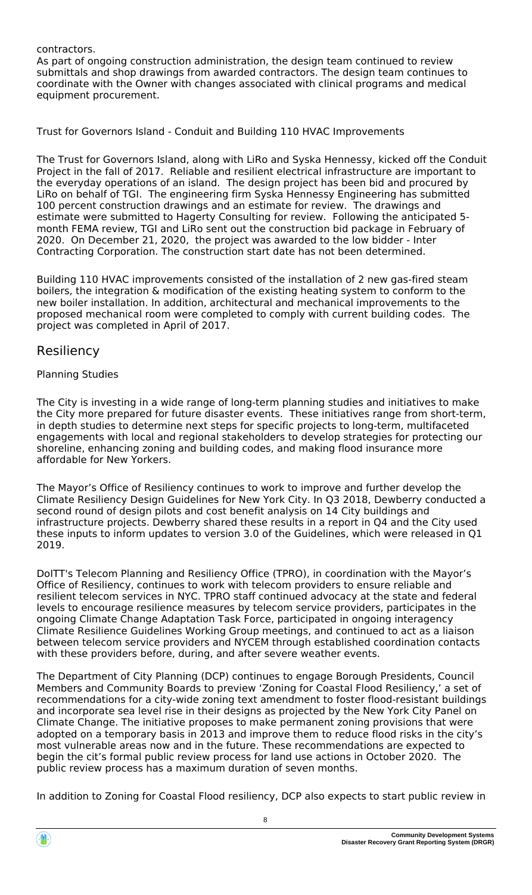contractors.
As part of ongoing construction administration, the design team continued to review submittals and shop drawings from awarded contractors. The design team continues to coordinate with the Owner with changes associated with clinical programs and medical equipment procurement.

Trust for Governors Island - Conduit and Building 110 HVAC Improvements

The Trust for Governors Island, along with LiRo and Syska Hennessy, kicked off the Conduit Project in the fall of 2017. Reliable and resilient electrical infrastructure are important to the everyday operations of an island. The design project has been bid and procured by LiRo on behalf of TGI. The engineering firm Syska Hennessy Engineering has submitted 100 percent construction drawings and an estimate for review. The drawings and estimate were submitted to Hagerty Consulting for review. Following the anticipated 5-month FEMA review, TGI and LiRo sent out the construction bid package in February of 2020. On December 21, 2020, the project was awarded to the low bidder - Inter Contracting Corporation. The construction start date has not been determined.

Building 110 HVAC improvements consisted of the installation of 2 new gas-fired steam boilers, the integration & modification of the existing heating system to conform to the new boiler installation. In addition, architectural and mechanical improvements to the proposed mechanical room were completed to comply with current building codes. The project was completed in April of 2017.

## Resiliency

Planning Studies

The City is investing in a wide range of long-term planning studies and initiatives to make the City more prepared for future disaster events. These initiatives range from short-term, in depth studies to determine next steps for specific projects to long-term, multifaceted engagements with local and regional stakeholders to develop strategies for protecting our shoreline, enhancing zoning and building codes, and making flood insurance more affordable for New Yorkers.

The Mayor's Office of Resiliency continues to work to improve and further develop the Climate Resiliency Design Guidelines for New York City. In Q3 2018, Dewberry conducted a second round of design pilots and cost benefit analysis on 14 City buildings and infrastructure projects. Dewberry shared these results in a report in Q4 and the City used these inputs to inform updates to version 3.0 of the Guidelines, which were released in Q1 2019.

DoITT's Telecom Planning and Resiliency Office (TPRO), in coordination with the Mayor's Office of Resiliency, continues to work with telecom providers to ensure reliable and resilient telecom services in NYC. TPRO staff continued advocacy at the state and federal levels to encourage resilience measures by telecom service providers, participates in the ongoing Climate Change Adaptation Task Force, participated in ongoing interagency Climate Resilience Guidelines Working Group meetings, and continued to act as a liaison between telecom service providers and NYCEM through established coordination contacts with these providers before, during, and after severe weather events.

The Department of City Planning (DCP) continues to engage Borough Presidents, Council Members and Community Boards to preview 'Zoning for Coastal Flood Resiliency,' a set of recommendations for a city-wide zoning text amendment to foster flood-resistant buildings and incorporate sea level rise in their designs as projected by the New York City Panel on Climate Change. The initiative proposes to make permanent zoning provisions that were adopted on a temporary basis in 2013 and improve them to reduce flood risks in the city's most vulnerable areas now and in the future. These recommendations are expected to begin the cit's formal public review process for land use actions in October 2020. The public review process has a maximum duration of seven months.

In addition to Zoning for Coastal Flood resiliency, DCP also expects to start public review in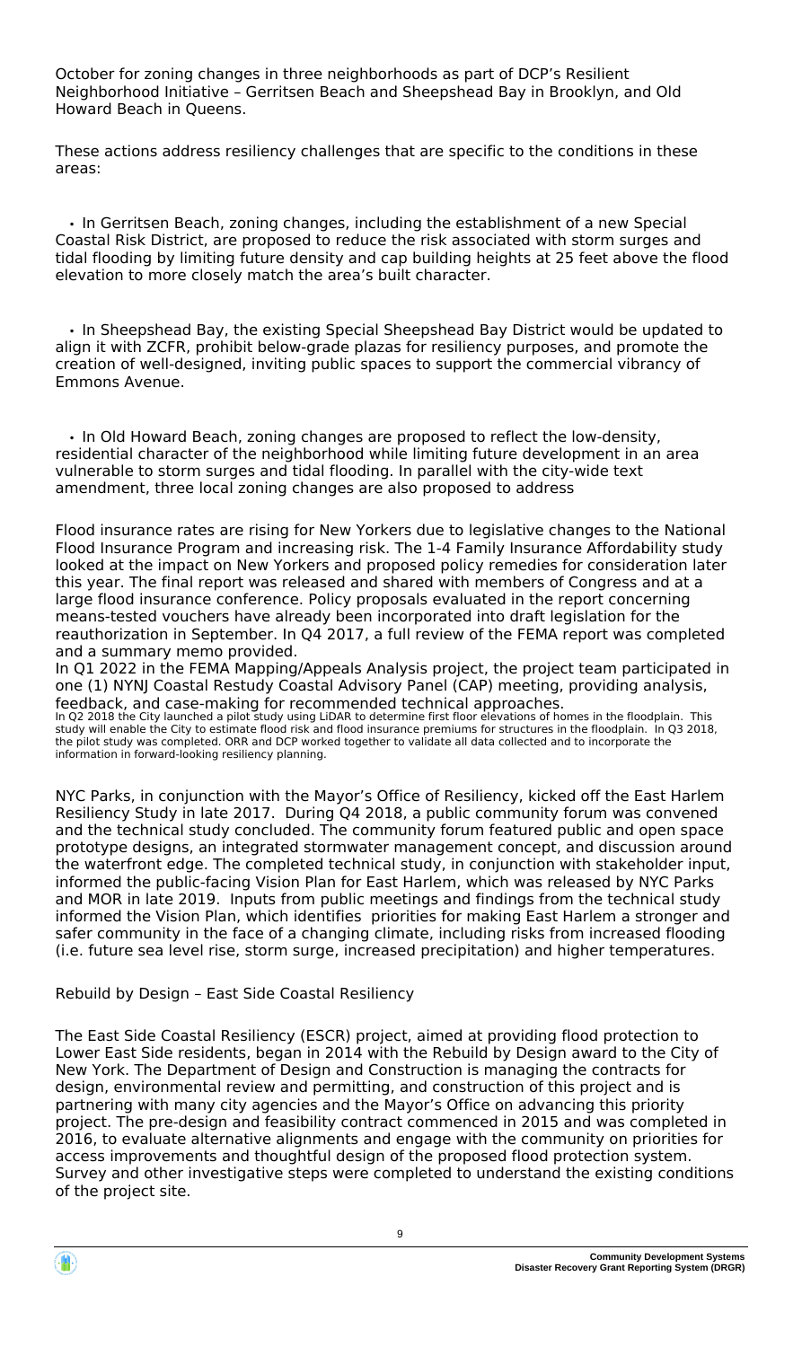October for zoning changes in three neighborhoods as part of DCP's Resilient Neighborhood Initiative – Gerritsen Beach and Sheepshead Bay in Brooklyn, and Old Howard Beach in Queens.

These actions address resiliency challenges that are specific to the conditions in these areas:

- In Gerritsen Beach, zoning changes, including the establishment of a new Special Coastal Risk District, are proposed to reduce the risk associated with storm surges and tidal flooding by limiting future density and cap building heights at 25 feet above the flood elevation to more closely match the area's built character.

- In Sheepshead Bay, the existing Special Sheepshead Bay District would be updated to align it with ZCFR, prohibit below-grade plazas for resiliency purposes, and promote the creation of well-designed, inviting public spaces to support the commercial vibrancy of Emmons Avenue.

- In Old Howard Beach, zoning changes are proposed to reflect the low-density, residential character of the neighborhood while limiting future development in an area vulnerable to storm surges and tidal flooding. In parallel with the city-wide text amendment, three local zoning changes are also proposed to address

Flood insurance rates are rising for New Yorkers due to legislative changes to the National Flood Insurance Program and increasing risk. The 1-4 Family Insurance Affordability study looked at the impact on New Yorkers and proposed policy remedies for consideration later this year. The final report was released and shared with members of Congress and at a large flood insurance conference. Policy proposals evaluated in the report concerning means-tested vouchers have already been incorporated into draft legislation for the reauthorization in September. In Q4 2017, a full review of the FEMA report was completed and a summary memo provided.
In Q1 2022 in the FEMA Mapping/Appeals Analysis project, the project team participated in one (1) NYNJ Coastal Restudy Coastal Advisory Panel (CAP) meeting, providing analysis, feedback, and case-making for recommended technical approaches.
In Q2 2018 the City launched a pilot study using LiDAR to determine first floor elevations of homes in the floodplain. This study will enable the City to estimate flood risk and flood insurance premiums for structures in the floodplain. In Q3 2018, the pilot study was completed. ORR and DCP worked together to validate all data collected and to incorporate the information in forward-looking resiliency planning.

NYC Parks, in conjunction with the Mayor's Office of Resiliency, kicked off the East Harlem Resiliency Study in late 2017. During Q4 2018, a public community forum was convened and the technical study concluded. The community forum featured public and open space prototype designs, an integrated stormwater management concept, and discussion around the waterfront edge. The completed technical study, in conjunction with stakeholder input, informed the public-facing Vision Plan for East Harlem, which was released by NYC Parks and MOR in late 2019. Inputs from public meetings and findings from the technical study informed the Vision Plan, which identifies priorities for making East Harlem a stronger and safer community in the face of a changing climate, including risks from increased flooding (i.e. future sea level rise, storm surge, increased precipitation) and higher temperatures.

Rebuild by Design – East Side Coastal Resiliency

The East Side Coastal Resiliency (ESCR) project, aimed at providing flood protection to Lower East Side residents, began in 2014 with the Rebuild by Design award to the City of New York. The Department of Design and Construction is managing the contracts for design, environmental review and permitting, and construction of this project and is partnering with many city agencies and the Mayor's Office on advancing this priority project. The pre-design and feasibility contract commenced in 2015 and was completed in 2016, to evaluate alternative alignments and engage with the community on priorities for access improvements and thoughtful design of the proposed flood protection system. Survey and other investigative steps were completed to understand the existing conditions of the project site.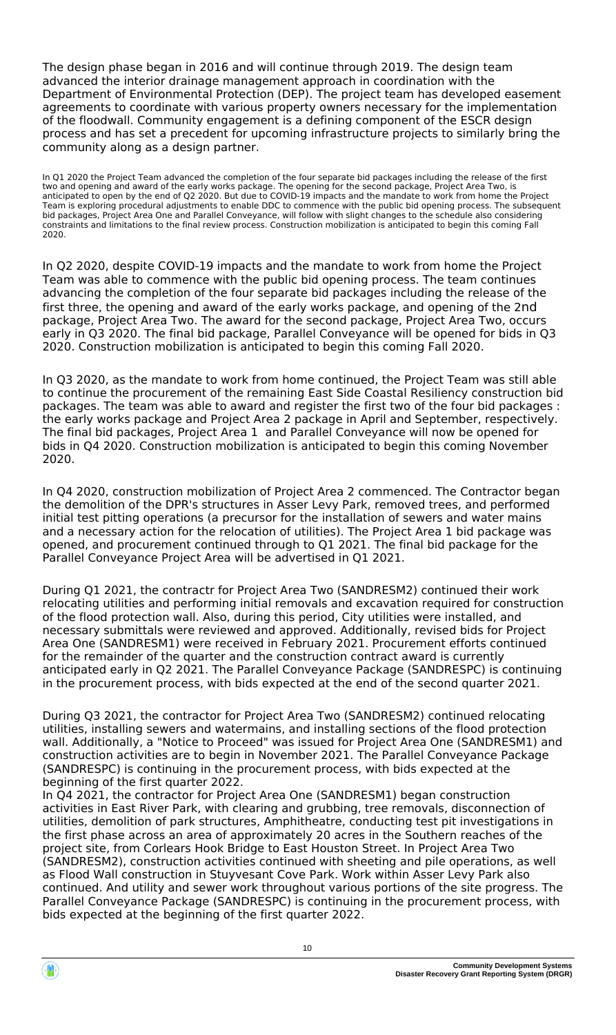The design phase began in 2016 and will continue through 2019. The design team advanced the interior drainage management approach in coordination with the Department of Environmental Protection (DEP). The project team has developed easement agreements to coordinate with various property owners necessary for the implementation of the floodwall. Community engagement is a defining component of the ESCR design process and has set a precedent for upcoming infrastructure projects to similarly bring the community along as a design partner.

In Q1 2020 the Project Team advanced the completion of the four separate bid packages including the release of the first two and opening and award of the early works package. The opening for the second package, Project Area Two, is anticipated to open by the end of Q2 2020. But due to COVID-19 impacts and the mandate to work from home the Project Team is exploring procedural adjustments to enable DDC to commence with the public bid opening process. The subsequent bid packages, Project Area One and Parallel Conveyance, will follow with slight changes to the schedule also considering constraints and limitations to the final review process. Construction mobilization is anticipated to begin this coming Fall 2020.

In Q2 2020, despite COVID-19 impacts and the mandate to work from home the Project Team was able to commence with the public bid opening process. The team continues advancing the completion of the four separate bid packages including the release of the first three, the opening and award of the early works package, and opening of the 2nd package, Project Area Two. The award for the second package, Project Area Two, occurs early in Q3 2020. The final bid package, Parallel Conveyance will be opened for bids in Q3 2020. Construction mobilization is anticipated to begin this coming Fall 2020.

In Q3 2020, as the mandate to work from home continued, the Project Team was still able to continue the procurement of the remaining East Side Coastal Resiliency construction bid packages. The team was able to award and register the first two of the four bid packages : the early works package and Project Area 2 package in April and September, respectively. The final bid packages, Project Area 1 and Parallel Conveyance will now be opened for bids in Q4 2020. Construction mobilization is anticipated to begin this coming November 2020.

In Q4 2020, construction mobilization of Project Area 2 commenced. The Contractor began the demolition of the DPR's structures in Asser Levy Park, removed trees, and performed initial test pitting operations (a precursor for the installation of sewers and water mains and a necessary action for the relocation of utilities). The Project Area 1 bid package was opened, and procurement continued through to Q1 2021. The final bid package for the Parallel Conveyance Project Area will be advertised in Q1 2021.

During Q1 2021, the contractr for Project Area Two (SANDRESM2) continued their work relocating utilities and performing initial removals and excavation required for construction of the flood protection wall. Also, during this period, City utilities were installed, and necessary submittals were reviewed and approved. Additionally, revised bids for Project Area One (SANDRESM1) were received in February 2021. Procurement efforts continued for the remainder of the quarter and the construction contract award is currently anticipated early in Q2 2021. The Parallel Conveyance Package (SANDRESPC) is continuing in the procurement process, with bids expected at the end of the second quarter 2021.

During Q3 2021, the contractor for Project Area Two (SANDRESM2) continued relocating utilities, installing sewers and watermains, and installing sections of the flood protection wall. Additionally, a "Notice to Proceed" was issued for Project Area One (SANDRESM1) and construction activities are to begin in November 2021. The Parallel Conveyance Package (SANDRESPC) is continuing in the procurement process, with bids expected at the beginning of the first quarter 2022.
In Q4 2021, the contractor for Project Area One (SANDRESM1) began construction activities in East River Park, with clearing and grubbing, tree removals, disconnection of utilities, demolition of park structures, Amphitheatre, conducting test pit investigations in the first phase across an area of approximately 20 acres in the Southern reaches of the project site, from Corlears Hook Bridge to East Houston Street. In Project Area Two (SANDRESM2), construction activities continued with sheeting and pile operations, as well as Flood Wall construction in Stuyvesant Cove Park. Work within Asser Levy Park also continued. And utility and sewer work throughout various portions of the site progress. The Parallel Conveyance Package (SANDRESPC) is continuing in the procurement process, with bids expected at the beginning of the first quarter 2022.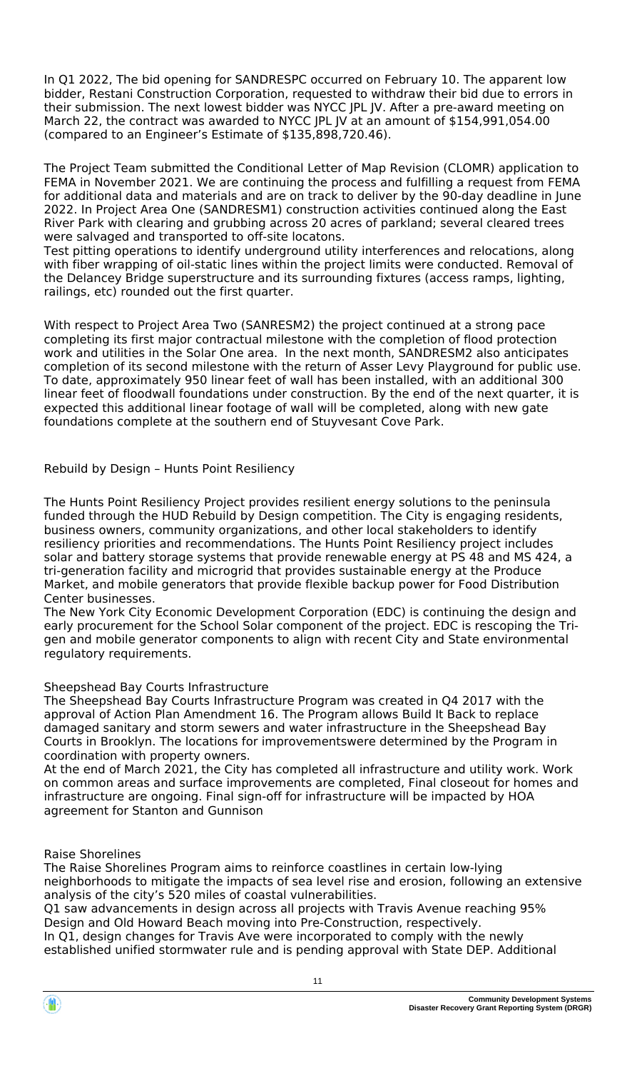In Q1 2022, The bid opening for SANDRESPC occurred on February 10. The apparent low bidder, Restani Construction Corporation, requested to withdraw their bid due to errors in their submission. The next lowest bidder was NYCC JPL JV. After a pre-award meeting on March 22, the contract was awarded to NYCC JPL JV at an amount of $154,991,054.00 (compared to an Engineer's Estimate of $135,898,720.46).

The Project Team submitted the Conditional Letter of Map Revision (CLOMR) application to FEMA in November 2021. We are continuing the process and fulfilling a request from FEMA for additional data and materials and are on track to deliver by the 90-day deadline in June 2022. In Project Area One (SANDRESM1) construction activities continued along the East River Park with clearing and grubbing across 20 acres of parkland; several cleared trees were salvaged and transported to off-site locatons.
Test pitting operations to identify underground utility interferences and relocations, along with fiber wrapping of oil-static lines within the project limits were conducted. Removal of the Delancey Bridge superstructure and its surrounding fixtures (access ramps, lighting, railings, etc) rounded out the first quarter.

With respect to Project Area Two (SANRESM2) the project continued at a strong pace completing its first major contractual milestone with the completion of flood protection work and utilities in the Solar One area. In the next month, SANDRESM2 also anticipates completion of its second milestone with the return of Asser Levy Playground for public use. To date, approximately 950 linear feet of wall has been installed, with an additional 300 linear feet of floodwall foundations under construction. By the end of the next quarter, it is expected this additional linear footage of wall will be completed, along with new gate foundations complete at the southern end of Stuyvesant Cove Park.

Rebuild by Design – Hunts Point Resiliency

The Hunts Point Resiliency Project provides resilient energy solutions to the peninsula funded through the HUD Rebuild by Design competition. The City is engaging residents, business owners, community organizations, and other local stakeholders to identify resiliency priorities and recommendations. The Hunts Point Resiliency project includes solar and battery storage systems that provide renewable energy at PS 48 and MS 424, a tri-generation facility and microgrid that provides sustainable energy at the Produce Market, and mobile generators that provide flexible backup power for Food Distribution Center businesses.
The New York City Economic Development Corporation (EDC) is continuing the design and early procurement for the School Solar component of the project. EDC is rescoping the Tri-gen and mobile generator components to align with recent City and State environmental regulatory requirements.

Sheepshead Bay Courts Infrastructure
The Sheepshead Bay Courts Infrastructure Program was created in Q4 2017 with the approval of Action Plan Amendment 16. The Program allows Build It Back to replace damaged sanitary and storm sewers and water infrastructure in the Sheepshead Bay Courts in Brooklyn. The locations for improvementswere determined by the Program in coordination with property owners.
At the end of March 2021, the City has completed all infrastructure and utility work. Work on common areas and surface improvements are completed, Final closeout for homes and infrastructure are ongoing. Final sign-off for infrastructure will be impacted by HOA agreement for Stanton and Gunnison

Raise Shorelines
The Raise Shorelines Program aims to reinforce coastlines in certain low-lying neighborhoods to mitigate the impacts of sea level rise and erosion, following an extensive analysis of the city's 520 miles of coastal vulnerabilities.
Q1 saw advancements in design across all projects with Travis Avenue reaching 95% Design and Old Howard Beach moving into Pre-Construction, respectively.
In Q1, design changes for Travis Ave were incorporated to comply with the newly established unified stormwater rule and is pending approval with State DEP. Additional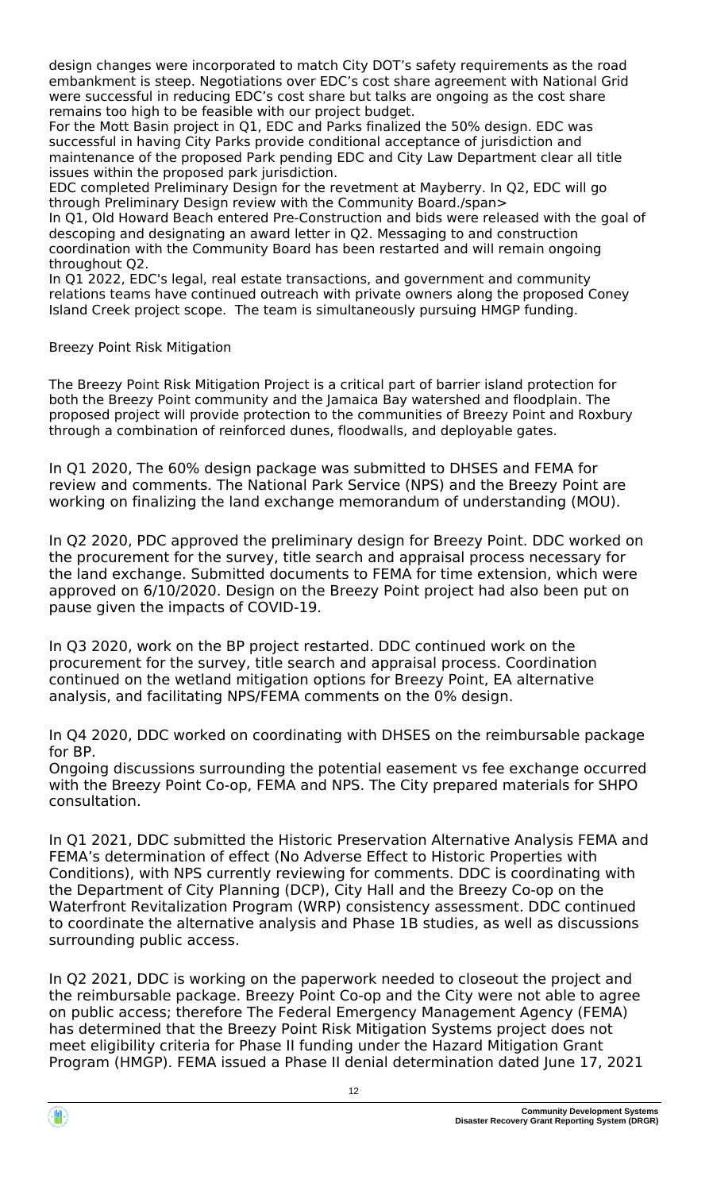design changes were incorporated to match City DOT's safety requirements as the road embankment is steep. Negotiations over EDC's cost share agreement with National Grid were successful in reducing EDC's cost share but talks are ongoing as the cost share remains too high to be feasible with our project budget.
For the Mott Basin project in Q1, EDC and Parks finalized the 50% design. EDC was successful in having City Parks provide conditional acceptance of jurisdiction and maintenance of the proposed Park pending EDC and City Law Department clear all title issues within the proposed park jurisdiction.
EDC completed Preliminary Design for the revetment at Mayberry. In Q2, EDC will go through Preliminary Design review with the Community Board./span>
In Q1, Old Howard Beach entered Pre-Construction and bids were released with the goal of descoping and designating an award letter in Q2. Messaging to and construction coordination with the Community Board has been restarted and will remain ongoing throughout Q2.
In Q1 2022, EDC's legal, real estate transactions, and government and community relations teams have continued outreach with private owners along the proposed Coney Island Creek project scope. The team is simultaneously pursuing HMGP funding.

Breezy Point Risk Mitigation

The Breezy Point Risk Mitigation Project is a critical part of barrier island protection for both the Breezy Point community and the Jamaica Bay watershed and floodplain. The proposed project will provide protection to the communities of Breezy Point and Roxbury through a combination of reinforced dunes, floodwalls, and deployable gates.

In Q1 2020, The 60% design package was submitted to DHSES and FEMA for review and comments. The National Park Service (NPS) and the Breezy Point are working on finalizing the land exchange memorandum of understanding (MOU).

In Q2 2020, PDC approved the preliminary design for Breezy Point. DDC worked on the procurement for the survey, title search and appraisal process necessary for the land exchange. Submitted documents to FEMA for time extension, which were approved on 6/10/2020. Design on the Breezy Point project had also been put on pause given the impacts of COVID-19.

In Q3 2020, work on the BP project restarted. DDC continued work on the procurement for the survey, title search and appraisal process. Coordination continued on the wetland mitigation options for Breezy Point, EA alternative analysis, and facilitating NPS/FEMA comments on the 0% design.

In Q4 2020, DDC worked on coordinating with DHSES on the reimbursable package for BP.
Ongoing discussions surrounding the potential easement vs fee exchange occurred with the Breezy Point Co-op, FEMA and NPS. The City prepared materials for SHPO consultation.

In Q1 2021, DDC submitted the Historic Preservation Alternative Analysis FEMA and FEMA's determination of effect (No Adverse Effect to Historic Properties with Conditions), with NPS currently reviewing for comments. DDC is coordinating with the Department of City Planning (DCP), City Hall and the Breezy Co-op on the Waterfront Revitalization Program (WRP) consistency assessment. DDC continued to coordinate the alternative analysis and Phase 1B studies, as well as discussions surrounding public access.

In Q2 2021, DDC is working on the paperwork needed to closeout the project and the reimbursable package. Breezy Point Co-op and the City were not able to agree on public access; therefore The Federal Emergency Management Agency (FEMA) has determined that the Breezy Point Risk Mitigation Systems project does not meet eligibility criteria for Phase II funding under the Hazard Mitigation Grant Program (HMGP). FEMA issued a Phase II denial determination dated June 17, 2021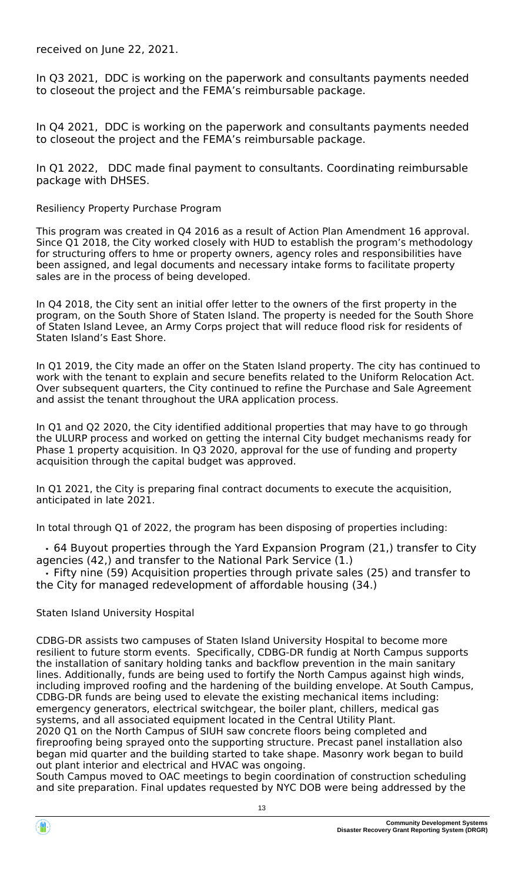received on June 22, 2021.

In Q3 2021, DDC is working on the paperwork and consultants payments needed to closeout the project and the FEMA's reimbursable package.

In Q4 2021, DDC is working on the paperwork and consultants payments needed to closeout the project and the FEMA's reimbursable package.

In Q1 2022, DDC made final payment to consultants. Coordinating reimbursable package with DHSES.

Resiliency Property Purchase Program

This program was created in Q4 2016 as a result of Action Plan Amendment 16 approval. Since Q1 2018, the City worked closely with HUD to establish the program's methodology for structuring offers to hme or property owners, agency roles and responsibilities have been assigned, and legal documents and necessary intake forms to facilitate property sales are in the process of being developed.

In Q4 2018, the City sent an initial offer letter to the owners of the first property in the program, on the South Shore of Staten Island. The property is needed for the South Shore of Staten Island Levee, an Army Corps project that will reduce flood risk for residents of Staten Island's East Shore.

In Q1 2019, the City made an offer on the Staten Island property. The city has continued to work with the tenant to explain and secure benefits related to the Uniform Relocation Act. Over subsequent quarters, the City continued to refine the Purchase and Sale Agreement and assist the tenant throughout the URA application process.

In Q1 and Q2 2020, the City identified additional properties that may have to go through the ULURP process and worked on getting the internal City budget mechanisms ready for Phase 1 property acquisition. In Q3 2020, approval for the use of funding and property acquisition through the capital budget was approved.

In Q1 2021, the City is preparing final contract documents to execute the acquisition, anticipated in late 2021.

In total through Q1 of 2022, the program has been disposing of properties including:

- 64 Buyout properties through the Yard Expansion Program (21,) transfer to City agencies (42,) and transfer to the National Park Service (1.)
- Fifty nine (59) Acquisition properties through private sales (25) and transfer to the City for managed redevelopment of affordable housing (34.)

Staten Island University Hospital

CDBG-DR assists two campuses of Staten Island University Hospital to become more resilient to future storm events. Specifically, CDBG-DR fundig at North Campus supports the installation of sanitary holding tanks and backflow prevention in the main sanitary lines. Additionally, funds are being used to fortify the North Campus against high winds, including improved roofing and the hardening of the building envelope. At South Campus, CDBG-DR funds are being used to elevate the existing mechanical items including: emergency generators, electrical switchgear, the boiler plant, chillers, medical gas systems, and all associated equipment located in the Central Utility Plant.
2020 Q1 on the North Campus of SIUH saw concrete floors being completed and fireproofing being sprayed onto the supporting structure. Precast panel installation also began mid quarter and the building started to take shape. Masonry work began to build out plant interior and electrical and HVAC was ongoing.
South Campus moved to OAC meetings to begin coordination of construction scheduling and site preparation. Final updates requested by NYC DOB were being addressed by the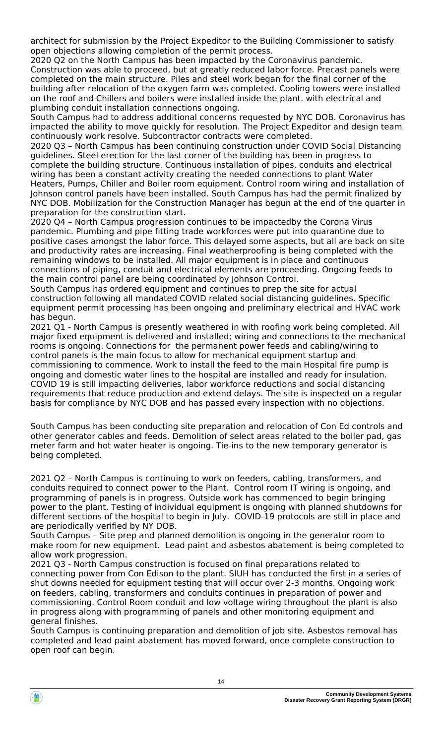architect for submission by the Project Expeditor to the Building Commissioner to satisfy open objections allowing completion of the permit process.
2020 Q2 on the North Campus has been impacted by the Coronavirus pandemic. Construction was able to proceed, but at greatly reduced labor force. Precast panels were completed on the main structure. Piles and steel work began for the final corner of the building after relocation of the oxygen farm was completed. Cooling towers were installed on the roof and Chillers and boilers were installed inside the plant. with electrical and plumbing conduit installation connections ongoing.
South Campus had to address additional concerns requested by NYC DOB. Coronavirus has impacted the ability to move quickly for resolution. The Project Expeditor and design team continuously work resolve. Subcontractor contracts were completed.
2020 Q3 – North Campus has been continuing construction under COVID Social Distancing guidelines. Steel erection for the last corner of the building has been in progress to complete the building structure. Continuous installation of pipes, conduits and electrical wiring has been a constant activity creating the needed connections to plant Water Heaters, Pumps, Chiller and Boiler room equipment. Control room wiring and installation of Johnson control panels have been installed. South Campus has had the permit finalized by NYC DOB. Mobilization for the Construction Manager has begun at the end of the quarter in preparation for the construction start.
2020 Q4 – North Campus progression continues to be impactedby the Corona Virus pandemic. Plumbing and pipe fitting trade workforces were put into quarantine due to positive cases amongst the labor force. This delayed some aspects, but all are back on site and productivity rates are increasing. Final weatherproofing is being completed with the remaining windows to be installed. All major equipment is in place and continuous connections of piping, conduit and electrical elements are proceeding. Ongoing feeds to the main control panel are being coordinated by Johnson Control.
South Campus has ordered equipment and continues to prep the site for actual construction following all mandated COVID related social distancing guidelines. Specific equipment permit processing has been ongoing and preliminary electrical and HVAC work has begun.
2021 Q1 - North Campus is presently weathered in with roofing work being completed. All major fixed equipment is delivered and installed; wiring and connections to the mechanical rooms is ongoing. Connections for the permanent power feeds and cabling/wiring to control panels is the main focus to allow for mechanical equipment startup and commissioning to commence. Work to install the feed to the main Hospital fire pump is ongoing and domestic water lines to the hospital are installed and ready for insulation. COVID 19 is still impacting deliveries, labor workforce reductions and social distancing requirements that reduce production and extend delays. The site is inspected on a regular basis for compliance by NYC DOB and has passed every inspection with no objections.

South Campus has been conducting site preparation and relocation of Con Ed controls and other generator cables and feeds. Demolition of select areas related to the boiler pad, gas meter farm and hot water heater is ongoing. Tie-ins to the new temporary generator is being completed.

2021 Q2 – North Campus is continuing to work on feeders, cabling, transformers, and conduits required to connect power to the Plant. Control room IT wiring is ongoing, and programming of panels is in progress. Outside work has commenced to begin bringing power to the plant. Testing of individual equipment is ongoing with planned shutdowns for different sections of the hospital to begin in July. COVID-19 protocols are still in place and are periodically verified by NY DOB.
South Campus – Site prep and planned demolition is ongoing in the generator room to make room for new equipment. Lead paint and asbestos abatement is being completed to allow work progression.
2021 Q3 - North Campus construction is focused on final preparations related to connecting power from Con Edison to the plant. SIUH has conducted the first in a series of shut downs needed for equipment testing that will occur over 2-3 months. Ongoing work on feeders, cabling, transformers and conduits continues in preparation of power and commissioning. Control Room conduit and low voltage wiring throughout the plant is also in progress along with programming of panels and other monitoring equipment and general finishes.
South Campus is continuing preparation and demolition of job site. Asbestos removal has completed and lead paint abatement has moved forward, once complete construction to open roof can begin.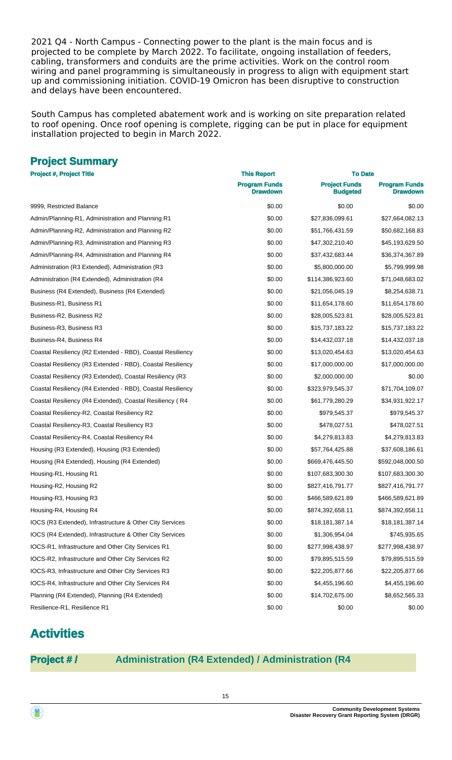2021 Q4 - North Campus - Connecting power to the plant is the main focus and is projected to be complete by March 2022. To facilitate, ongoing installation of feeders, cabling, transformers and conduits are the prime activities. Work on the control room wiring and panel programming is simultaneously in progress to align with equipment start up and commissioning initiation. COVID-19 Omicron has been disruptive to construction and delays have been encountered.

South Campus has completed abatement work and is working on site preparation related to roof opening. Once roof opening is complete, rigging can be put in place for equipment installation projected to begin in March 2022.

## Project Summary

| Project #, Project Title | This Report | To Date | |
|---|---|---|---|
| | Program Funds Drawdown | Project Funds Budgeted | Program Funds Drawdown |
| 9999, Restricted Balance | $0.00 | $0.00 | $0.00 |
| Admin/Planning-R1, Administration and Planning R1 | $0.00 | $27,836,099.61 | $27,664,082.13 |
| Admin/Planning-R2, Administration and Planning R2 | $0.00 | $51,766,431.59 | $50,682,168.83 |
| Admin/Planning-R3, Administration and Planning R3 | $0.00 | $47,302,210.40 | $45,193,629.50 |
| Admin/Planning-R4, Administration and Planning R4 | $0.00 | $37,432,683.44 | $36,374,367.89 |
| Administration (R3 Extended), Administration (R3 | $0.00 | $5,800,000.00 | $5,799,999.98 |
| Administration (R4 Extended), Administration (R4 | $0.00 | $114,386,923.60 | $71,048,683.02 |
| Business (R4 Extended), Business (R4 Extended) | $0.00 | $21,056,045.19 | $8,254,638.71 |
| Business-R1, Business R1 | $0.00 | $11,654,178.60 | $11,654,178.60 |
| Business-R2, Business R2 | $0.00 | $28,005,523.81 | $28,005,523.81 |
| Business-R3, Business R3 | $0.00 | $15,737,183.22 | $15,737,183.22 |
| Business-R4, Business R4 | $0.00 | $14,432,037.18 | $14,432,037.18 |
| Coastal Resiliency (R2 Extended - RBD), Coastal Resiliency | $0.00 | $13,020,454.63 | $13,020,454.63 |
| Coastal Resiliency (R3 Extended - RBD), Coastal Resiliency | $0.00 | $17,000,000.00 | $17,000,000.00 |
| Coastal Resiliency (R3 Extended), Coastal Resiliency (R3 | $0.00 | $2,000,000.00 | $0.00 |
| Coastal Resiliency (R4 Extended - RBD), Coastal Resiliency | $0.00 | $323,979,545.37 | $71,704,109.07 |
| Coastal Resiliency (R4 Extended), Coastal Resiliency ( R4 | $0.00 | $61,779,280.29 | $34,931,922.17 |
| Coastal Resiliency-R2, Coastal Resiliency R2 | $0.00 | $979,545.37 | $979,545.37 |
| Coastal Resiliency-R3, Coastal Resiliency R3 | $0.00 | $478,027.51 | $478,027.51 |
| Coastal Resiliency-R4, Coastal Resiliency R4 | $0.00 | $4,279,813.83 | $4,279,813.83 |
| Housing (R3 Extended), Housing (R3 Extended) | $0.00 | $57,764,425.88 | $37,608,186.61 |
| Housing (R4 Extended), Housing (R4 Extended) | $0.00 | $669,476,445.50 | $592,048,000.50 |
| Housing-R1, Housing R1 | $0.00 | $107,683,300.30 | $107,683,300.30 |
| Housing-R2, Housing R2 | $0.00 | $827,416,791.77 | $827,416,791.77 |
| Housing-R3, Housing R3 | $0.00 | $466,589,621.89 | $466,589,621.89 |
| Housing-R4, Housing R4 | $0.00 | $874,392,658.11 | $874,392,658.11 |
| IOCS (R3 Extended), Infrastructure & Other City Services | $0.00 | $18,181,387.14 | $18,181,387.14 |
| IOCS (R4 Extended), Infrastructure & Other City Services | $0.00 | $1,306,954.04 | $745,935.65 |
| IOCS-R1, Infrastructure and Other City Services R1 | $0.00 | $277,998,438.97 | $277,998,438.97 |
| IOCS-R2, Infrastructure and Other City Services R2 | $0.00 | $79,895,515.59 | $79,895,515.59 |
| IOCS-R3, Infrastructure and Other City Services R3 | $0.00 | $22,205,877.66 | $22,205,877.66 |
| IOCS-R4, Infrastructure and Other City Services R4 | $0.00 | $4,455,196.60 | $4,455,196.60 |
| Planning (R4 Extended), Planning (R4 Extended) | $0.00 | $14,702,675.00 | $8,652,565.33 |
| Resilience-R1, Resilience R1 | $0.00 | $0.00 | $0.00 |

# Activities

### Project # / Administration (R4 Extended) / Administration (R4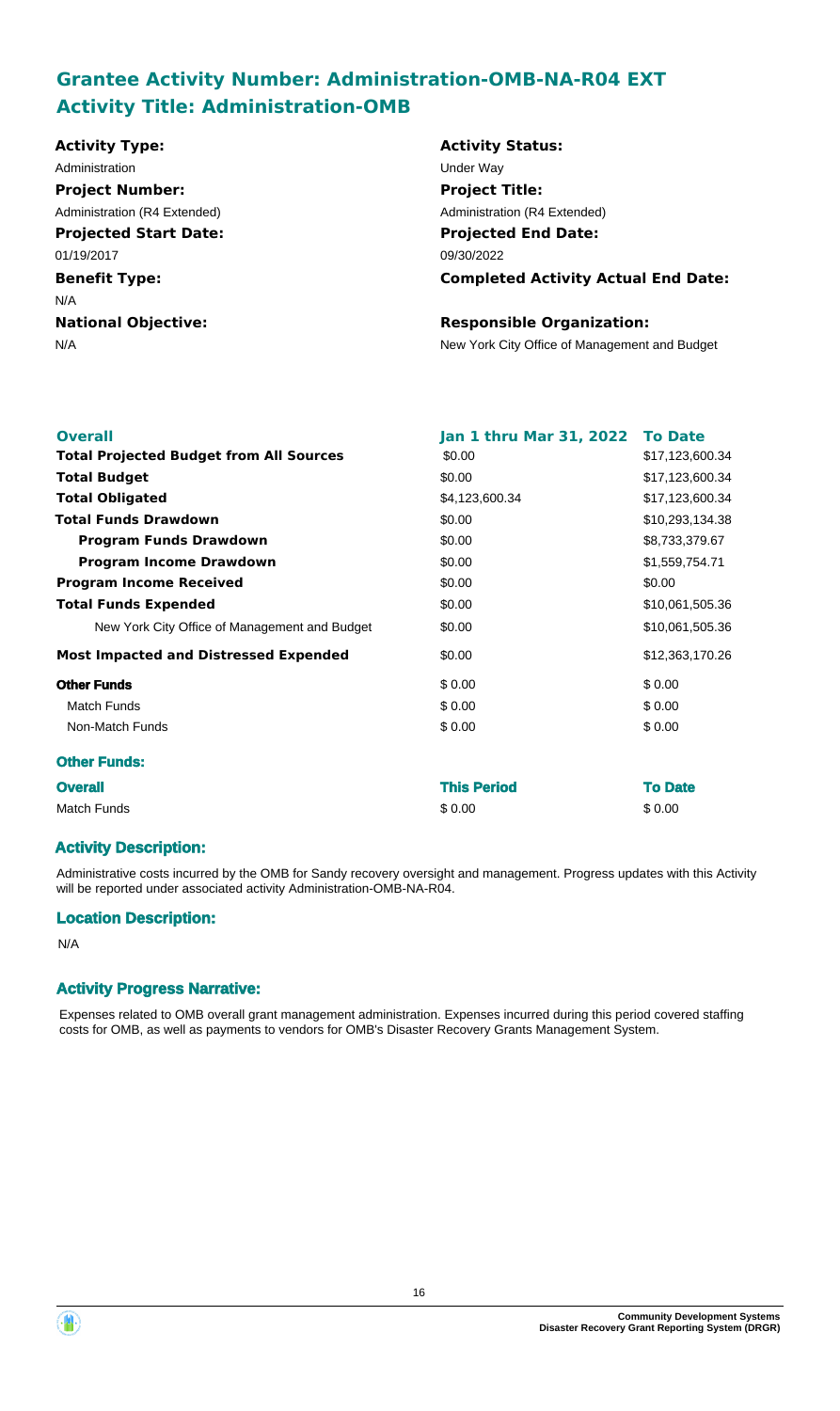## Grantee Activity Number: Administration-OMB-NA-R04 EXT
## Activity Title: Administration-OMB

**Activity Type:**
Administration

**Activity Status:**
Under Way

**Project Number:**
Administration (R4 Extended)

**Project Title:**
Administration (R4 Extended)

**Projected Start Date:**
01/19/2017

**Projected End Date:**
09/30/2022

**Benefit Type:**
N/A

**Completed Activity Actual End Date:**

**National Objective:**
N/A

**Responsible Organization:**
New York City Office of Management and Budget

| Overall | Jan 1 thru Mar 31, 2022 | To Date |
|---|---|---|
| **Total Projected Budget from All Sources** | $0.00 | $17,123,600.34 |
| **Total Budget** | $0.00 | $17,123,600.34 |
| **Total Obligated** | $4,123,600.34 | $17,123,600.34 |
| **Total Funds Drawdown** | $0.00 | $10,293,134.38 |
| **Program Funds Drawdown** | $0.00 | $8,733,379.67 |
| **Program Income Drawdown** | $0.00 | $1,559,754.71 |
| **Program Income Received** | $0.00 | $0.00 |
| **Total Funds Expended** | $0.00 | $10,061,505.36 |
| New York City Office of Management and Budget | $0.00 | $10,061,505.36 |
| **Most Impacted and Distressed Expended** | $0.00 | $12,363,170.26 |
| **Other Funds** | $ 0.00 | $ 0.00 |
| Match Funds | $ 0.00 | $ 0.00 |
| Non-Match Funds | $ 0.00 | $ 0.00 |

### Other Funds:

| Overall | This Period | To Date |
|---|---|---|
| Match Funds | $ 0.00 | $ 0.00 |

### Activity Description:

Administrative costs incurred by the OMB for Sandy recovery oversight and management. Progress updates with this Activity will be reported under associated activity Administration-OMB-NA-R04.

### Location Description:

N/A

### Activity Progress Narrative:

Expenses related to OMB overall grant management administration. Expenses incurred during this period covered staffing costs for OMB, as well as payments to vendors for OMB's Disaster Recovery Grants Management System.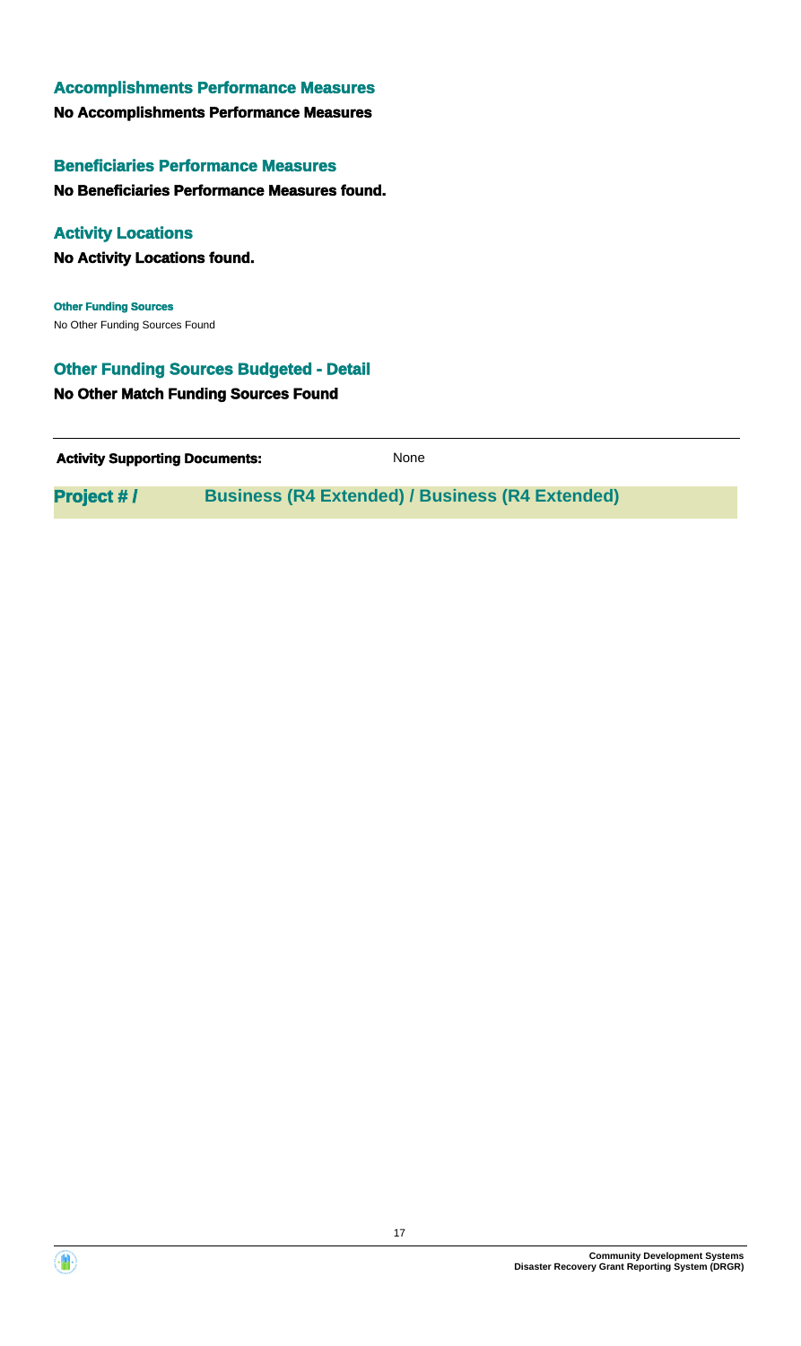## Accomplishments Performance Measures

**No Accomplishments Performance Measures**

## Beneficiaries Performance Measures

**No Beneficiaries Performance Measures found.**

## Activity Locations

**No Activity Locations found.**

**Other Funding Sources**

No Other Funding Sources Found

## Other Funding Sources Budgeted - Detail

**No Other Match Funding Sources Found**

| **Activity Supporting Documents:** | None |
|---|---|

## Project # / Business (R4 Extended) / Business (R4 Extended)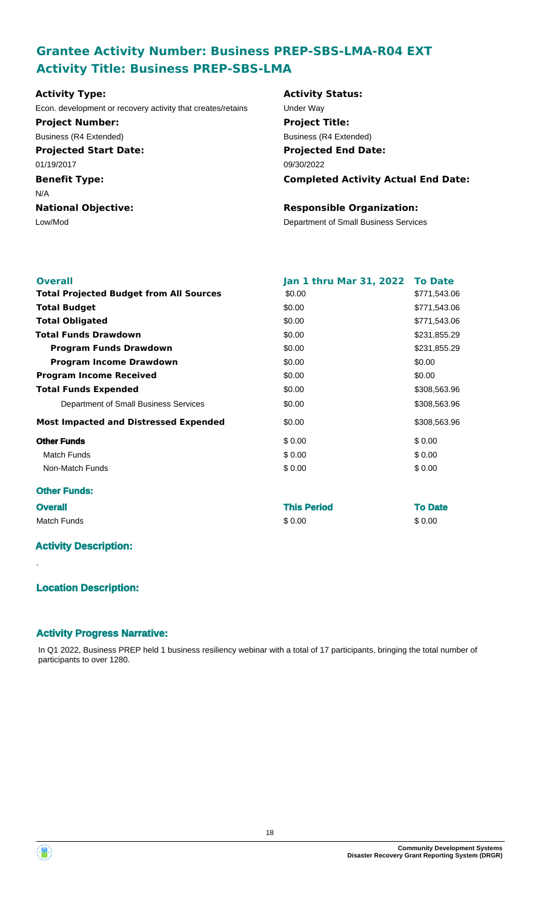## Grantee Activity Number: Business PREP-SBS-LMA-R04 EXT
## Activity Title: Business PREP-SBS-LMA

| | |
|---|---|
| **Activity Type:** | **Activity Status:** |
| Econ. development or recovery activity that creates/retains | Under Way |
| **Project Number:** | **Project Title:** |
| Business (R4 Extended) | Business (R4 Extended) |
| **Projected Start Date:** | **Projected End Date:** |
| 01/19/2017 | 09/30/2022 |
| **Benefit Type:** | **Completed Activity Actual End Date:** |
| N/A | |
| **National Objective:** | **Responsible Organization:** |
| Low/Mod | Department of Small Business Services |

| **Overall** | **Jan 1 thru Mar 31, 2022** | **To Date** |
|---|---|---|
| **Total Projected Budget from All Sources** | $0.00 | $771,543.06 |
| **Total Budget** | $0.00 | $771,543.06 |
| **Total Obligated** | $0.00 | $771,543.06 |
| **Total Funds Drawdown** | $0.00 | $231,855.29 |
| **Program Funds Drawdown** | $0.00 | $231,855.29 |
| **Program Income Drawdown** | $0.00 | $0.00 |
| **Program Income Received** | $0.00 | $0.00 |
| **Total Funds Expended** | $0.00 | $308,563.96 |
| Department of Small Business Services | $0.00 | $308,563.96 |
| **Most Impacted and Distressed Expended** | $0.00 | $308,563.96 |
| **Other Funds** | $ 0.00 | $ 0.00 |
| Match Funds | $ 0.00 | $ 0.00 |
| Non-Match Funds | $ 0.00 | $ 0.00 |

### Other Funds:

| **Overall** | **This Period** | **To Date** |
|---|---|---|
| Match Funds | $ 0.00 | $ 0.00 |

### Activity Description:

.

### Location Description:

### Activity Progress Narrative:

In Q1 2022, Business PREP held 1 business resiliency webinar with a total of 17 participants, bringing the total number of participants to over 1280.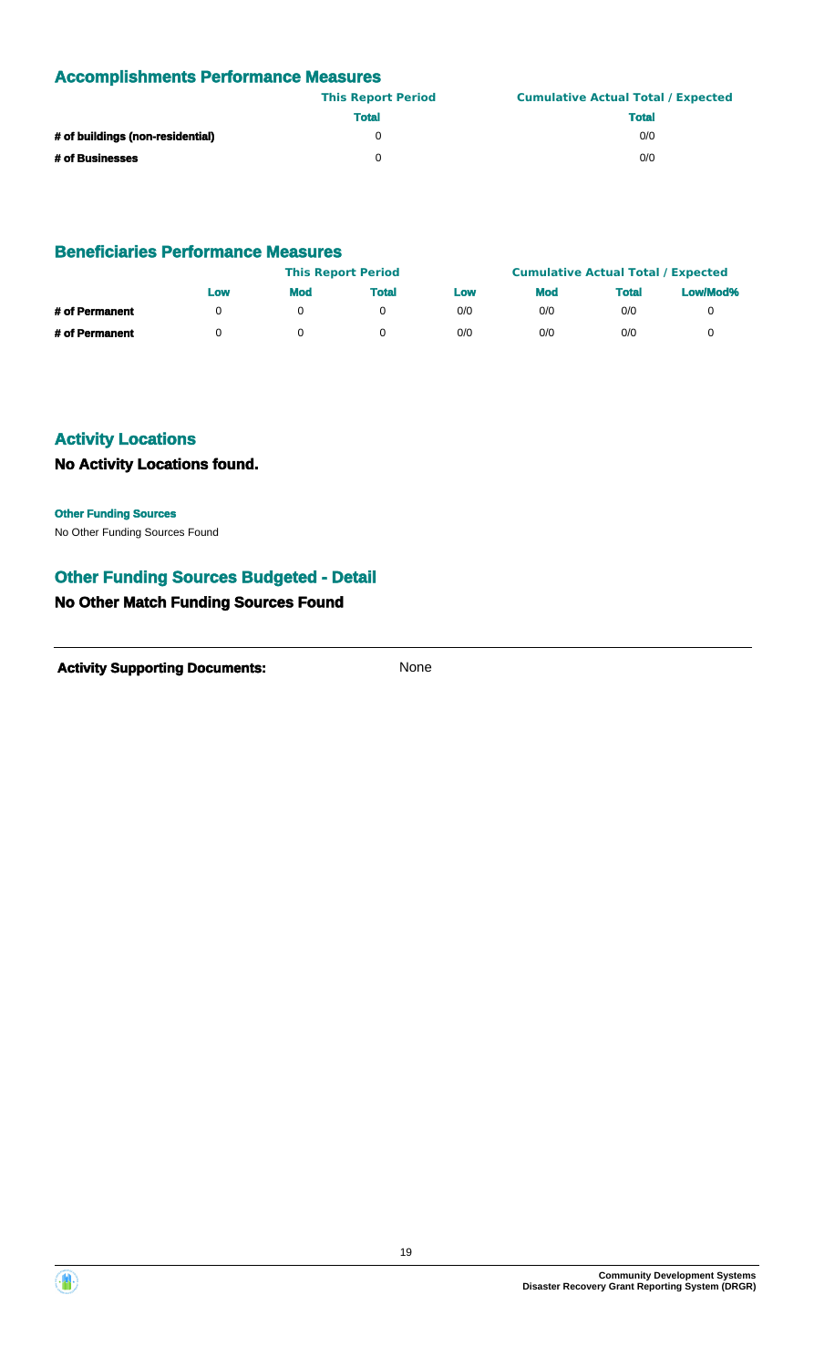## Accomplishments Performance Measures

| | This Report Period | Cumulative Actual Total / Expected |
|---|---|---|
| | **Total** | **Total** |
| **# of buildings (non-residential)** | 0 | 0/0 |
| **# of Businesses** | 0 | 0/0 |

## Beneficiaries Performance Measures

| | This Report Period | | | Cumulative Actual Total / Expected | | | |
|---|---|---|---|---|---|---|---|
| | **Low** | **Mod** | **Total** | **Low** | **Mod** | **Total** | **Low/Mod%** |
| **# of Permanent** | 0 | 0 | 0 | 0/0 | 0/0 | 0/0 | 0 |
| **# of Permanent** | 0 | 0 | 0 | 0/0 | 0/0 | 0/0 | 0 |

## Activity Locations

### No Activity Locations found.

**Other Funding Sources**

No Other Funding Sources Found

## Other Funding Sources Budgeted - Detail

### No Other Match Funding Sources Found

**Activity Supporting Documents:** None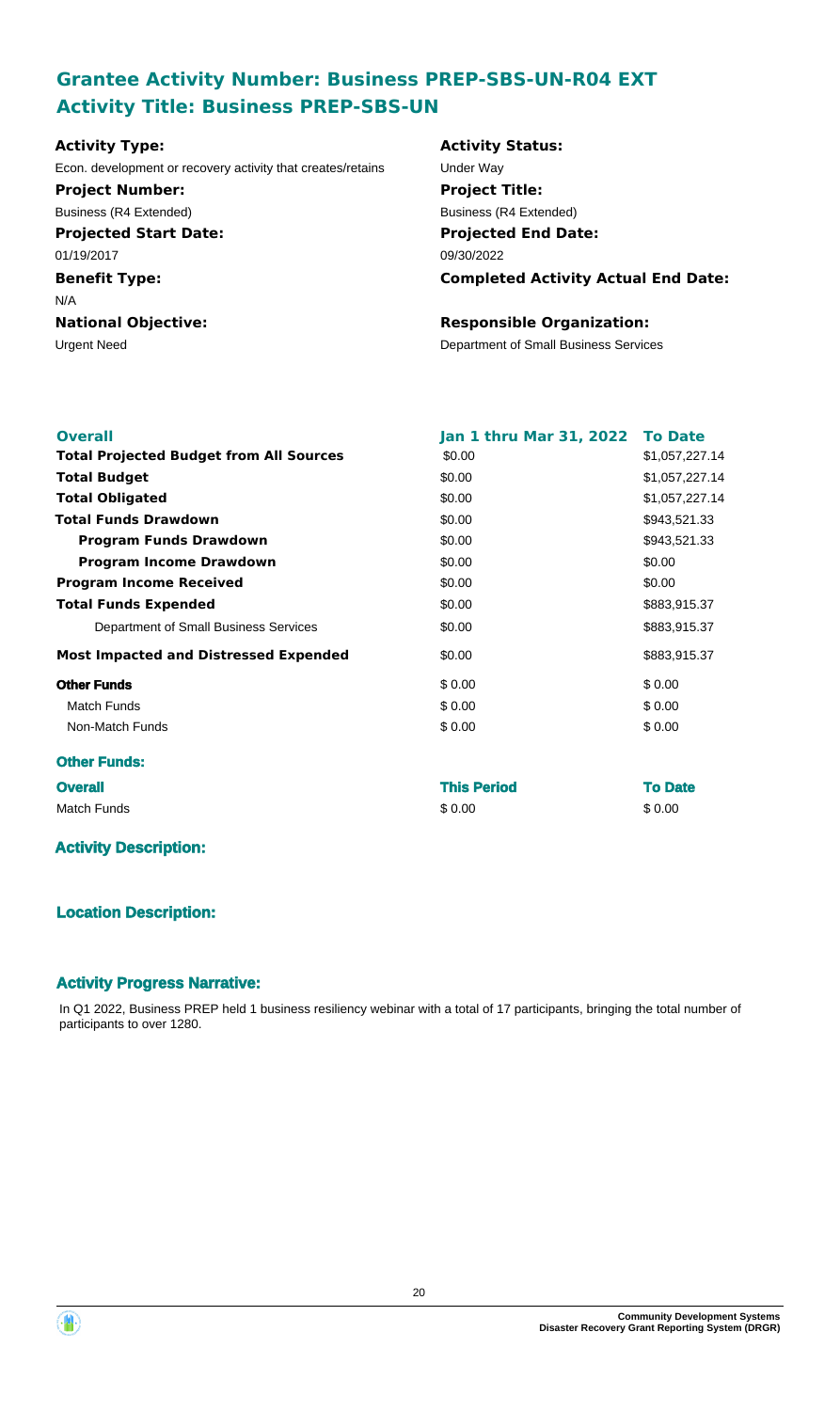## Grantee Activity Number: Business PREP-SBS-UN-R04 EXT
## Activity Title: Business PREP-SBS-UN

**Activity Type:**
Econ. development or recovery activity that creates/retains

**Activity Status:**
Under Way

**Project Number:**
Business (R4 Extended)

**Project Title:**
Business (R4 Extended)

**Projected Start Date:**
01/19/2017

**Projected End Date:**
09/30/2022

**Benefit Type:**
N/A

**Completed Activity Actual End Date:**

**National Objective:**
Urgent Need

**Responsible Organization:**
Department of Small Business Services

| **Overall** | **Jan 1 thru Mar 31, 2022** | **To Date** |
|---|---|---|
| **Total Projected Budget from All Sources** | \$0.00 | \$1,057,227.14 |
| **Total Budget** | \$0.00 | \$1,057,227.14 |
| **Total Obligated** | \$0.00 | \$1,057,227.14 |
| **Total Funds Drawdown** | \$0.00 | \$943,521.33 |
| **Program Funds Drawdown** | \$0.00 | \$943,521.33 |
| **Program Income Drawdown** | \$0.00 | \$0.00 |
| **Program Income Received** | \$0.00 | \$0.00 |
| **Total Funds Expended** | \$0.00 | \$883,915.37 |
| Department of Small Business Services | \$0.00 | \$883,915.37 |
| **Most Impacted and Distressed Expended** | \$0.00 | \$883,915.37 |
| **Other Funds** | \$ 0.00 | \$ 0.00 |
| Match Funds | \$ 0.00 | \$ 0.00 |
| Non-Match Funds | \$ 0.00 | \$ 0.00 |

**Other Funds:**

| **Overall** | **This Period** | **To Date** |
|---|---|---|
| Match Funds | \$ 0.00 | \$ 0.00 |

### Activity Description:

### Location Description:

### Activity Progress Narrative:

In Q1 2022, Business PREP held 1 business resiliency webinar with a total of 17 participants, bringing the total number of participants to over 1280.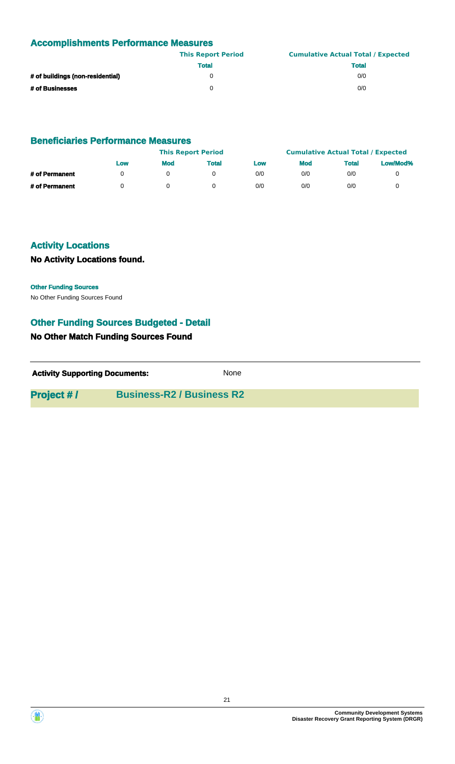## Accomplishments Performance Measures

| | This Report Period | Cumulative Actual Total / Expected |
|---|---|---|
| | Total | Total |
| # of buildings (non-residential) | 0 | 0/0 |
| # of Businesses | 0 | 0/0 |

## Beneficiaries Performance Measures

| | This Report Period | | | Cumulative Actual Total / Expected | | | |
|---|---|---|---|---|---|---|---|
| | Low | Mod | Total | Low | Mod | Total | Low/Mod% |
| # of Permanent | 0 | 0 | 0 | 0/0 | 0/0 | 0/0 | 0 |
| # of Permanent | 0 | 0 | 0 | 0/0 | 0/0 | 0/0 | 0 |

## Activity Locations

### No Activity Locations found.

**Other Funding Sources**

No Other Funding Sources Found

## Other Funding Sources Budgeted - Detail

### No Other Match Funding Sources Found

**Activity Supporting Documents:** None

**Project # / Business-R2 / Business R2**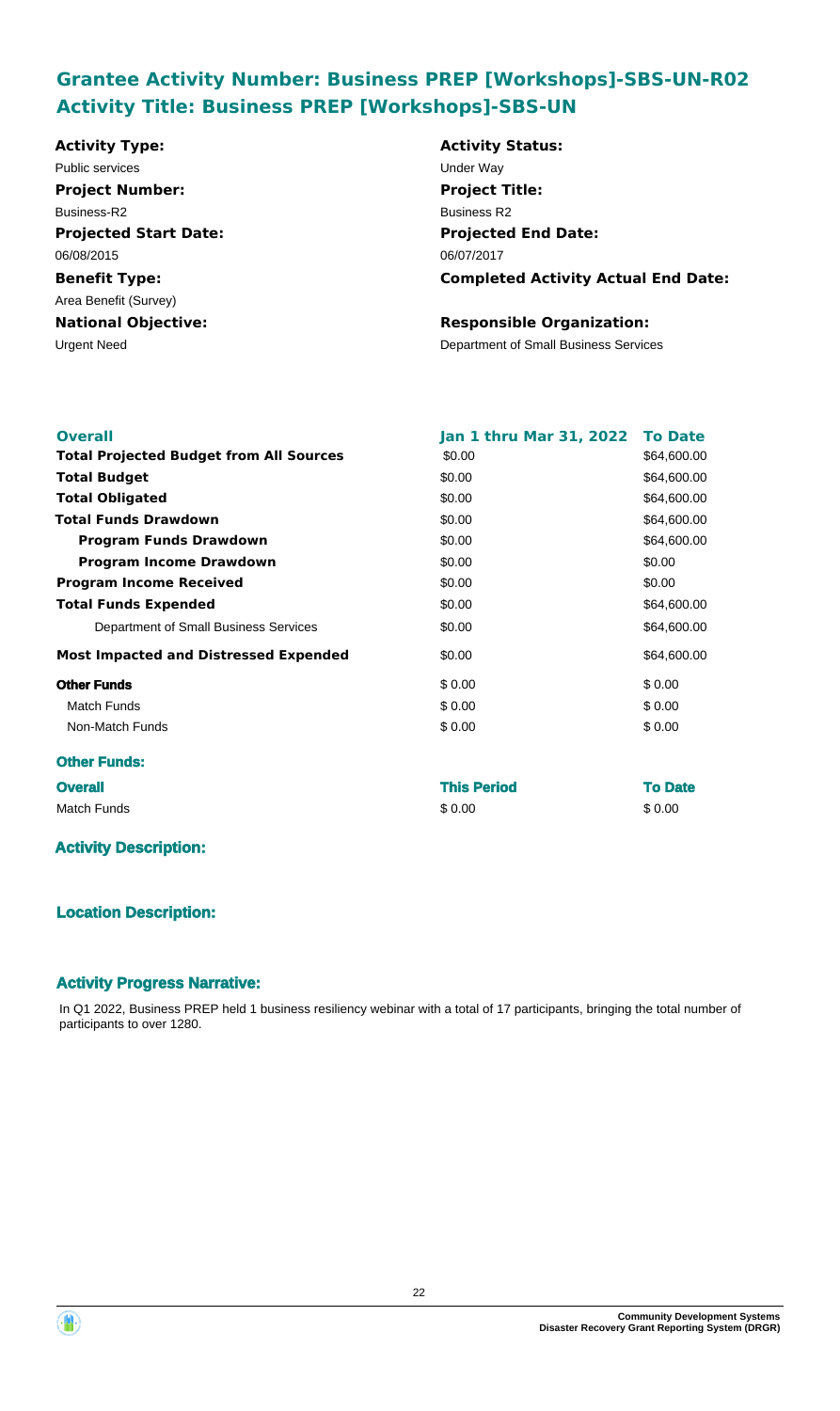## Grantee Activity Number: Business PREP [Workshops]-SBS-UN-R02
## Activity Title: Business PREP [Workshops]-SBS-UN

**Activity Type:**
Public services

**Activity Status:**
Under Way

**Project Number:**
Business-R2

**Project Title:**
Business R2

**Projected Start Date:**
06/08/2015

**Projected End Date:**
06/07/2017

**Benefit Type:**
Area Benefit (Survey)

**Completed Activity Actual End Date:**

**National Objective:**
Urgent Need

**Responsible Organization:**
Department of Small Business Services

| Overall | Jan 1 thru Mar 31, 2022 | To Date |
| --- | --- | --- |
| **Total Projected Budget from All Sources** | $0.00 | $64,600.00 |
| **Total Budget** | $0.00 | $64,600.00 |
| **Total Obligated** | $0.00 | $64,600.00 |
| **Total Funds Drawdown** | $0.00 | $64,600.00 |
| **Program Funds Drawdown** | $0.00 | $64,600.00 |
| **Program Income Drawdown** | $0.00 | $0.00 |
| **Program Income Received** | $0.00 | $0.00 |
| **Total Funds Expended** | $0.00 | $64,600.00 |
| Department of Small Business Services | $0.00 | $64,600.00 |
| **Most Impacted and Distressed Expended** | $0.00 | $64,600.00 |
| **Other Funds** | $ 0.00 | $ 0.00 |
| Match Funds | $ 0.00 | $ 0.00 |
| Non-Match Funds | $ 0.00 | $ 0.00 |

**Other Funds:**

| Overall | This Period | To Date |
| --- | --- | --- |
| Match Funds | $ 0.00 | $ 0.00 |

### Activity Description:

### Location Description:

### Activity Progress Narrative:

In Q1 2022, Business PREP held 1 business resiliency webinar with a total of 17 participants, bringing the total number of participants to over 1280.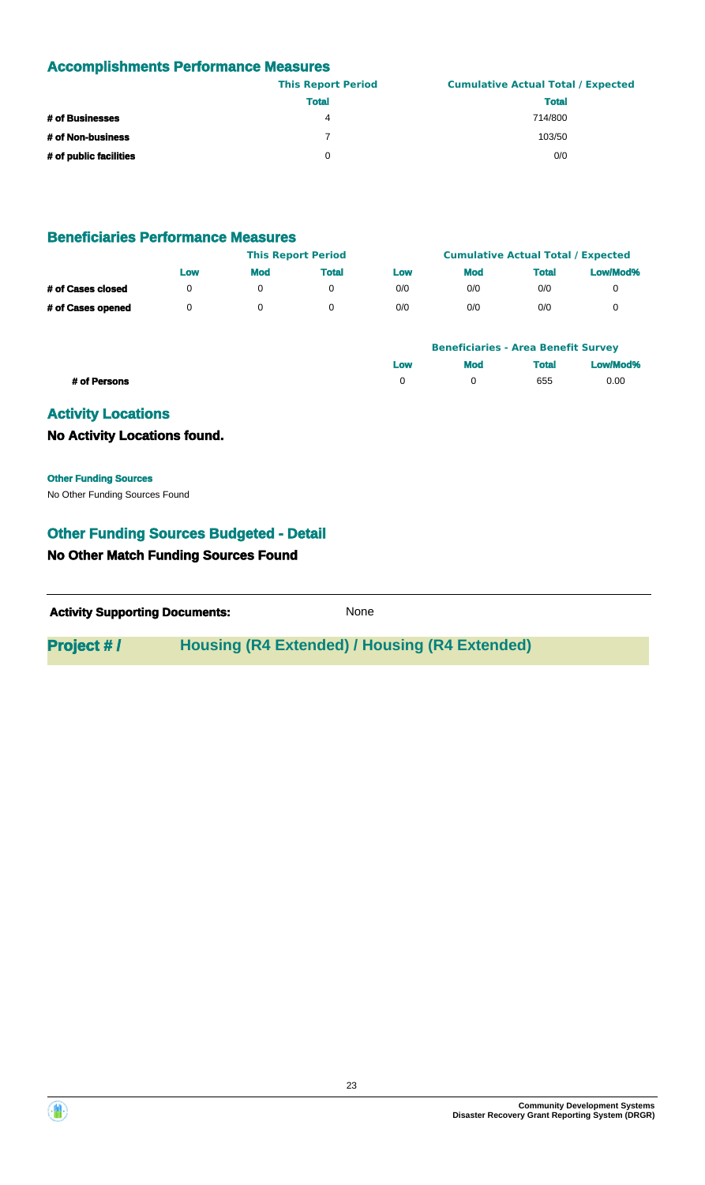## Accomplishments Performance Measures

| | This Report Period | Cumulative Actual Total / Expected |
|---|---|---|
| | Total | Total |
| # of Businesses | 4 | 714/800 |
| # of Non-business | 7 | 103/50 |
| # of public facilities | 0 | 0/0 |

## Beneficiaries Performance Measures

| | This Report Period | | | Cumulative Actual Total / Expected | | | |
|---|---|---|---|---|---|---|---|
| | Low | Mod | Total | Low | Mod | Total | Low/Mod% |
| # of Cases closed | 0 | 0 | 0 | 0/0 | 0/0 | 0/0 | 0 |
| # of Cases opened | 0 | 0 | 0 | 0/0 | 0/0 | 0/0 | 0 |

| | Beneficiaries - Area Benefit Survey | | | |
|---|---|---|---|---|
| | Low | Mod | Total | Low/Mod% |
| # of Persons | 0 | 0 | 655 | 0.00 |

## Activity Locations

### No Activity Locations found.

**Other Funding Sources**

No Other Funding Sources Found

## Other Funding Sources Budgeted - Detail

### No Other Match Funding Sources Found

**Activity Supporting Documents:** None

**Project # /** **Housing (R4 Extended) / Housing (R4 Extended)**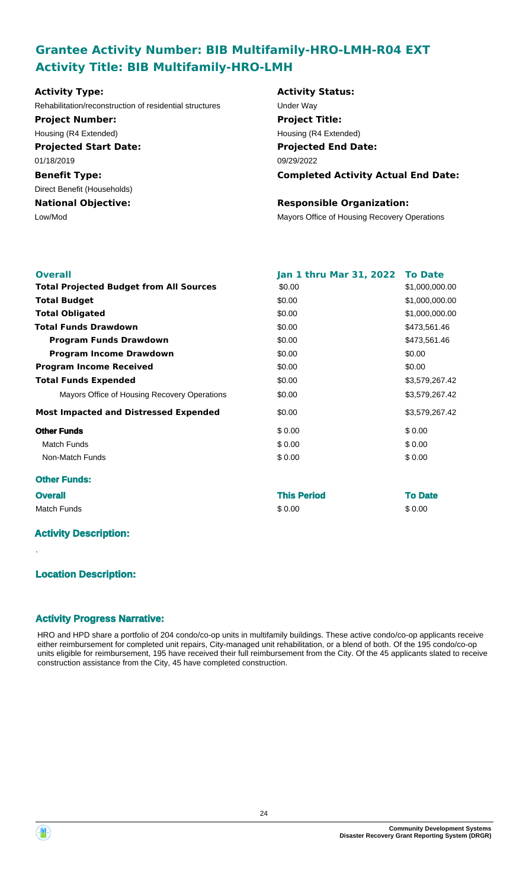## Grantee Activity Number: BIB Multifamily-HRO-LMH-R04 EXT
## Activity Title: BIB Multifamily-HRO-LMH

**Activity Type:**
Rehabilitation/reconstruction of residential structures

**Activity Status:**
Under Way

**Project Number:**
Housing (R4 Extended)

**Project Title:**
Housing (R4 Extended)

**Projected Start Date:**
01/18/2019

**Projected End Date:**
09/29/2022

**Benefit Type:**
Direct Benefit (Households)

**Completed Activity Actual End Date:**

**National Objective:**
Low/Mod

**Responsible Organization:**
Mayors Office of Housing Recovery Operations

| **Overall** | **Jan 1 thru Mar 31, 2022** | **To Date** |
|---|---|---|
| **Total Projected Budget from All Sources** | \$0.00 | \$1,000,000.00 |
| **Total Budget** | \$0.00 | \$1,000,000.00 |
| **Total Obligated** | \$0.00 | \$1,000,000.00 |
| **Total Funds Drawdown** | \$0.00 | \$473,561.46 |
| **Program Funds Drawdown** | \$0.00 | \$473,561.46 |
| **Program Income Drawdown** | \$0.00 | \$0.00 |
| **Program Income Received** | \$0.00 | \$0.00 |
| **Total Funds Expended** | \$0.00 | \$3,579,267.42 |
| Mayors Office of Housing Recovery Operations | \$0.00 | \$3,579,267.42 |
| **Most Impacted and Distressed Expended** | \$0.00 | \$3,579,267.42 |
| **Other Funds** | \$ 0.00 | \$ 0.00 |
| Match Funds | \$ 0.00 | \$ 0.00 |
| Non-Match Funds | \$ 0.00 | \$ 0.00 |

### Other Funds:

| **Overall** | **This Period** | **To Date** |
|---|---|---|
| Match Funds | \$ 0.00 | \$ 0.00 |

### Activity Description:

.

### Location Description:

### Activity Progress Narrative:

HRO and HPD share a portfolio of 204 condo/co-op units in multifamily buildings. These active condo/co-op applicants receive either reimbursement for completed unit repairs, City-managed unit rehabilitation, or a blend of both. Of the 195 condo/co-op units eligible for reimbursement, 195 have received their full reimbursement from the City. Of the 45 applicants slated to receive construction assistance from the City, 45 have completed construction.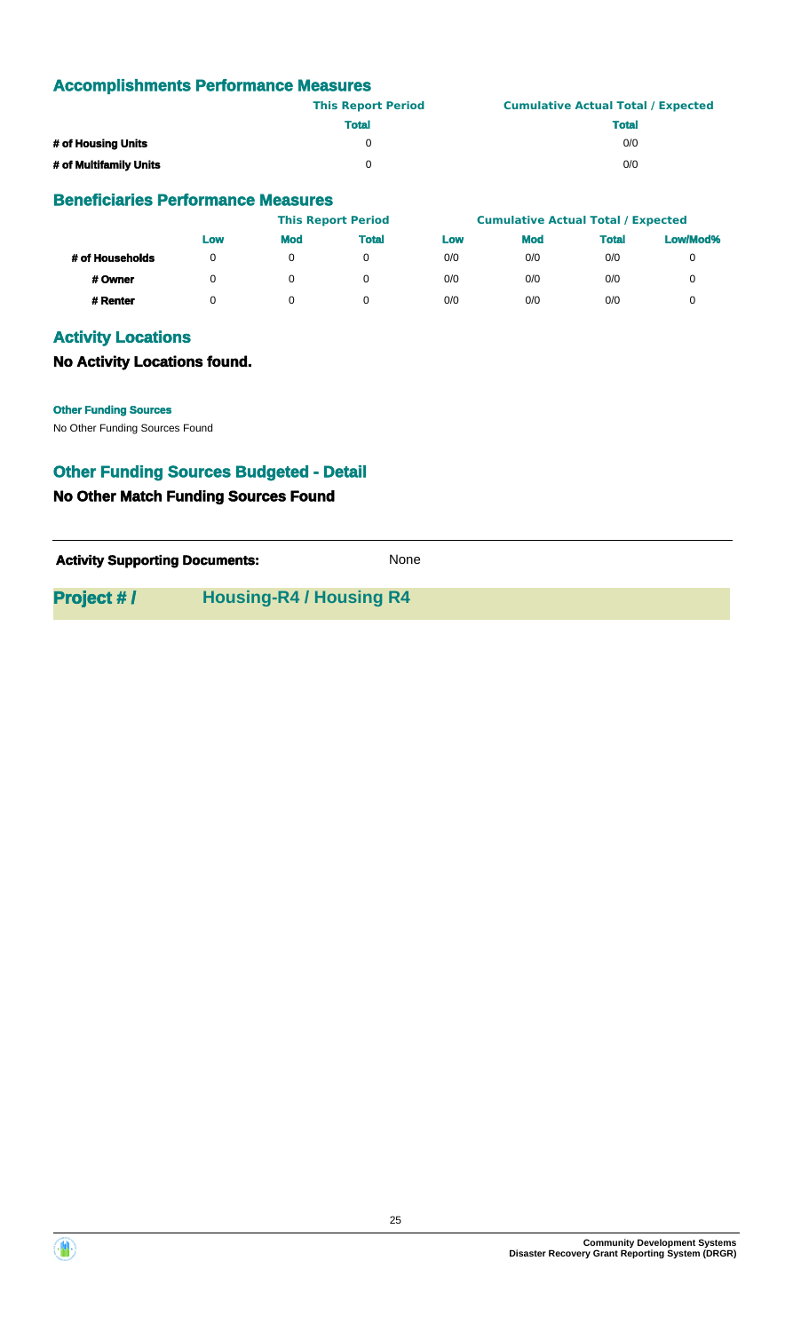## Accomplishments Performance Measures

| | This Report Period | Cumulative Actual Total / Expected |
|---|---|---|
| | Total | Total |
| # of Housing Units | 0 | 0/0 |
| # of Multifamily Units | 0 | 0/0 |

## Beneficiaries Performance Measures

| | This Report Period | | | Cumulative Actual Total / Expected | | | |
|---|---|---|---|---|---|---|---|
| | Low | Mod | Total | Low | Mod | Total | Low/Mod% |
| # of Households | 0 | 0 | 0 | 0/0 | 0/0 | 0/0 | 0 |
| # Owner | 0 | 0 | 0 | 0/0 | 0/0 | 0/0 | 0 |
| # Renter | 0 | 0 | 0 | 0/0 | 0/0 | 0/0 | 0 |

## Activity Locations

### No Activity Locations found.

**Other Funding Sources**

No Other Funding Sources Found

## Other Funding Sources Budgeted - Detail

### No Other Match Funding Sources Found

**Activity Supporting Documents:** None

## Project # / Housing-R4 / Housing R4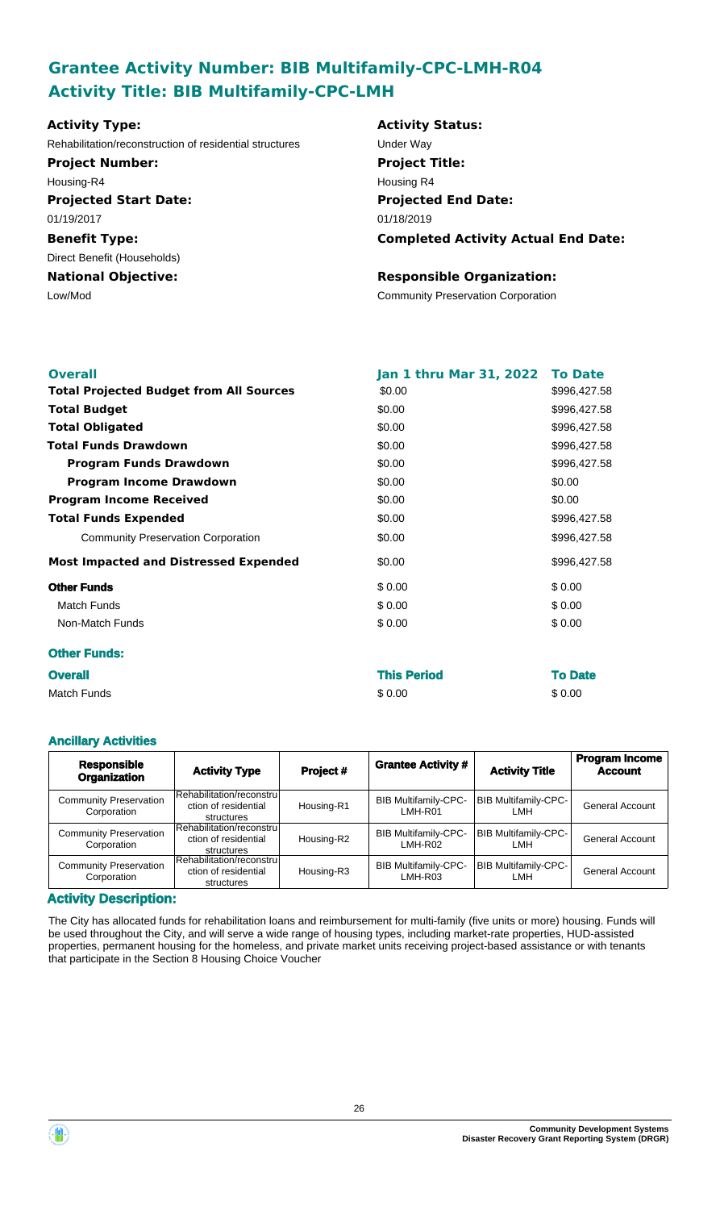## Grantee Activity Number: BIB Multifamily-CPC-LMH-R04
## Activity Title: BIB Multifamily-CPC-LMH

**Activity Type:**
Rehabilitation/reconstruction of residential structures

**Activity Status:**
Under Way

**Project Number:**
Housing-R4

**Project Title:**
Housing R4

**Projected Start Date:**
01/19/2017

**Projected End Date:**
01/18/2019

**Benefit Type:**
Direct Benefit (Households)

**Completed Activity Actual End Date:**

**National Objective:**
Low/Mod

**Responsible Organization:**
Community Preservation Corporation

| **Overall** | **Jan 1 thru Mar 31, 2022** | **To Date** |
|---|---|---|
| **Total Projected Budget from All Sources** | $0.00 | $996,427.58 |
| **Total Budget** | $0.00 | $996,427.58 |
| **Total Obligated** | $0.00 | $996,427.58 |
| **Total Funds Drawdown** | $0.00 | $996,427.58 |
| **Program Funds Drawdown** | $0.00 | $996,427.58 |
| **Program Income Drawdown** | $0.00 | $0.00 |
| **Program Income Received** | $0.00 | $0.00 |
| **Total Funds Expended** | $0.00 | $996,427.58 |
| Community Preservation Corporation | $0.00 | $996,427.58 |
| **Most Impacted and Distressed Expended** | $0.00 | $996,427.58 |
| **Other Funds** | $ 0.00 | $ 0.00 |
| Match Funds | $ 0.00 | $ 0.00 |
| Non-Match Funds | $ 0.00 | $ 0.00 |

### Other Funds:

| **Overall** | **This Period** | **To Date** |
|---|---|---|
| Match Funds | $ 0.00 | $ 0.00 |

### Ancillary Activities

| Responsible Organization | Activity Type | Project # | Grantee Activity # | Activity Title | Program Income Account |
|---|---|---|---|---|---|
| Community Preservation Corporation | Rehabilitation/reconstruction of residential structures | Housing-R1 | BIB Multifamily-CPC-LMH-R01 | BIB Multifamily-CPC-LMH | General Account |
| Community Preservation Corporation | Rehabilitation/reconstruction of residential structures | Housing-R2 | BIB Multifamily-CPC-LMH-R02 | BIB Multifamily-CPC-LMH | General Account |
| Community Preservation Corporation | Rehabilitation/reconstruction of residential structures | Housing-R3 | BIB Multifamily-CPC-LMH-R03 | BIB Multifamily-CPC-LMH | General Account |

### Activity Description:

The City has allocated funds for rehabilitation loans and reimbursement for multi-family (five units or more) housing. Funds will be used throughout the City, and will serve a wide range of housing types, including market-rate properties, HUD-assisted properties, permanent housing for the homeless, and private market units receiving project-based assistance or with tenants that participate in the Section 8 Housing Choice Voucher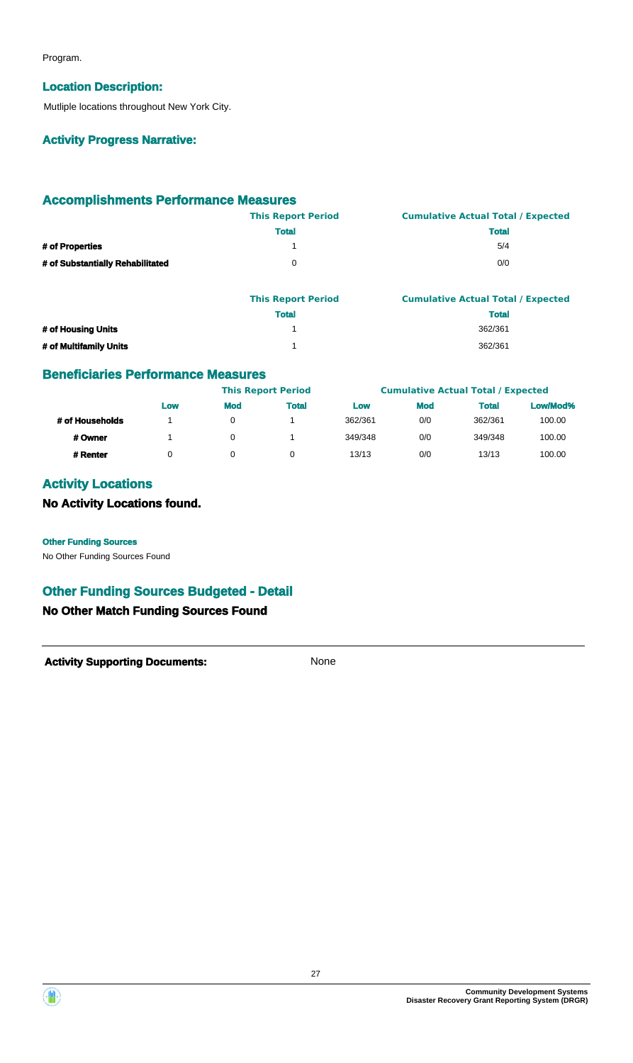Program.

## Location Description:

Mutliple locations throughout New York City.

## Activity Progress Narrative:

## Accomplishments Performance Measures

| | This Report Period | Cumulative Actual Total / Expected |
|---|---|---|
| | Total | Total |
| # of Properties | 1 | 5/4 |
| # of Substantially Rehabilitated | 0 | 0/0 |

| | This Report Period | Cumulative Actual Total / Expected |
|---|---|---|
| | Total | Total |
| # of Housing Units | 1 | 362/361 |
| # of Multifamily Units | 1 | 362/361 |

## Beneficiaries Performance Measures

| | This Report Period | | | Cumulative Actual Total / Expected | | | |
|---|---|---|---|---|---|---|---|
| | Low | Mod | Total | Low | Mod | Total | Low/Mod% |
| # of Households | 1 | 0 | 1 | 362/361 | 0/0 | 362/361 | 100.00 |
| # Owner | 1 | 0 | 1 | 349/348 | 0/0 | 349/348 | 100.00 |
| # Renter | 0 | 0 | 0 | 13/13 | 0/0 | 13/13 | 100.00 |

## Activity Locations

### No Activity Locations found.

**Other Funding Sources**

No Other Funding Sources Found

## Other Funding Sources Budgeted - Detail

### No Other Match Funding Sources Found

**Activity Supporting Documents:** None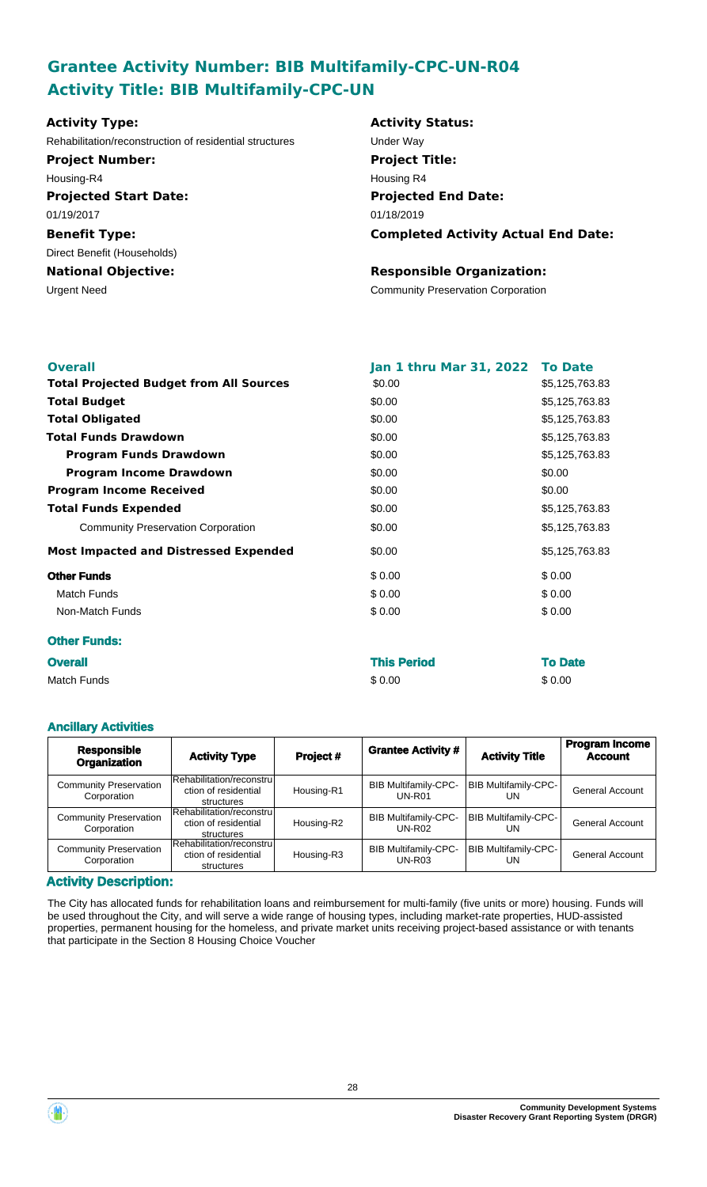## Grantee Activity Number: BIB Multifamily-CPC-UN-R04
## Activity Title: BIB Multifamily-CPC-UN

**Activity Type:**
Rehabilitation/reconstruction of residential structures

**Activity Status:**
Under Way

**Project Number:**
Housing-R4

**Project Title:**
Housing R4

**Projected Start Date:**
01/19/2017

**Projected End Date:**
01/18/2019

**Benefit Type:**
Direct Benefit (Households)

**Completed Activity Actual End Date:**

**National Objective:**
Urgent Need

**Responsible Organization:**
Community Preservation Corporation

| Overall | Jan 1 thru Mar 31, 2022 | To Date |
|---|---|---|
| **Total Projected Budget from All Sources** | $0.00 | $5,125,763.83 |
| **Total Budget** | $0.00 | $5,125,763.83 |
| **Total Obligated** | $0.00 | $5,125,763.83 |
| **Total Funds Drawdown** | $0.00 | $5,125,763.83 |
| **Program Funds Drawdown** | $0.00 | $5,125,763.83 |
| **Program Income Drawdown** | $0.00 | $0.00 |
| **Program Income Received** | $0.00 | $0.00 |
| **Total Funds Expended** | $0.00 | $5,125,763.83 |
| Community Preservation Corporation | $0.00 | $5,125,763.83 |
| **Most Impacted and Distressed Expended** | $0.00 | $5,125,763.83 |
| **Other Funds** | $ 0.00 | $ 0.00 |
| Match Funds | $ 0.00 | $ 0.00 |
| Non-Match Funds | $ 0.00 | $ 0.00 |

**Other Funds:**

| Overall | This Period | To Date |
|---|---|---|
| Match Funds | $ 0.00 | $ 0.00 |

### Ancillary Activities

| Responsible Organization | Activity Type | Project # | Grantee Activity # | Activity Title | Program Income Account |
|---|---|---|---|---|---|
| Community Preservation Corporation | Rehabilitation/reconstruction of residential structures | Housing-R1 | BIB Multifamily-CPC-UN-R01 | BIB Multifamily-CPC-UN | General Account |
| Community Preservation Corporation | Rehabilitation/reconstruction of residential structures | Housing-R2 | BIB Multifamily-CPC-UN-R02 | BIB Multifamily-CPC-UN | General Account |
| Community Preservation Corporation | Rehabilitation/reconstruction of residential structures | Housing-R3 | BIB Multifamily-CPC-UN-R03 | BIB Multifamily-CPC-UN | General Account |

### Activity Description:

The City has allocated funds for rehabilitation loans and reimbursement for multi-family (five units or more) housing. Funds will be used throughout the City, and will serve a wide range of housing types, including market-rate properties, HUD-assisted properties, permanent housing for the homeless, and private market units receiving project-based assistance or with tenants that participate in the Section 8 Housing Choice Voucher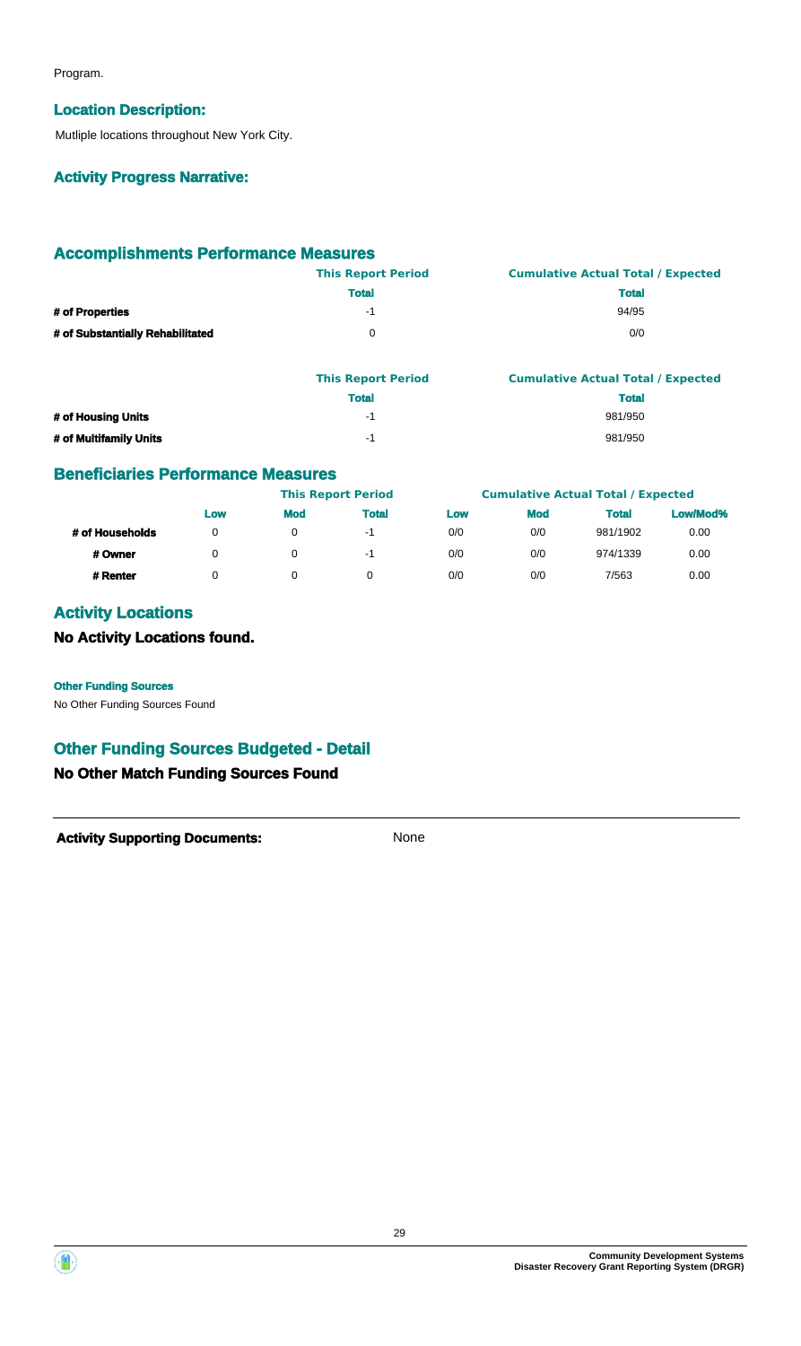Program.

### Location Description:

Mutliple locations throughout New York City.

### Activity Progress Narrative:

## Accomplishments Performance Measures

| | This Report Period | Cumulative Actual Total / Expected |
|---|---|---|
| | Total | Total |
| # of Properties | -1 | 94/95 |
| # of Substantially Rehabilitated | 0 | 0/0 |

| | This Report Period | Cumulative Actual Total / Expected |
|---|---|---|
| | Total | Total |
| # of Housing Units | -1 | 981/950 |
| # of Multifamily Units | -1 | 981/950 |

## Beneficiaries Performance Measures

| | This Report Period | | | Cumulative Actual Total / Expected | | | |
|---|---|---|---|---|---|---|---|
| | Low | Mod | Total | Low | Mod | Total | Low/Mod% |
| # of Households | 0 | 0 | -1 | 0/0 | 0/0 | 981/1902 | 0.00 |
| # Owner | 0 | 0 | -1 | 0/0 | 0/0 | 974/1339 | 0.00 |
| # Renter | 0 | 0 | 0 | 0/0 | 0/0 | 7/563 | 0.00 |

## Activity Locations

### No Activity Locations found.

**Other Funding Sources**

No Other Funding Sources Found

## Other Funding Sources Budgeted - Detail

### No Other Match Funding Sources Found

**Activity Supporting Documents:** None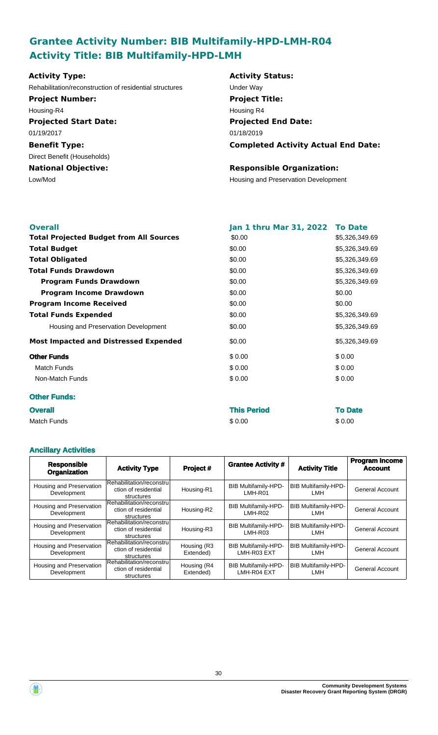## Grantee Activity Number: BIB Multifamily-HPD-LMH-R04
## Activity Title: BIB Multifamily-HPD-LMH

**Activity Type:**
Rehabilitation/reconstruction of residential structures

**Activity Status:**
Under Way

**Project Number:**
Housing-R4

**Project Title:**
Housing R4

**Projected Start Date:**
01/19/2017

**Projected End Date:**
01/18/2019

**Benefit Type:**
Direct Benefit (Households)

**Completed Activity Actual End Date:**

**National Objective:**
Low/Mod

**Responsible Organization:**
Housing and Preservation Development

| **Overall** | **Jan 1 thru Mar 31, 2022** | **To Date** |
|---|---|---|
| **Total Projected Budget from All Sources** | $0.00 | $5,326,349.69 |
| **Total Budget** | $0.00 | $5,326,349.69 |
| **Total Obligated** | $0.00 | $5,326,349.69 |
| **Total Funds Drawdown** | $0.00 | $5,326,349.69 |
| **Program Funds Drawdown** | $0.00 | $5,326,349.69 |
| **Program Income Drawdown** | $0.00 | $0.00 |
| **Program Income Received** | $0.00 | $0.00 |
| **Total Funds Expended** | $0.00 | $5,326,349.69 |
| Housing and Preservation Development | $0.00 | $5,326,349.69 |
| **Most Impacted and Distressed Expended** | $0.00 | $5,326,349.69 |
| **Other Funds** | $ 0.00 | $ 0.00 |
| Match Funds | $ 0.00 | $ 0.00 |
| Non-Match Funds | $ 0.00 | $ 0.00 |

**Other Funds:**

| **Overall** | **This Period** | **To Date** |
|---|---|---|
| Match Funds | $ 0.00 | $ 0.00 |

**Ancillary Activities**

| Responsible Organization | Activity Type | Project # | Grantee Activity # | Activity Title | Program Income Account |
|---|---|---|---|---|---|
| Housing and Preservation Development | Rehabilitation/reconstruction of residential structures | Housing-R1 | BIB Multifamily-HPD-LMH-R01 | BIB Multifamily-HPD-LMH | General Account |
| Housing and Preservation Development | Rehabilitation/reconstruction of residential structures | Housing-R2 | BIB Multifamily-HPD-LMH-R02 | BIB Multifamily-HPD-LMH | General Account |
| Housing and Preservation Development | Rehabilitation/reconstruction of residential structures | Housing-R3 | BIB Multifamily-HPD-LMH-R03 | BIB Multifamily-HPD-LMH | General Account |
| Housing and Preservation Development | Rehabilitation/reconstruction of residential structures | Housing (R3 Extended) | BIB Multifamily-HPD-LMH-R03 EXT | BIB Multifamily-HPD-LMH | General Account |
| Housing and Preservation Development | Rehabilitation/reconstruction of residential structures | Housing (R4 Extended) | BIB Multifamily-HPD-LMH-R04 EXT | BIB Multifamily-HPD-LMH | General Account |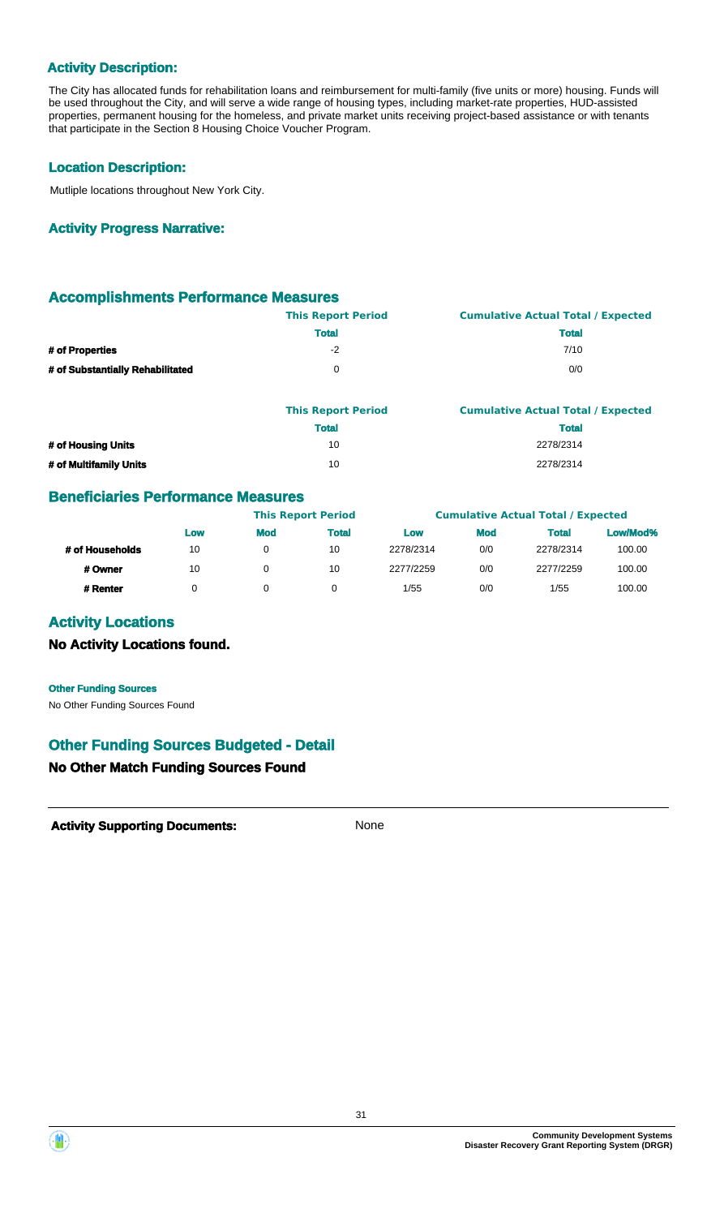### Activity Description:

The City has allocated funds for rehabilitation loans and reimbursement for multi-family (five units or more) housing. Funds will be used throughout the City, and will serve a wide range of housing types, including market-rate properties, HUD-assisted properties, permanent housing for the homeless, and private market units receiving project-based assistance or with tenants that participate in the Section 8 Housing Choice Voucher Program.

### Location Description:

Mutliple locations throughout New York City.

### Activity Progress Narrative:

## Accomplishments Performance Measures

| | This Report Period | Cumulative Actual Total / Expected |
|---|---|---|
| | **Total** | **Total** |
| **# of Properties** | -2 | 7/10 |
| **# of Substantially Rehabilitated** | 0 | 0/0 |

| | This Report Period | Cumulative Actual Total / Expected |
|---|---|---|
| | **Total** | **Total** |
| **# of Housing Units** | 10 | 2278/2314 |
| **# of Multifamily Units** | 10 | 2278/2314 |

## Beneficiaries Performance Measures

| | This Report Period | | | Cumulative Actual Total / Expected | | | |
|---|---|---|---|---|---|---|---|
| | **Low** | **Mod** | **Total** | **Low** | **Mod** | **Total** | **Low/Mod%** |
| **# of Households** | 10 | 0 | 10 | 2278/2314 | 0/0 | 2278/2314 | 100.00 |
| **# Owner** | 10 | 0 | 10 | 2277/2259 | 0/0 | 2277/2259 | 100.00 |
| **# Renter** | 0 | 0 | 0 | 1/55 | 0/0 | 1/55 | 100.00 |

## Activity Locations

### No Activity Locations found.

**Other Funding Sources**

No Other Funding Sources Found

## Other Funding Sources Budgeted - Detail

### No Other Match Funding Sources Found

**Activity Supporting Documents:** None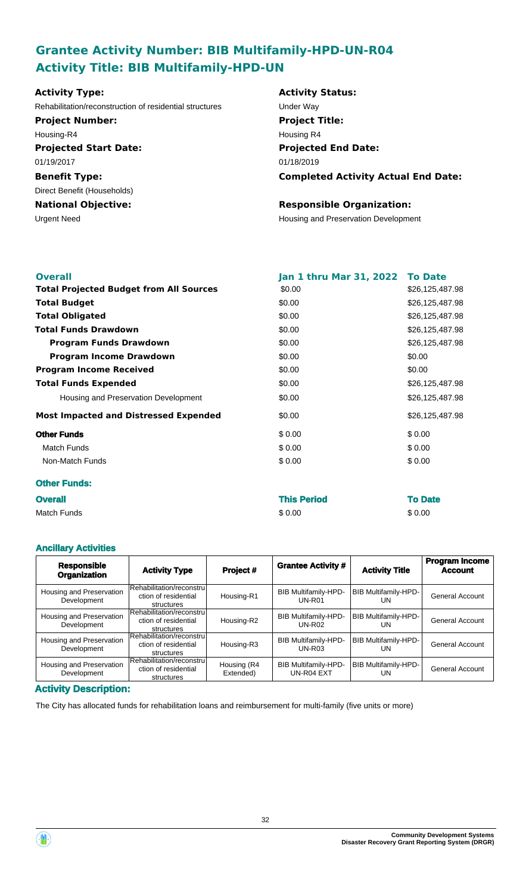## Grantee Activity Number: BIB Multifamily-HPD-UN-R04
## Activity Title: BIB Multifamily-HPD-UN

**Activity Type:**
Rehabilitation/reconstruction of residential structures

**Activity Status:**
Under Way

**Project Number:**
Housing-R4

**Project Title:**
Housing R4

**Projected Start Date:**
01/19/2017

**Projected End Date:**
01/18/2019

**Benefit Type:**
Direct Benefit (Households)

**Completed Activity Actual End Date:**

**National Objective:**
Urgent Need

**Responsible Organization:**
Housing and Preservation Development

| Overall | Jan 1 thru Mar 31, 2022 | To Date |
|---|---|---|
| **Total Projected Budget from All Sources** | $0.00 | $26,125,487.98 |
| **Total Budget** | $0.00 | $26,125,487.98 |
| **Total Obligated** | $0.00 | $26,125,487.98 |
| **Total Funds Drawdown** | $0.00 | $26,125,487.98 |
| **Program Funds Drawdown** | $0.00 | $26,125,487.98 |
| **Program Income Drawdown** | $0.00 | $0.00 |
| **Program Income Received** | $0.00 | $0.00 |
| **Total Funds Expended** | $0.00 | $26,125,487.98 |
| Housing and Preservation Development | $0.00 | $26,125,487.98 |
| **Most Impacted and Distressed Expended** | $0.00 | $26,125,487.98 |
| **Other Funds** | $ 0.00 | $ 0.00 |
| Match Funds | $ 0.00 | $ 0.00 |
| Non-Match Funds | $ 0.00 | $ 0.00 |

### Other Funds:

| Overall | This Period | To Date |
|---|---|---|
| Match Funds | $ 0.00 | $ 0.00 |

### Ancillary Activities

| Responsible Organization | Activity Type | Project # | Grantee Activity # | Activity Title | Program Income Account |
|---|---|---|---|---|---|
| Housing and Preservation Development | Rehabilitation/reconstruction of residential structures | Housing-R1 | BIB Multifamily-HPD-UN-R01 | BIB Multifamily-HPD-UN | General Account |
| Housing and Preservation Development | Rehabilitation/reconstruction of residential structures | Housing-R2 | BIB Multifamily-HPD-UN-R02 | BIB Multifamily-HPD-UN | General Account |
| Housing and Preservation Development | Rehabilitation/reconstruction of residential structures | Housing-R3 | BIB Multifamily-HPD-UN-R03 | BIB Multifamily-HPD-UN | General Account |
| Housing and Preservation Development | Rehabilitation/reconstruction of residential structures | Housing (R4 Extended) | BIB Multifamily-HPD-UN-R04 EXT | BIB Multifamily-HPD-UN | General Account |

### Activity Description:

The City has allocated funds for rehabilitation loans and reimbursement for multi-family (five units or more)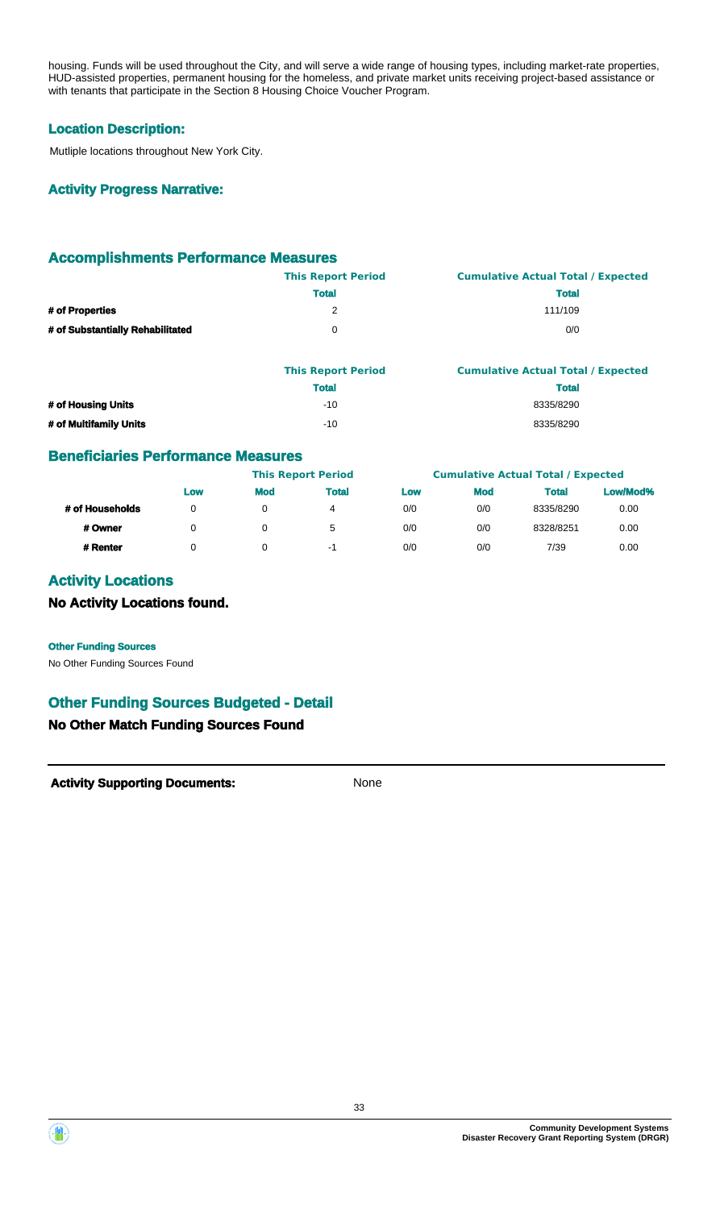housing. Funds will be used throughout the City, and will serve a wide range of housing types, including market-rate properties, HUD-assisted properties, permanent housing for the homeless, and private market units receiving project-based assistance or with tenants that participate in the Section 8 Housing Choice Voucher Program.

### Location Description:

Mutliple locations throughout New York City.

### Activity Progress Narrative:

## Accomplishments Performance Measures

| | This Report Period | Cumulative Actual Total / Expected |
|---|---|---|
| | Total | Total |
| # of Properties | 2 | 111/109 |
| # of Substantially Rehabilitated | 0 | 0/0 |

| | This Report Period | Cumulative Actual Total / Expected |
|---|---|---|
| | Total | Total |
| # of Housing Units | -10 | 8335/8290 |
| # of Multifamily Units | -10 | 8335/8290 |

## Beneficiaries Performance Measures

| | This Report Period | | | Cumulative Actual Total / Expected | | | |
|---|---|---|---|---|---|---|---|
| | Low | Mod | Total | Low | Mod | Total | Low/Mod% |
| # of Households | 0 | 0 | 4 | 0/0 | 0/0 | 8335/8290 | 0.00 |
| # Owner | 0 | 0 | 5 | 0/0 | 0/0 | 8328/8251 | 0.00 |
| # Renter | 0 | 0 | -1 | 0/0 | 0/0 | 7/39 | 0.00 |

## Activity Locations

### No Activity Locations found.

**Other Funding Sources**

No Other Funding Sources Found

## Other Funding Sources Budgeted - Detail

### No Other Match Funding Sources Found

**Activity Supporting Documents:** None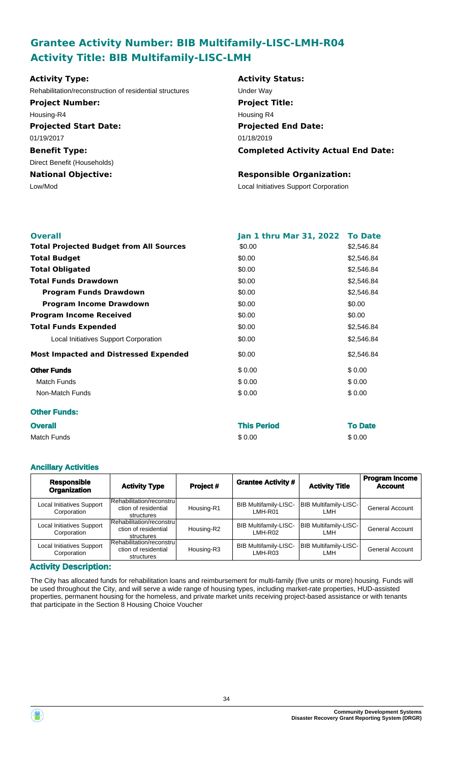## Grantee Activity Number: BIB Multifamily-LISC-LMH-R04
## Activity Title: BIB Multifamily-LISC-LMH

**Activity Type:**
Rehabilitation/reconstruction of residential structures

**Activity Status:**
Under Way

**Project Number:**
Housing-R4

**Project Title:**
Housing R4

**Projected Start Date:**
01/19/2017

**Projected End Date:**
01/18/2019

**Benefit Type:**
Direct Benefit (Households)

**Completed Activity Actual End Date:**

**National Objective:**
Low/Mod

**Responsible Organization:**
Local Initiatives Support Corporation

| **Overall** | **Jan 1 thru Mar 31, 2022** | **To Date** |
|---|---|---|
| **Total Projected Budget from All Sources** | \$0.00 | \$2,546.84 |
| **Total Budget** | \$0.00 | \$2,546.84 |
| **Total Obligated** | \$0.00 | \$2,546.84 |
| **Total Funds Drawdown** | \$0.00 | \$2,546.84 |
| **Program Funds Drawdown** | \$0.00 | \$2,546.84 |
| **Program Income Drawdown** | \$0.00 | \$0.00 |
| **Program Income Received** | \$0.00 | \$0.00 |
| **Total Funds Expended** | \$0.00 | \$2,546.84 |
| Local Initiatives Support Corporation | \$0.00 | \$2,546.84 |
| **Most Impacted and Distressed Expended** | \$0.00 | \$2,546.84 |
| **Other Funds** | \$ 0.00 | \$ 0.00 |
| Match Funds | \$ 0.00 | \$ 0.00 |
| Non-Match Funds | \$ 0.00 | \$ 0.00 |

### Other Funds:

| **Overall** | **This Period** | **To Date** |
|---|---|---|
| Match Funds | \$ 0.00 | \$ 0.00 |

### Ancillary Activities

| Responsible Organization | Activity Type | Project # | Grantee Activity # | Activity Title | Program Income Account |
|---|---|---|---|---|---|
| Local Initiatives Support Corporation | Rehabilitation/reconstruction of residential structures | Housing-R1 | BIB Multifamily-LISC-LMH-R01 | BIB Multifamily-LISC-LMH | General Account |
| Local Initiatives Support Corporation | Rehabilitation/reconstruction of residential structures | Housing-R2 | BIB Multifamily-LISC-LMH-R02 | BIB Multifamily-LISC-LMH | General Account |
| Local Initiatives Support Corporation | Rehabilitation/reconstruction of residential structures | Housing-R3 | BIB Multifamily-LISC-LMH-R03 | BIB Multifamily-LISC-LMH | General Account |

### Activity Description:

The City has allocated funds for rehabilitation loans and reimbursement for multi-family (five units or more) housing. Funds will be used throughout the City, and will serve a wide range of housing types, including market-rate properties, HUD-assisted properties, permanent housing for the homeless, and private market units receiving project-based assistance or with tenants that participate in the Section 8 Housing Choice Voucher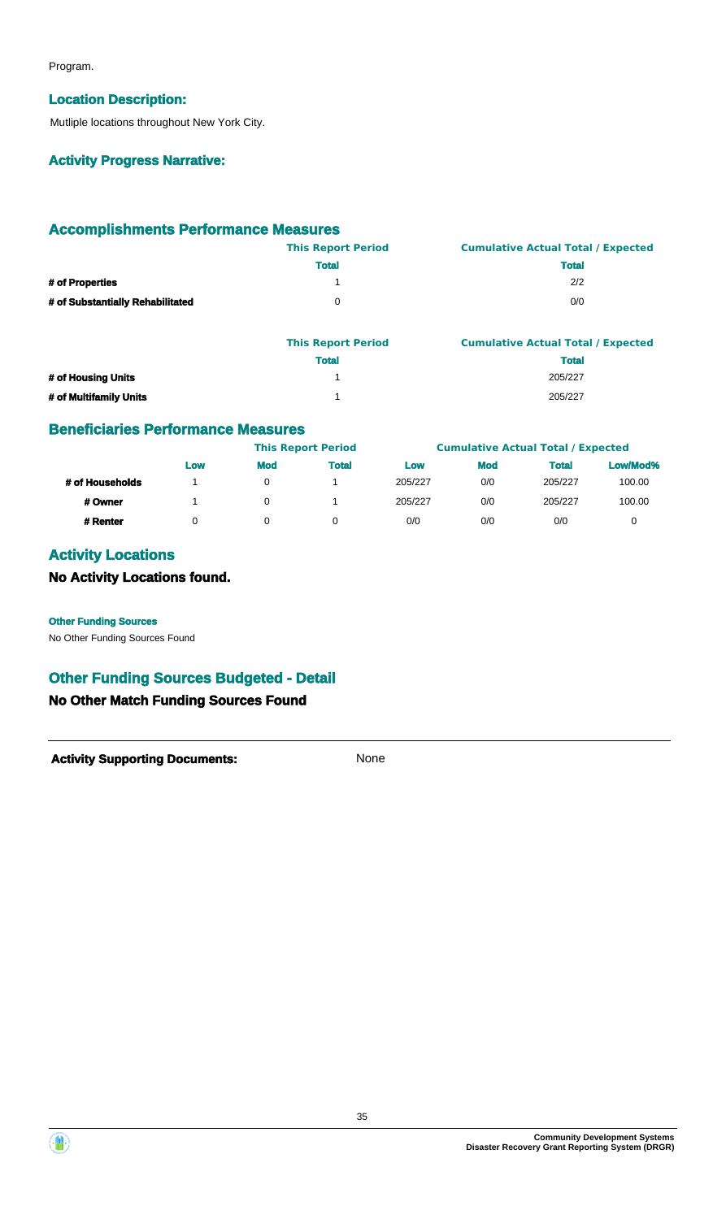Program.

### Location Description:

Mutliple locations throughout New York City.

### Activity Progress Narrative:

## Accomplishments Performance Measures

| | This Report Period | Cumulative Actual Total / Expected |
|---|---|---|
| | Total | Total |
| # of Properties | 1 | 2/2 |
| # of Substantially Rehabilitated | 0 | 0/0 |

| | This Report Period | Cumulative Actual Total / Expected |
|---|---|---|
| | Total | Total |
| # of Housing Units | 1 | 205/227 |
| # of Multifamily Units | 1 | 205/227 |

## Beneficiaries Performance Measures

| | This Report Period | | | Cumulative Actual Total / Expected | | | |
|---|---|---|---|---|---|---|---|
| | Low | Mod | Total | Low | Mod | Total | Low/Mod% |
| # of Households | 1 | 0 | 1 | 205/227 | 0/0 | 205/227 | 100.00 |
| # Owner | 1 | 0 | 1 | 205/227 | 0/0 | 205/227 | 100.00 |
| # Renter | 0 | 0 | 0 | 0/0 | 0/0 | 0/0 | 0 |

## Activity Locations

### No Activity Locations found.

**Other Funding Sources**

No Other Funding Sources Found

## Other Funding Sources Budgeted - Detail

### No Other Match Funding Sources Found

**Activity Supporting Documents:** None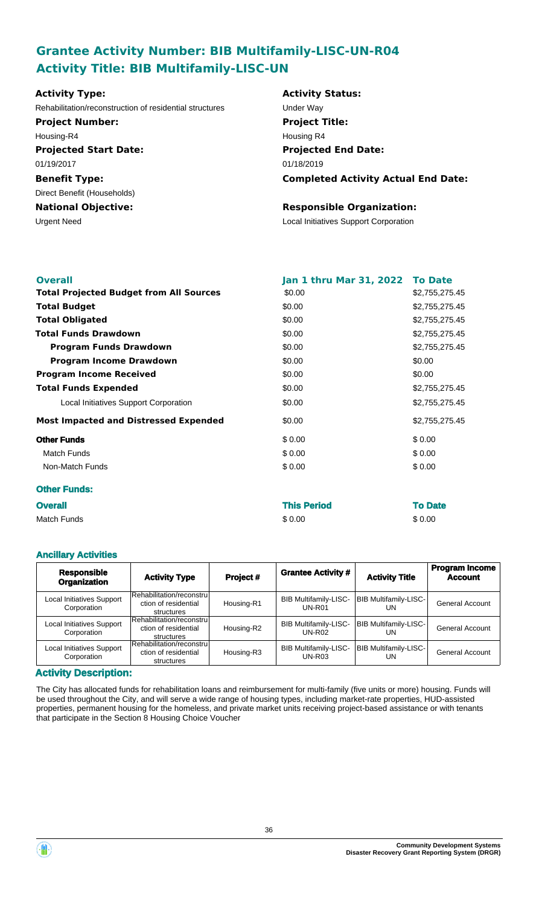## Grantee Activity Number: BIB Multifamily-LISC-UN-R04
## Activity Title: BIB Multifamily-LISC-UN

**Activity Type:**
Rehabilitation/reconstruction of residential structures

**Activity Status:**
Under Way

**Project Number:**
Housing-R4

**Project Title:**
Housing R4

**Projected Start Date:**
01/19/2017

**Projected End Date:**
01/18/2019

**Benefit Type:**
Direct Benefit (Households)

**Completed Activity Actual End Date:**

**National Objective:**
Urgent Need

**Responsible Organization:**
Local Initiatives Support Corporation

| **Overall** | **Jan 1 thru Mar 31, 2022** | **To Date** |
|---|---|---|
| **Total Projected Budget from All Sources** | \$0.00 | \$2,755,275.45 |
| **Total Budget** | \$0.00 | \$2,755,275.45 |
| **Total Obligated** | \$0.00 | \$2,755,275.45 |
| **Total Funds Drawdown** | \$0.00 | \$2,755,275.45 |
| **Program Funds Drawdown** | \$0.00 | \$2,755,275.45 |
| **Program Income Drawdown** | \$0.00 | \$0.00 |
| **Program Income Received** | \$0.00 | \$0.00 |
| **Total Funds Expended** | \$0.00 | \$2,755,275.45 |
| Local Initiatives Support Corporation | \$0.00 | \$2,755,275.45 |
| **Most Impacted and Distressed Expended** | \$0.00 | \$2,755,275.45 |
| **Other Funds** | \$ 0.00 | \$ 0.00 |
| Match Funds | \$ 0.00 | \$ 0.00 |
| Non-Match Funds | \$ 0.00 | \$ 0.00 |

### Other Funds:

| **Overall** | **This Period** | **To Date** |
|---|---|---|
| Match Funds | \$ 0.00 | \$ 0.00 |

### Ancillary Activities

| Responsible Organization | Activity Type | Project # | Grantee Activity # | Activity Title | Program Income Account |
|---|---|---|---|---|---|
| Local Initiatives Support Corporation | Rehabilitation/reconstruction of residential structures | Housing-R1 | BIB Multifamily-LISC-UN-R01 | BIB Multifamily-LISC-UN | General Account |
| Local Initiatives Support Corporation | Rehabilitation/reconstruction of residential structures | Housing-R2 | BIB Multifamily-LISC-UN-R02 | BIB Multifamily-LISC-UN | General Account |
| Local Initiatives Support Corporation | Rehabilitation/reconstruction of residential structures | Housing-R3 | BIB Multifamily-LISC-UN-R03 | BIB Multifamily-LISC-UN | General Account |

### Activity Description:

The City has allocated funds for rehabilitation loans and reimbursement for multi-family (five units or more) housing. Funds will be used throughout the City, and will serve a wide range of housing types, including market-rate properties, HUD-assisted properties, permanent housing for the homeless, and private market units receiving project-based assistance or with tenants that participate in the Section 8 Housing Choice Voucher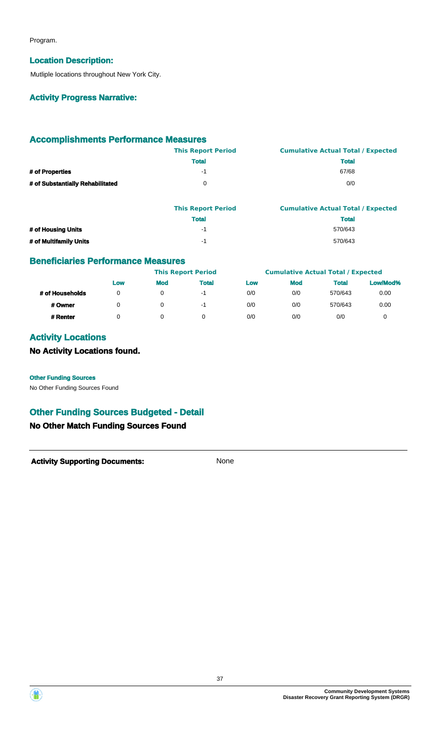Program.

### Location Description:

Mutliple locations throughout New York City.

### Activity Progress Narrative:

## Accomplishments Performance Measures

| | This Report Period | Cumulative Actual Total / Expected |
|---|---|---|
| | Total | Total |
| # of Properties | -1 | 67/68 |
| # of Substantially Rehabilitated | 0 | 0/0 |

| | This Report Period | Cumulative Actual Total / Expected |
|---|---|---|
| | Total | Total |
| # of Housing Units | -1 | 570/643 |
| # of Multifamily Units | -1 | 570/643 |

## Beneficiaries Performance Measures

| | This Report Period | | | Cumulative Actual Total / Expected | | | |
|---|---|---|---|---|---|---|---|
| | Low | Mod | Total | Low | Mod | Total | Low/Mod% |
| # of Households | 0 | 0 | -1 | 0/0 | 0/0 | 570/643 | 0.00 |
| # Owner | 0 | 0 | -1 | 0/0 | 0/0 | 570/643 | 0.00 |
| # Renter | 0 | 0 | 0 | 0/0 | 0/0 | 0/0 | 0 |

## Activity Locations

### No Activity Locations found.

**Other Funding Sources**

No Other Funding Sources Found

## Other Funding Sources Budgeted - Detail

### No Other Match Funding Sources Found

**Activity Supporting Documents:** None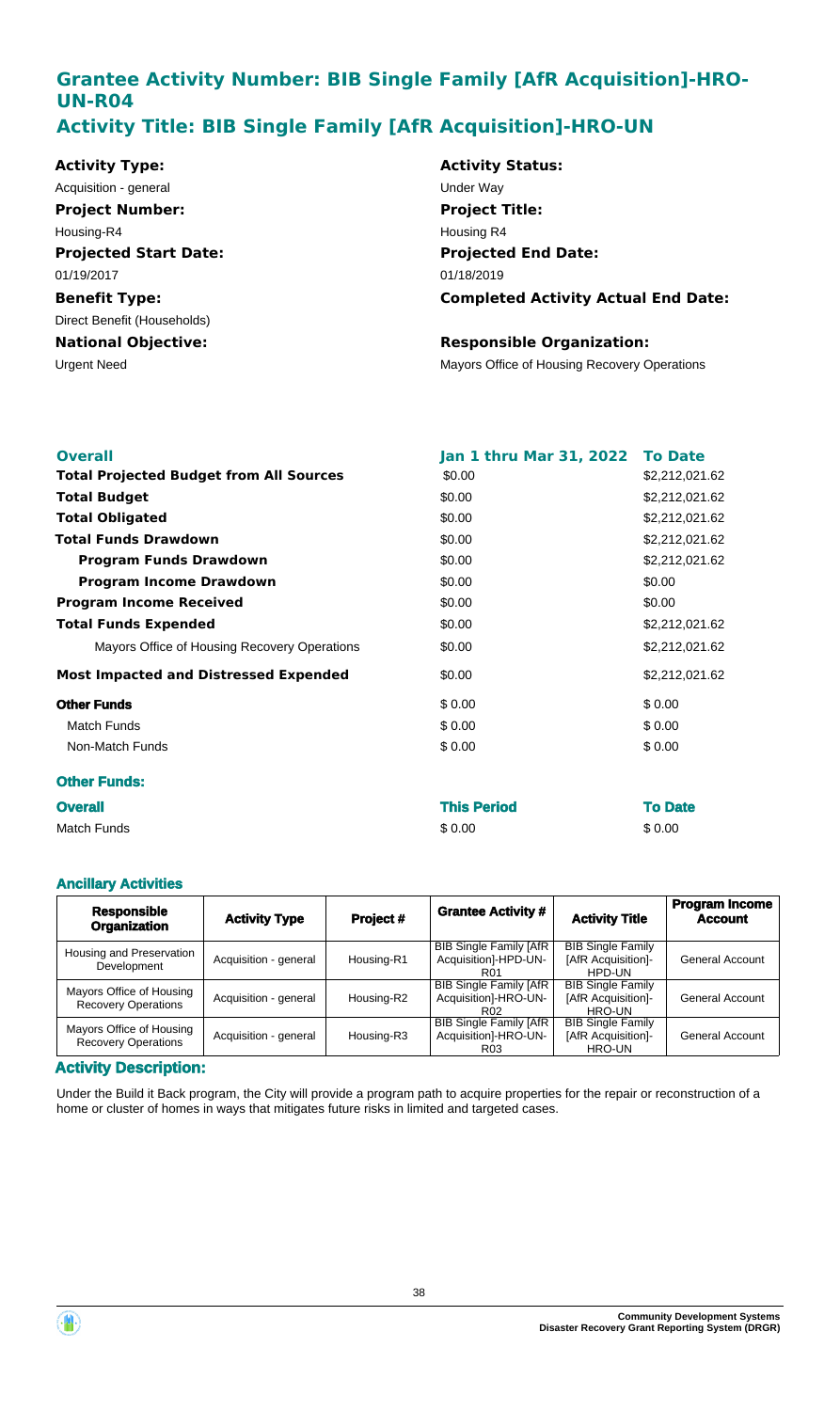## Grantee Activity Number: BIB Single Family [AfR Acquisition]-HRO-UN-R04
## Activity Title: BIB Single Family [AfR Acquisition]-HRO-UN

**Activity Type:**
Acquisition - general

**Activity Status:**
Under Way

**Project Number:**
Housing-R4

**Project Title:**
Housing R4

**Projected Start Date:**
01/19/2017

**Projected End Date:**
01/18/2019

**Benefit Type:**
Direct Benefit (Households)

**Completed Activity Actual End Date:**

**National Objective:**
Urgent Need

**Responsible Organization:**
Mayors Office of Housing Recovery Operations

| **Overall** | **Jan 1 thru Mar 31, 2022** | **To Date** |
|---|---|---|
| **Total Projected Budget from All Sources** | $0.00 | $2,212,021.62 |
| **Total Budget** | $0.00 | $2,212,021.62 |
| **Total Obligated** | $0.00 | $2,212,021.62 |
| **Total Funds Drawdown** | $0.00 | $2,212,021.62 |
| **Program Funds Drawdown** | $0.00 | $2,212,021.62 |
| **Program Income Drawdown** | $0.00 | $0.00 |
| **Program Income Received** | $0.00 | $0.00 |
| **Total Funds Expended** | $0.00 | $2,212,021.62 |
| Mayors Office of Housing Recovery Operations | $0.00 | $2,212,021.62 |
| **Most Impacted and Distressed Expended** | $0.00 | $2,212,021.62 |
| **Other Funds** | $ 0.00 | $ 0.00 |
| Match Funds | $ 0.00 | $ 0.00 |
| Non-Match Funds | $ 0.00 | $ 0.00 |

### Other Funds:

| **Overall** | **This Period** | **To Date** |
|---|---|---|
| Match Funds | $ 0.00 | $ 0.00 |

### Ancillary Activities

| Responsible Organization | Activity Type | Project # | Grantee Activity # | Activity Title | Program Income Account |
|---|---|---|---|---|---|
| Housing and Preservation Development | Acquisition - general | Housing-R1 | BIB Single Family [AfR Acquisition]-HPD-UN-R01 | BIB Single Family [AfR Acquisition]-HPD-UN | General Account |
| Mayors Office of Housing Recovery Operations | Acquisition - general | Housing-R2 | BIB Single Family [AfR Acquisition]-HRO-UN-R02 | BIB Single Family [AfR Acquisition]-HRO-UN | General Account |
| Mayors Office of Housing Recovery Operations | Acquisition - general | Housing-R3 | BIB Single Family [AfR Acquisition]-HRO-UN-R03 | BIB Single Family [AfR Acquisition]-HRO-UN | General Account |

### Activity Description:

Under the Build it Back program, the City will provide a program path to acquire properties for the repair or reconstruction of a home or cluster of homes in ways that mitigates future risks in limited and targeted cases.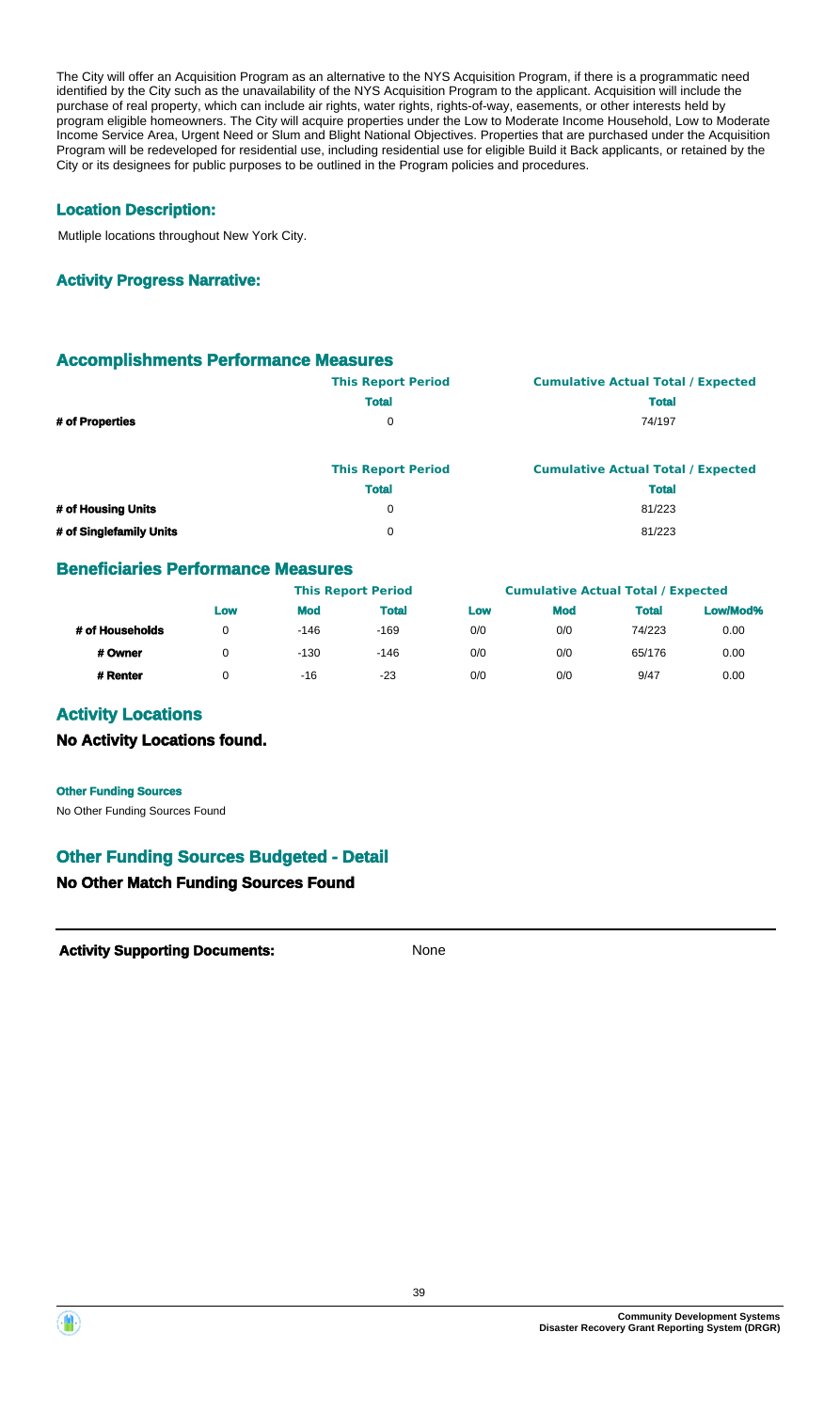The City will offer an Acquisition Program as an alternative to the NYS Acquisition Program, if there is a programmatic need identified by the City such as the unavailability of the NYS Acquisition Program to the applicant. Acquisition will include the purchase of real property, which can include air rights, water rights, rights-of-way, easements, or other interests held by program eligible homeowners. The City will acquire properties under the Low to Moderate Income Household, Low to Moderate Income Service Area, Urgent Need or Slum and Blight National Objectives. Properties that are purchased under the Acquisition Program will be redeveloped for residential use, including residential use for eligible Build it Back applicants, or retained by the City or its designees for public purposes to be outlined in the Program policies and procedures.

### Location Description:

Mutliple locations throughout New York City.

### Activity Progress Narrative:

### Accomplishments Performance Measures

| | This Report Period | Cumulative Actual Total / Expected |
|---|---|---|
| | Total | Total |
| # of Properties | 0 | 74/197 |

| | This Report Period | Cumulative Actual Total / Expected |
|---|---|---|
| | Total | Total |
| # of Housing Units | 0 | 81/223 |
| # of Singlefamily Units | 0 | 81/223 |

### Beneficiaries Performance Measures

| | This Report Period | | | Cumulative Actual Total / Expected | | | |
|---|---|---|---|---|---|---|---|
| | Low | Mod | Total | Low | Mod | Total | Low/Mod% |
| # of Households | 0 | -146 | -169 | 0/0 | 0/0 | 74/223 | 0.00 |
| # Owner | 0 | -130 | -146 | 0/0 | 0/0 | 65/176 | 0.00 |
| # Renter | 0 | -16 | -23 | 0/0 | 0/0 | 9/47 | 0.00 |

### Activity Locations

**No Activity Locations found.**

**Other Funding Sources**

No Other Funding Sources Found

### Other Funding Sources Budgeted - Detail

**No Other Match Funding Sources Found**

**Activity Supporting Documents:** None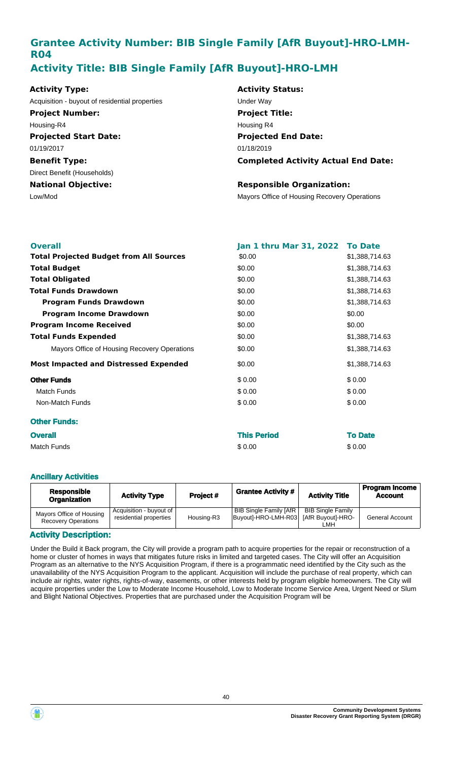## Grantee Activity Number: BIB Single Family [AfR Buyout]-HRO-LMH-R04

## Activity Title: BIB Single Family [AfR Buyout]-HRO-LMH

**Activity Type:**
Acquisition - buyout of residential properties

**Activity Status:**
Under Way

**Project Number:**
Housing-R4

**Project Title:**
Housing R4

**Projected Start Date:**
01/19/2017

**Projected End Date:**
01/18/2019

**Benefit Type:**
Direct Benefit (Households)

**Completed Activity Actual End Date:**

**National Objective:**
Low/Mod

**Responsible Organization:**
Mayors Office of Housing Recovery Operations

| Overall | Jan 1 thru Mar 31, 2022 | To Date |
|---|---|---|
| **Total Projected Budget from All Sources** | $0.00 | $1,388,714.63 |
| **Total Budget** | $0.00 | $1,388,714.63 |
| **Total Obligated** | $0.00 | $1,388,714.63 |
| **Total Funds Drawdown** | $0.00 | $1,388,714.63 |
| **Program Funds Drawdown** | $0.00 | $1,388,714.63 |
| **Program Income Drawdown** | $0.00 | $0.00 |
| **Program Income Received** | $0.00 | $0.00 |
| **Total Funds Expended** | $0.00 | $1,388,714.63 |
| Mayors Office of Housing Recovery Operations | $0.00 | $1,388,714.63 |
| **Most Impacted and Distressed Expended** | $0.00 | $1,388,714.63 |
| **Other Funds** | $ 0.00 | $ 0.00 |
| Match Funds | $ 0.00 | $ 0.00 |
| Non-Match Funds | $ 0.00 | $ 0.00 |

### Other Funds:

| Overall | This Period | To Date |
|---|---|---|
| Match Funds | $ 0.00 | $ 0.00 |

### Ancillary Activities

| Responsible Organization | Activity Type | Project # | Grantee Activity # | Activity Title | Program Income Account |
|---|---|---|---|---|---|
| Mayors Office of Housing Recovery Operations | Acquisition - buyout of residential properties | Housing-R3 | BIB Single Family [AfR Buyout]-HRO-LMH-R03 | BIB Single Family [AfR Buyout]-HRO-LMH | General Account |

### Activity Description:

Under the Build it Back program, the City will provide a program path to acquire properties for the repair or reconstruction of a home or cluster of homes in ways that mitigates future risks in limited and targeted cases. The City will offer an Acquisition Program as an alternative to the NYS Acquisition Program, if there is a programmatic need identified by the City such as the unavailability of the NYS Acquisition Program to the applicant. Acquisition will include the purchase of real property, which can include air rights, water rights, rights-of-way, easements, or other interests held by program eligible homeowners. The City will acquire properties under the Low to Moderate Income Household, Low to Moderate Income Service Area, Urgent Need or Slum and Blight National Objectives. Properties that are purchased under the Acquisition Program will be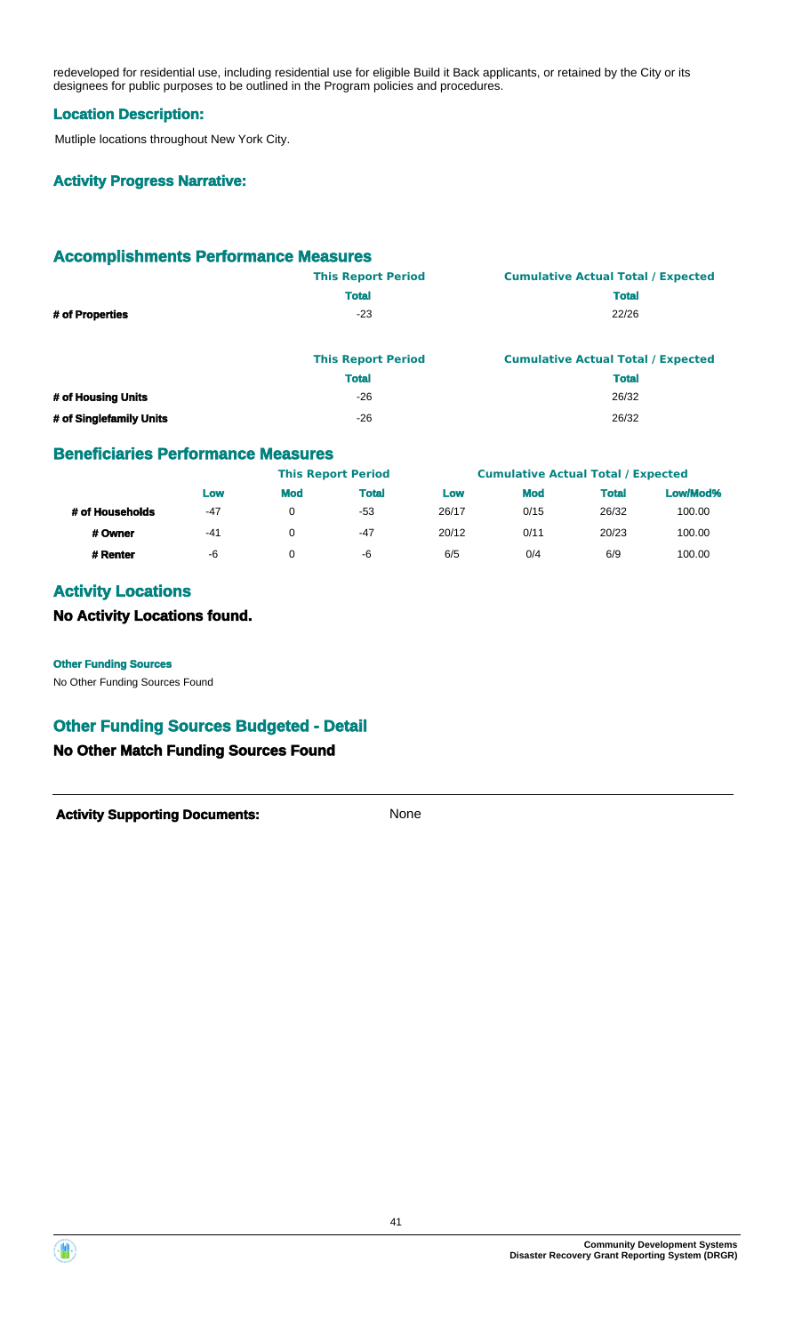redeveloped for residential use, including residential use for eligible Build it Back applicants, or retained by the City or its designees for public purposes to be outlined in the Program policies and procedures.

### Location Description:

Mutliple locations throughout New York City.

### Activity Progress Narrative:

## Accomplishments Performance Measures

| | This Report Period | Cumulative Actual Total / Expected |
|---|---|---|
| | Total | Total |
| # of Properties | -23 | 22/26 |

| | This Report Period | Cumulative Actual Total / Expected |
|---|---|---|
| | Total | Total |
| # of Housing Units | -26 | 26/32 |
| # of Singlefamily Units | -26 | 26/32 |

## Beneficiaries Performance Measures

| | This Report Period | | | Cumulative Actual Total / Expected | | | |
|---|---|---|---|---|---|---|---|
| | Low | Mod | Total | Low | Mod | Total | Low/Mod% |
| # of Households | -47 | 0 | -53 | 26/17 | 0/15 | 26/32 | 100.00 |
| # Owner | -41 | 0 | -47 | 20/12 | 0/11 | 20/23 | 100.00 |
| # Renter | -6 | 0 | -6 | 6/5 | 0/4 | 6/9 | 100.00 |

## Activity Locations

### No Activity Locations found.

**Other Funding Sources**

No Other Funding Sources Found

## Other Funding Sources Budgeted - Detail

### No Other Match Funding Sources Found

**Activity Supporting Documents:** None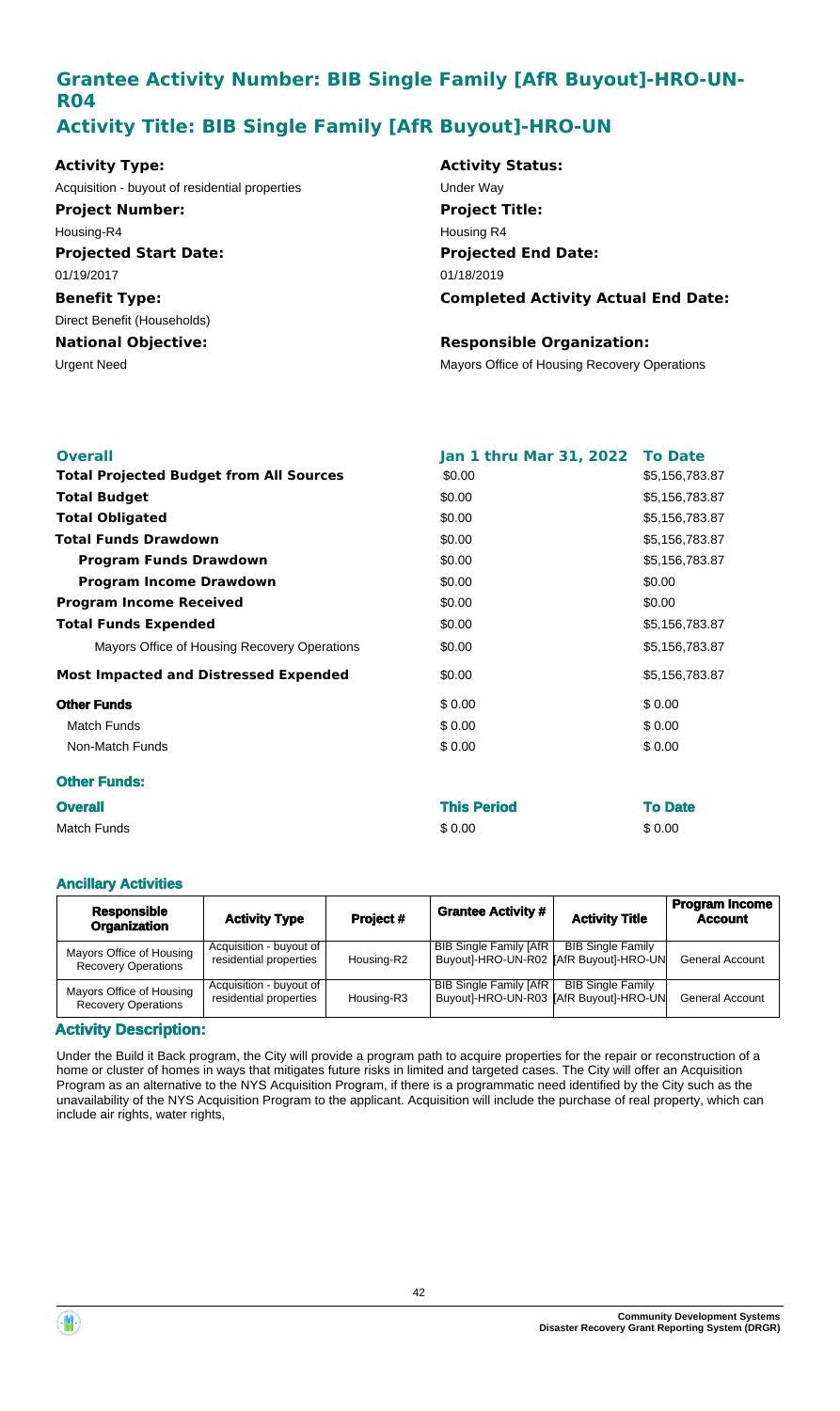## Grantee Activity Number: BIB Single Family [AfR Buyout]-HRO-UN-R04
## Activity Title: BIB Single Family [AfR Buyout]-HRO-UN

**Activity Type:**
Acquisition - buyout of residential properties

**Activity Status:**
Under Way

**Project Number:**
Housing-R4

**Project Title:**
Housing R4

**Projected Start Date:**
01/19/2017

**Projected End Date:**
01/18/2019

**Benefit Type:**
Direct Benefit (Households)

**Completed Activity Actual End Date:**

**National Objective:**
Urgent Need

**Responsible Organization:**
Mayors Office of Housing Recovery Operations

| **Overall** | **Jan 1 thru Mar 31, 2022** | **To Date** |
|---|---|---|
| **Total Projected Budget from All Sources** | $0.00 | $5,156,783.87 |
| **Total Budget** | $0.00 | $5,156,783.87 |
| **Total Obligated** | $0.00 | $5,156,783.87 |
| **Total Funds Drawdown** | $0.00 | $5,156,783.87 |
| **Program Funds Drawdown** | $0.00 | $5,156,783.87 |
| **Program Income Drawdown** | $0.00 | $0.00 |
| **Program Income Received** | $0.00 | $0.00 |
| **Total Funds Expended** | $0.00 | $5,156,783.87 |
| Mayors Office of Housing Recovery Operations | $0.00 | $5,156,783.87 |
| **Most Impacted and Distressed Expended** | $0.00 | $5,156,783.87 |
| **Other Funds** | $ 0.00 | $ 0.00 |
| Match Funds | $ 0.00 | $ 0.00 |
| Non-Match Funds | $ 0.00 | $ 0.00 |

### Other Funds:

| **Overall** | **This Period** | **To Date** |
|---|---|---|
| Match Funds | $ 0.00 | $ 0.00 |

### Ancillary Activities

| Responsible Organization | Activity Type | Project # | Grantee Activity # | Activity Title | Program Income Account |
|---|---|---|---|---|---|
| Mayors Office of Housing Recovery Operations | Acquisition - buyout of residential properties | Housing-R2 | BIB Single Family [AfR Buyout]-HRO-UN-R02 | BIB Single Family [AfR Buyout]-HRO-UN | General Account |
| Mayors Office of Housing Recovery Operations | Acquisition - buyout of residential properties | Housing-R3 | BIB Single Family [AfR Buyout]-HRO-UN-R03 | BIB Single Family [AfR Buyout]-HRO-UN | General Account |

### Activity Description:

Under the Build it Back program, the City will provide a program path to acquire properties for the repair or reconstruction of a home or cluster of homes in ways that mitigates future risks in limited and targeted cases. The City will offer an Acquisition Program as an alternative to the NYS Acquisition Program, if there is a programmatic need identified by the City such as the unavailability of the NYS Acquisition Program to the applicant. Acquisition will include the purchase of real property, which can include air rights, water rights,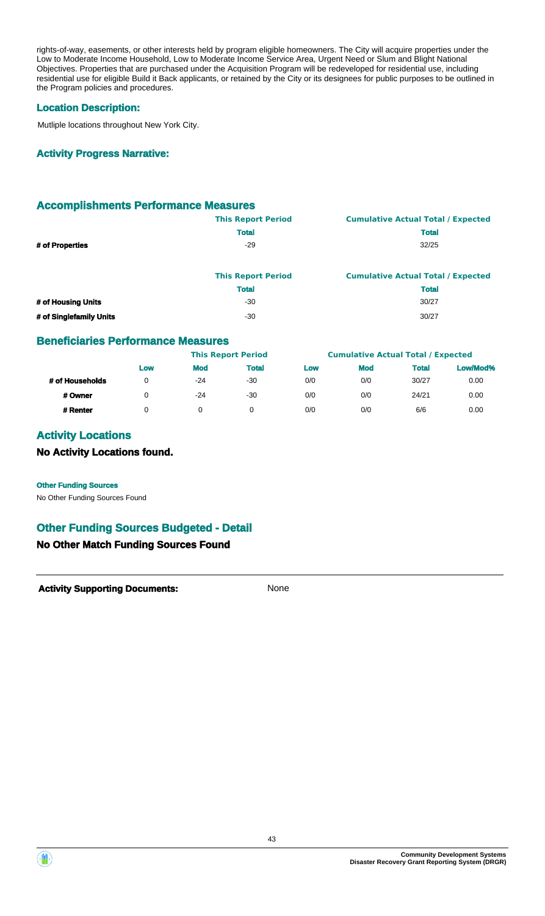rights-of-way, easements, or other interests held by program eligible homeowners. The City will acquire properties under the Low to Moderate Income Household, Low to Moderate Income Service Area, Urgent Need or Slum and Blight National Objectives. Properties that are purchased under the Acquisition Program will be redeveloped for residential use, including residential use for eligible Build it Back applicants, or retained by the City or its designees for public purposes to be outlined in the Program policies and procedures.

### Location Description:

Mutliple locations throughout New York City.

### Activity Progress Narrative:

## Accomplishments Performance Measures

| | This Report Period | Cumulative Actual Total / Expected |
|---|---|---|
| | Total | Total |
| # of Properties | -29 | 32/25 |

| | This Report Period | Cumulative Actual Total / Expected |
|---|---|---|
| | Total | Total |
| # of Housing Units | -30 | 30/27 |
| # of Singlefamily Units | -30 | 30/27 |

## Beneficiaries Performance Measures

| | This Report Period | | | Cumulative Actual Total / Expected | | | |
|---|---|---|---|---|---|---|---|
| | Low | Mod | Total | Low | Mod | Total | Low/Mod% |
| # of Households | 0 | -24 | -30 | 0/0 | 0/0 | 30/27 | 0.00 |
| # Owner | 0 | -24 | -30 | 0/0 | 0/0 | 24/21 | 0.00 |
| # Renter | 0 | 0 | 0 | 0/0 | 0/0 | 6/6 | 0.00 |

## Activity Locations

### No Activity Locations found.

#### Other Funding Sources

No Other Funding Sources Found

## Other Funding Sources Budgeted - Detail

### No Other Match Funding Sources Found

**Activity Supporting Documents:** None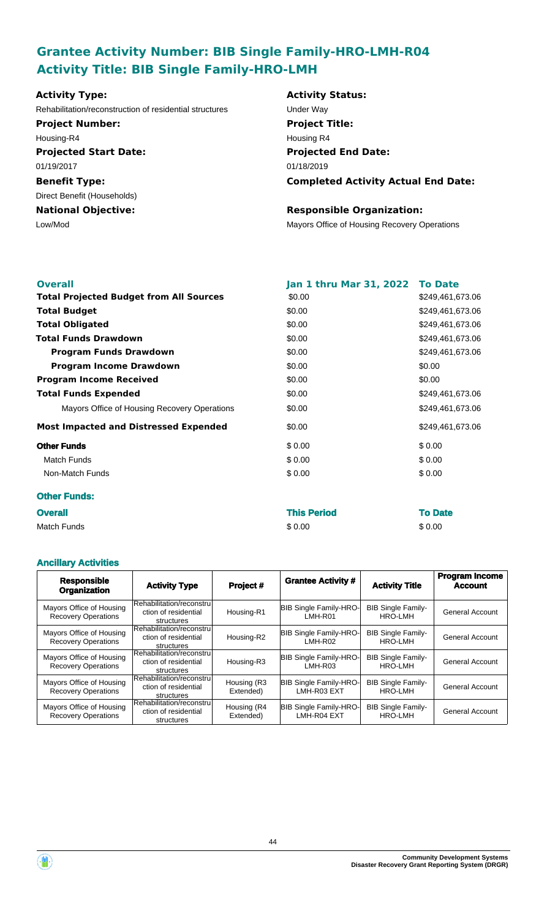## Grantee Activity Number: BIB Single Family-HRO-LMH-R04
## Activity Title: BIB Single Family-HRO-LMH

**Activity Type:**
Rehabilitation/reconstruction of residential structures

**Activity Status:**
Under Way

**Project Number:**
Housing-R4

**Project Title:**
Housing R4

**Projected Start Date:**
01/19/2017

**Projected End Date:**
01/18/2019

**Benefit Type:**
Direct Benefit (Households)

**Completed Activity Actual End Date:**

**National Objective:**
Low/Mod

**Responsible Organization:**
Mayors Office of Housing Recovery Operations

| Overall | Jan 1 thru Mar 31, 2022 | To Date |
|---|---|---|
| **Total Projected Budget from All Sources** | $0.00 | $249,461,673.06 |
| **Total Budget** | $0.00 | $249,461,673.06 |
| **Total Obligated** | $0.00 | $249,461,673.06 |
| **Total Funds Drawdown** | $0.00 | $249,461,673.06 |
| **Program Funds Drawdown** | $0.00 | $249,461,673.06 |
| **Program Income Drawdown** | $0.00 | $0.00 |
| **Program Income Received** | $0.00 | $0.00 |
| **Total Funds Expended** | $0.00 | $249,461,673.06 |
| Mayors Office of Housing Recovery Operations | $0.00 | $249,461,673.06 |
| **Most Impacted and Distressed Expended** | $0.00 | $249,461,673.06 |
| **Other Funds** | $ 0.00 | $ 0.00 |
| Match Funds | $ 0.00 | $ 0.00 |
| Non-Match Funds | $ 0.00 | $ 0.00 |

### Other Funds:

| Overall | This Period | To Date |
|---|---|---|
| Match Funds | $ 0.00 | $ 0.00 |

### Ancillary Activities

| Responsible Organization | Activity Type | Project # | Grantee Activity # | Activity Title | Program Income Account |
|---|---|---|---|---|---|
| Mayors Office of Housing Recovery Operations | Rehabilitation/reconstruction of residential structures | Housing-R1 | BIB Single Family-HRO-LMH-R01 | BIB Single Family-HRO-LMH | General Account |
| Mayors Office of Housing Recovery Operations | Rehabilitation/reconstruction of residential structures | Housing-R2 | BIB Single Family-HRO-LMH-R02 | BIB Single Family-HRO-LMH | General Account |
| Mayors Office of Housing Recovery Operations | Rehabilitation/reconstruction of residential structures | Housing-R3 | BIB Single Family-HRO-LMH-R03 | BIB Single Family-HRO-LMH | General Account |
| Mayors Office of Housing Recovery Operations | Rehabilitation/reconstruction of residential structures | Housing (R3 Extended) | BIB Single Family-HRO-LMH-R03 EXT | BIB Single Family-HRO-LMH | General Account |
| Mayors Office of Housing Recovery Operations | Rehabilitation/reconstruction of residential structures | Housing (R4 Extended) | BIB Single Family-HRO-LMH-R04 EXT | BIB Single Family-HRO-LMH | General Account |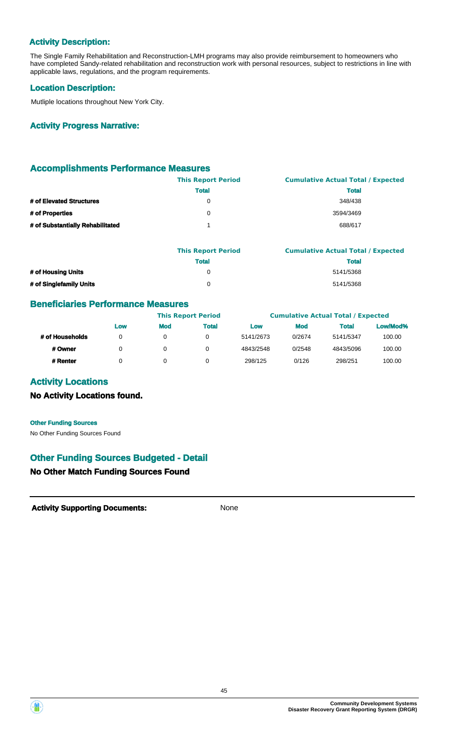### Activity Description:

The Single Family Rehabilitation and Reconstruction-LMH programs may also provide reimbursement to homeowners who have completed Sandy-related rehabilitation and reconstruction work with personal resources, subject to restrictions in line with applicable laws, regulations, and the program requirements.

### Location Description:

Mutliple locations throughout New York City.

### Activity Progress Narrative:

## Accomplishments Performance Measures

| | This Report Period | Cumulative Actual Total / Expected |
|---|---|---|
| | Total | Total |
| # of Elevated Structures | 0 | 348/438 |
| # of Properties | 0 | 3594/3469 |
| # of Substantially Rehabilitated | 1 | 688/617 |

| | This Report Period | Cumulative Actual Total / Expected |
|---|---|---|
| | Total | Total |
| # of Housing Units | 0 | 5141/5368 |
| # of Singlefamily Units | 0 | 5141/5368 |

## Beneficiaries Performance Measures

| | This Report Period | | | Cumulative Actual Total / Expected | | | |
|---|---|---|---|---|---|---|---|
| | Low | Mod | Total | Low | Mod | Total | Low/Mod% |
| # of Households | 0 | 0 | 0 | 5141/2673 | 0/2674 | 5141/5347 | 100.00 |
| # Owner | 0 | 0 | 0 | 4843/2548 | 0/2548 | 4843/5096 | 100.00 |
| # Renter | 0 | 0 | 0 | 298/125 | 0/126 | 298/251 | 100.00 |

## Activity Locations

### No Activity Locations found.

**Other Funding Sources**

No Other Funding Sources Found

## Other Funding Sources Budgeted - Detail

### No Other Match Funding Sources Found

**Activity Supporting Documents:** None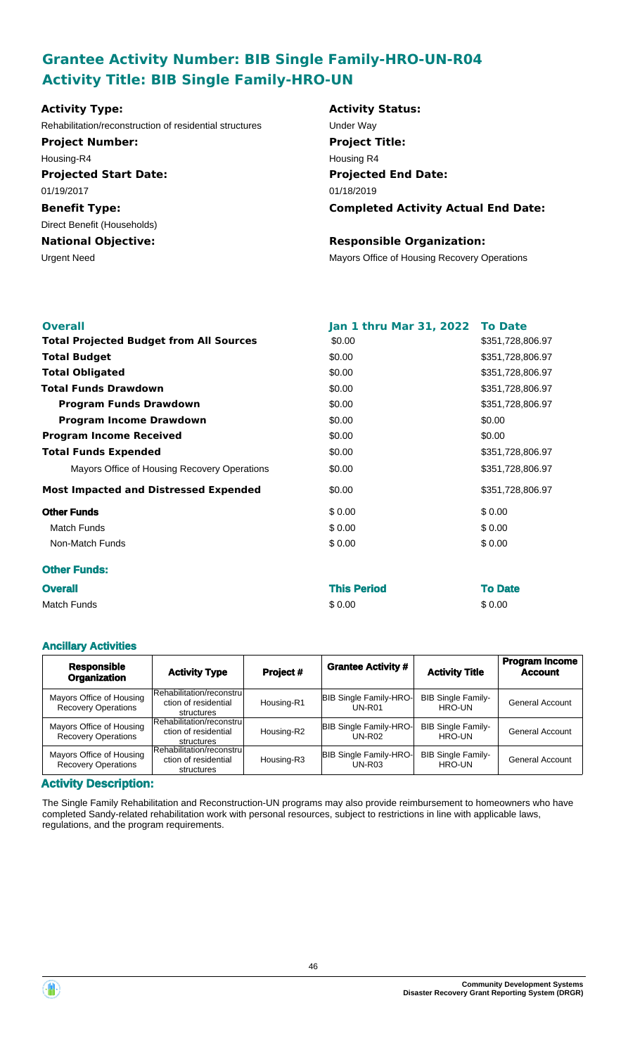## Grantee Activity Number: BIB Single Family-HRO-UN-R04
## Activity Title: BIB Single Family-HRO-UN

**Activity Type:**
Rehabilitation/reconstruction of residential structures

**Activity Status:**
Under Way

**Project Number:**
Housing-R4

**Project Title:**
Housing R4

**Projected Start Date:**
01/19/2017

**Projected End Date:**
01/18/2019

**Benefit Type:**
Direct Benefit (Households)

**Completed Activity Actual End Date:**

**National Objective:**
Urgent Need

**Responsible Organization:**
Mayors Office of Housing Recovery Operations

| **Overall** | **Jan 1 thru Mar 31, 2022** | **To Date** |
|---|---|---|
| **Total Projected Budget from All Sources** | \$0.00 | \$351,728,806.97 |
| **Total Budget** | \$0.00 | \$351,728,806.97 |
| **Total Obligated** | \$0.00 | \$351,728,806.97 |
| **Total Funds Drawdown** | \$0.00 | \$351,728,806.97 |
| **Program Funds Drawdown** | \$0.00 | \$351,728,806.97 |
| **Program Income Drawdown** | \$0.00 | \$0.00 |
| **Program Income Received** | \$0.00 | \$0.00 |
| **Total Funds Expended** | \$0.00 | \$351,728,806.97 |
| Mayors Office of Housing Recovery Operations | \$0.00 | \$351,728,806.97 |
| **Most Impacted and Distressed Expended** | \$0.00 | \$351,728,806.97 |
| **Other Funds** | \$ 0.00 | \$ 0.00 |
| Match Funds | \$ 0.00 | \$ 0.00 |
| Non-Match Funds | \$ 0.00 | \$ 0.00 |

### Other Funds:

| **Overall** | **This Period** | **To Date** |
|---|---|---|
| Match Funds | \$ 0.00 | \$ 0.00 |

### Ancillary Activities

| Responsible Organization | Activity Type | Project # | Grantee Activity # | Activity Title | Program Income Account |
|---|---|---|---|---|---|
| Mayors Office of Housing Recovery Operations | Rehabilitation/reconstruction of residential structures | Housing-R1 | BIB Single Family-HRO-UN-R01 | BIB Single Family-HRO-UN | General Account |
| Mayors Office of Housing Recovery Operations | Rehabilitation/reconstruction of residential structures | Housing-R2 | BIB Single Family-HRO-UN-R02 | BIB Single Family-HRO-UN | General Account |
| Mayors Office of Housing Recovery Operations | Rehabilitation/reconstruction of residential structures | Housing-R3 | BIB Single Family-HRO-UN-R03 | BIB Single Family-HRO-UN | General Account |

### Activity Description:

The Single Family Rehabilitation and Reconstruction-UN programs may also provide reimbursement to homeowners who have completed Sandy-related rehabilitation work with personal resources, subject to restrictions in line with applicable laws, regulations, and the program requirements.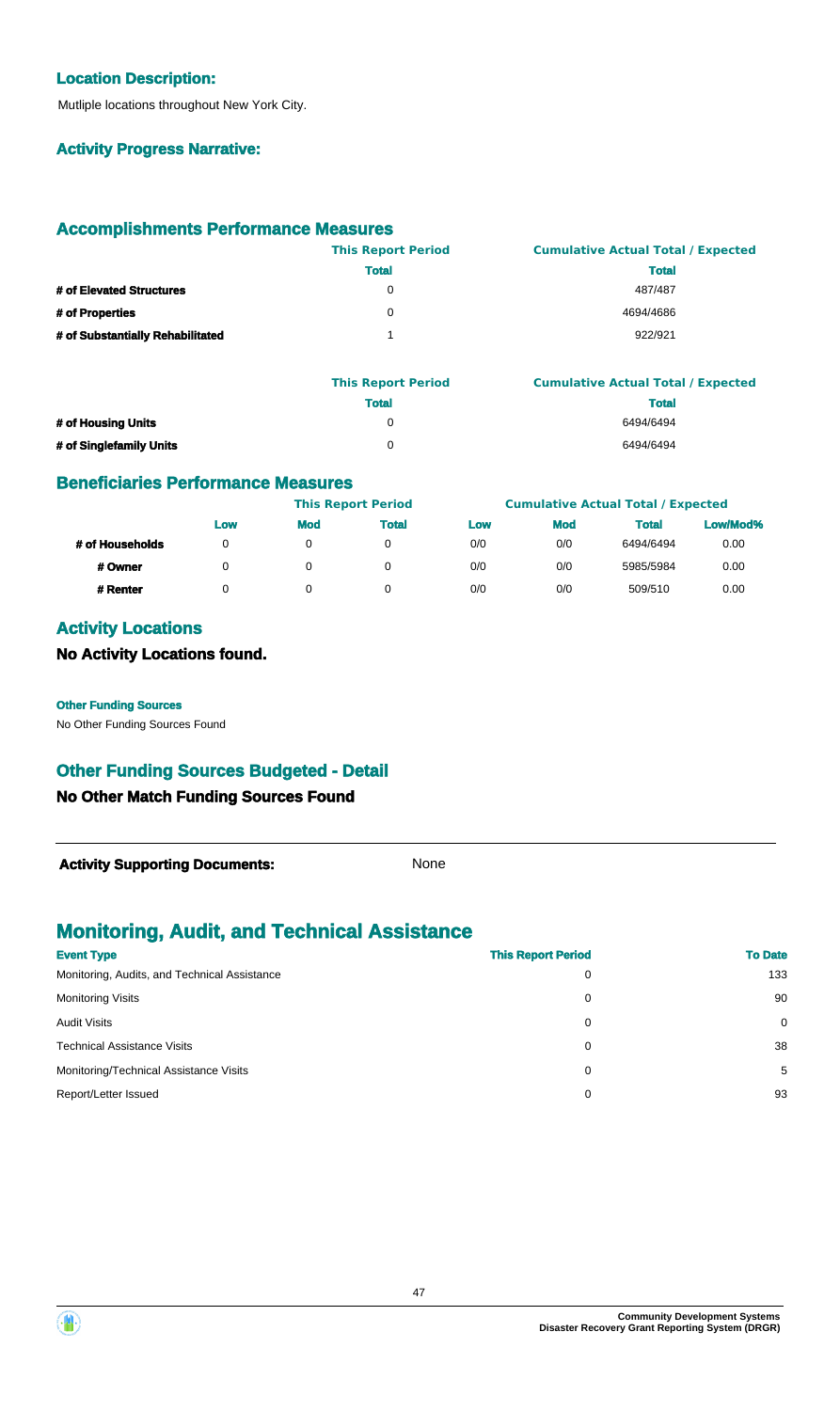### Location Description:

Mutliple locations throughout New York City.

### Activity Progress Narrative:

## Accomplishments Performance Measures

| | This Report Period | Cumulative Actual Total / Expected |
|---|---|---|
| | Total | Total |
| # of Elevated Structures | 0 | 487/487 |
| # of Properties | 0 | 4694/4686 |
| # of Substantially Rehabilitated | 1 | 922/921 |

| | This Report Period | Cumulative Actual Total / Expected |
|---|---|---|
| | Total | Total |
| # of Housing Units | 0 | 6494/6494 |
| # of Singlefamily Units | 0 | 6494/6494 |

## Beneficiaries Performance Measures

| | This Report Period | | | Cumulative Actual Total / Expected | | | |
|---|---|---|---|---|---|---|---|
| | Low | Mod | Total | Low | Mod | Total | Low/Mod% |
| # of Households | 0 | 0 | 0 | 0/0 | 0/0 | 6494/6494 | 0.00 |
| # Owner | 0 | 0 | 0 | 0/0 | 0/0 | 5985/5984 | 0.00 |
| # Renter | 0 | 0 | 0 | 0/0 | 0/0 | 509/510 | 0.00 |

## Activity Locations

### No Activity Locations found.

**Other Funding Sources**

No Other Funding Sources Found

## Other Funding Sources Budgeted - Detail

### No Other Match Funding Sources Found

**Activity Supporting Documents:** None

# Monitoring, Audit, and Technical Assistance

| Event Type | This Report Period | To Date |
|---|---|---|
| Monitoring, Audits, and Technical Assistance | 0 | 133 |
| Monitoring Visits | 0 | 90 |
| Audit Visits | 0 | 0 |
| Technical Assistance Visits | 0 | 38 |
| Monitoring/Technical Assistance Visits | 0 | 5 |
| Report/Letter Issued | 0 | 93 |